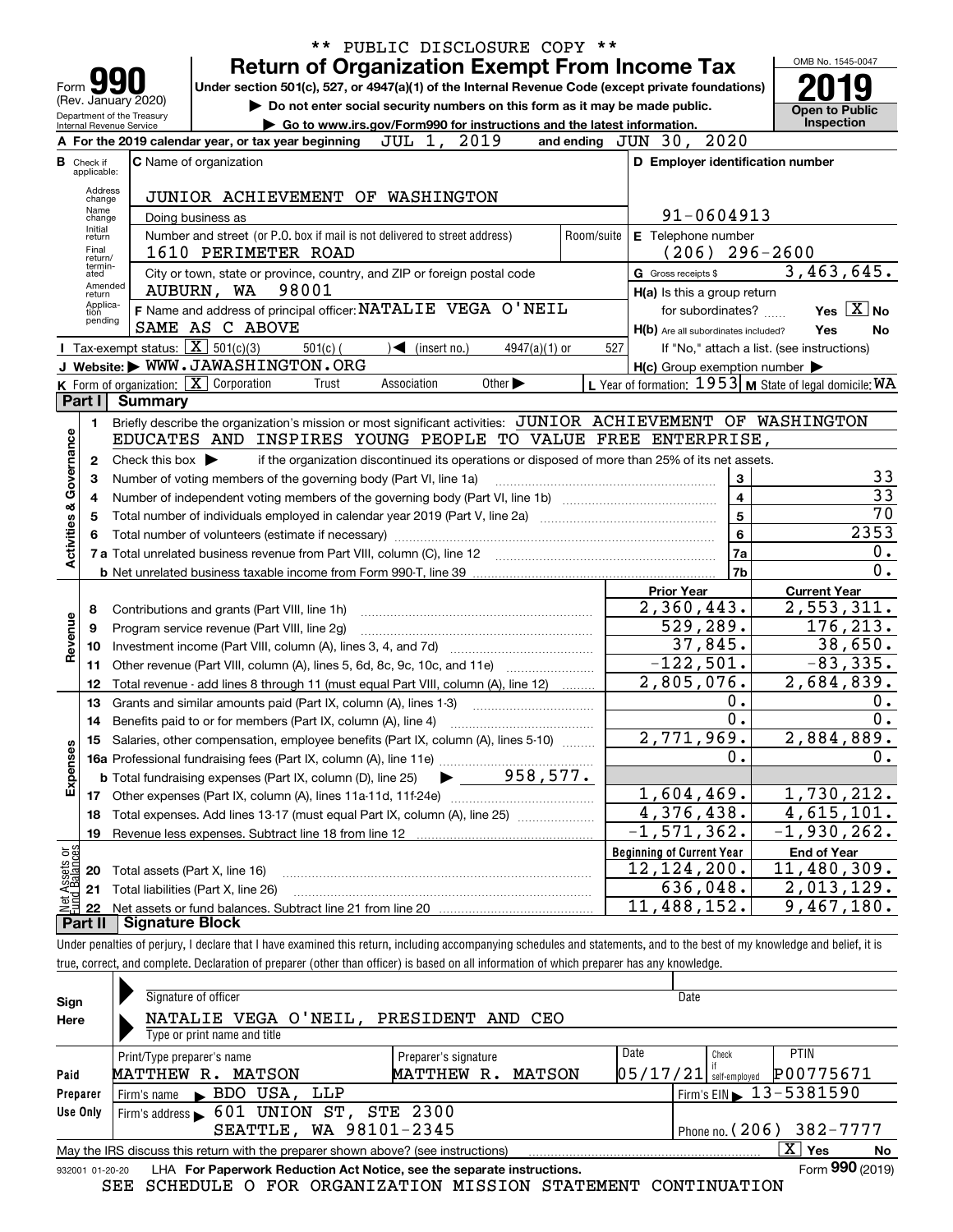** PUBLIC DISCLOSURE COPY **

# Form 990 Return of Organization Exempt From Income Tax

(Rev. January 2020)

Under section 501(c), 527, or 4947(a)(1) of the Internal Revenue Code (except private foundations)

▶ Do not enter social security numbers on this form as it may be made public.

▶ Go to www.irs.gov/Form990 for instructions and the latest information.

Department of the Treasury
Internal Revenue Service

OMB No. 1545-0047

**2019**

**Open to Public Inspection**

**A** For the 2019 calendar year, or tax year beginning JUL 1, 2019 and ending JUN 30, 2020

**B** Check if applicable: Address change, Name change, Initial return, Final return/terminated, Amended return, Application pending

**C** Name of organization: JUNIOR ACHIEVEMENT OF WASHINGTON

Doing business as

Number and street (or P.O. box if mail is not delivered to street address): 1610 PERIMETER ROAD | Room/suite

City or town, state or province, country, and ZIP or foreign postal code: AUBURN, WA 98001

**D** Employer identification number: 91-0604913

**E** Telephone number: (206) 296-2600

**G** Gross receipts $ 3,463,645.

**F** Name and address of principal officer: NATALIE VEGA O'NEIL
SAME AS C ABOVE

**H(a)** Is this a group return for subordinates? Yes [X] No

**H(b)** Are all subordinates included? Yes No
If "No," attach a list. (see instructions)

**H(c)** Group exemption number ▶

**I** Tax-exempt status: [X] 501(c)(3)   501(c) ( ) ◀ (insert no.)   4947(a)(1) or   527

**J** Website: ▶ WWW.JAWASHINGTON.ORG

**K** Form of organization: [X] Corporation   Trust   Association   Other ▶

**L** Year of formation: 1953 **M** State of legal domicile: WA

## Part I Summary

**Activities & Governance**

1 Briefly describe the organization's mission or most significant activities: JUNIOR ACHIEVEMENT OF WASHINGTON EDUCATES AND INSPIRES YOUNG PEOPLE TO VALUE FREE ENTERPRISE,

2 Check this box ▶ if the organization discontinued its operations or disposed of more than 25% of its net assets.

| | | | |
|---|---|---|---|
| 3 | Number of voting members of the governing body (Part VI, line 1a) | 3 | 33 |
| 4 | Number of independent voting members of the governing body (Part VI, line 1b) | 4 | 33 |
| 5 | Total number of individuals employed in calendar year 2019 (Part V, line 2a) | 5 | 70 |
| 6 | Total number of volunteers (estimate if necessary) | 6 | 2353 |
| 7a | Total unrelated business revenue from Part VIII, column (C), line 12 | 7a | 0. |
| b | Net unrelated business taxable income from Form 990-T, line 39 | 7b | 0. |

| | | | Prior Year | Current Year |
|---|---|---|---|---|
| **Revenue** | 8 | Contributions and grants (Part VIII, line 1h) | 2,360,443. | 2,553,311. |
| | 9 | Program service revenue (Part VIII, line 2g) | 529,289. | 176,213. |
| | 10 | Investment income (Part VIII, column (A), lines 3, 4, and 7d) | 37,845. | 38,650. |
| | 11 | Other revenue (Part VIII, column (A), lines 5, 6d, 8c, 9c, 10c, and 11e) | -122,501. | -83,335. |
| | 12 | Total revenue - add lines 8 through 11 (must equal Part VIII, column (A), line 12) | 2,805,076. | 2,684,839. |
| **Expenses** | 13 | Grants and similar amounts paid (Part IX, column (A), lines 1-3) | 0. | 0. |
| | 14 | Benefits paid to or for members (Part IX, column (A), line 4) | 0. | 0. |
| | 15 | Salaries, other compensation, employee benefits (Part IX, column (A), lines 5-10) | 2,771,969. | 2,884,889. |
| | 16a | Professional fundraising fees (Part IX, column (A), line 11e) | 0. | 0. |
| | b | Total fundraising expenses (Part IX, column (D), line 25) ▶ 958,577. | | |
| | 17 | Other expenses (Part IX, column (A), lines 11a-11d, 11f-24e) | 1,604,469. | 1,730,212. |
| | 18 | Total expenses. Add lines 13-17 (must equal Part IX, column (A), line 25) | 4,376,438. | 4,615,101. |
| | 19 | Revenue less expenses. Subtract line 18 from line 12 | -1,571,362. | -1,930,262. |
| | | | **Beginning of Current Year** | **End of Year** |
| **Net Assets or Fund Balances** | 20 | Total assets (Part X, line 16) | 12,124,200. | 11,480,309. |
| | 21 | Total liabilities (Part X, line 26) | 636,048. | 2,013,129. |
| | 22 | Net assets or fund balances. Subtract line 21 from line 20 | 11,488,152. | 9,467,180. |

## Part II Signature Block

Under penalties of perjury, I declare that I have examined this return, including accompanying schedules and statements, and to the best of my knowledge and belief, it is true, correct, and complete. Declaration of preparer (other than officer) is based on all information of which preparer has any knowledge.

**Sign Here**

Signature of officer | Date

NATALIE VEGA O'NEIL, PRESIDENT AND CEO
Type or print name and title

**Paid Preparer Use Only**

| Print/Type preparer's name | Preparer's signature | Date | Check if self-employed | PTIN |
|---|---|---|---|---|
| MATTHEW R. MATSON | MATTHEW R. MATSON | 05/17/21 | | P00775671 |

Firm's name ▶ BDO USA, LLP | Firm's EIN ▶ 13-5381590

Firm's address ▶ 601 UNION ST, STE 2300
SEATTLE, WA 98101-2345 | Phone no. (206) 382-7777

May the IRS discuss this return with the preparer shown above? (see instructions) [X] Yes   No

932001 01-20-20 LHA For Paperwork Reduction Act Notice, see the separate instructions. Form **990** (2019)

SEE SCHEDULE O FOR ORGANIZATION MISSION STATEMENT CONTINUATION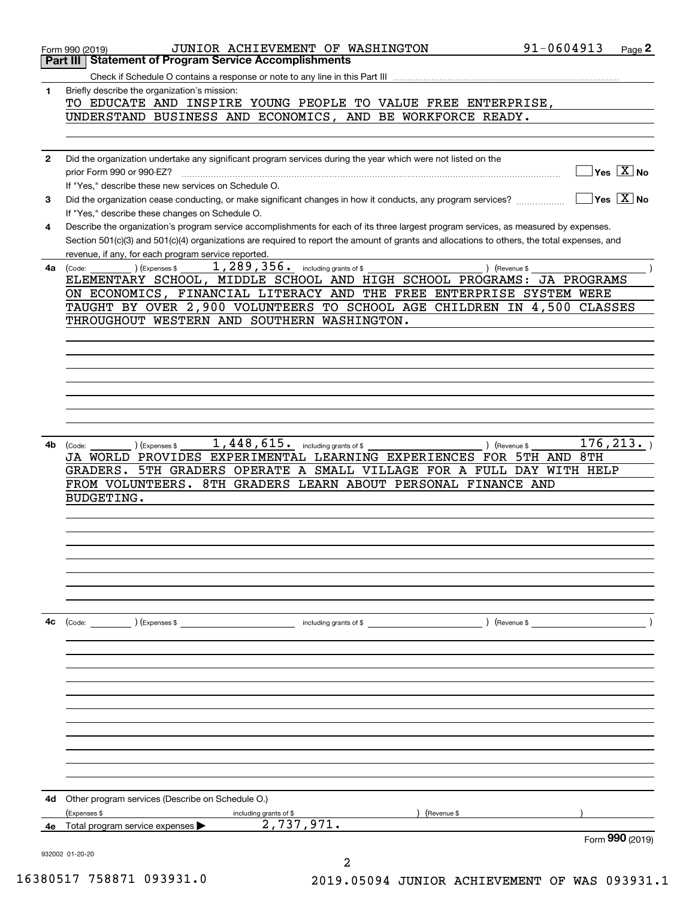Form 990 (2019) JUNIOR ACHIEVEMENT OF WASHINGTON 91-0604913 Page 2

## Part III Statement of Program Service Accomplishments

Check if Schedule O contains a response or note to any line in this Part III

**1** Briefly describe the organization's mission:

TO EDUCATE AND INSPIRE YOUNG PEOPLE TO VALUE FREE ENTERPRISE, UNDERSTAND BUSINESS AND ECONOMICS, AND BE WORKFORCE READY.

**2** Did the organization undertake any significant program services during the year which were not listed on the prior Form 990 or 990-EZ? Yes [ ] No [X]

If "Yes," describe these new services on Schedule O.

**3** Did the organization cease conducting, or make significant changes in how it conducts, any program services? Yes [ ] No [X]

If "Yes," describe these changes on Schedule O.

**4** Describe the organization's program service accomplishments for each of its three largest program services, as measured by expenses. Section 501(c)(3) and 501(c)(4) organizations are required to report the amount of grants and allocations to others, the total expenses, and revenue, if any, for each program service reported.

**4a** (Code: ) (Expenses $ 1,289,356. including grants of $ ) (Revenue $ )

ELEMENTARY SCHOOL, MIDDLE SCHOOL AND HIGH SCHOOL PROGRAMS: JA PROGRAMS ON ECONOMICS, FINANCIAL LITERACY AND THE FREE ENTERPRISE SYSTEM WERE TAUGHT BY OVER 2,900 VOLUNTEERS TO SCHOOL AGE CHILDREN IN 4,500 CLASSES THROUGHOUT WESTERN AND SOUTHERN WASHINGTON.

**4b** (Code: ) (Expenses $ 1,448,615. including grants of $ ) (Revenue $ 176,213. )

JA WORLD PROVIDES EXPERIMENTAL LEARNING EXPERIENCES FOR 5TH AND 8TH GRADERS. 5TH GRADERS OPERATE A SMALL VILLAGE FOR A FULL DAY WITH HELP FROM VOLUNTEERS. 8TH GRADERS LEARN ABOUT PERSONAL FINANCE AND BUDGETING.

**4c** (Code: ) (Expenses $ including grants of $ ) (Revenue $ )

**4d** Other program services (Describe on Schedule O.)

(Expenses $ including grants of $ ) (Revenue $ )

**4e** Total program service expenses ▶ 2,737,971.

Form **990** (2019)

932002 01-20-20

16380517 758871 093931.0 2019.05094 JUNIOR ACHIEVEMENT OF WAS 093931.1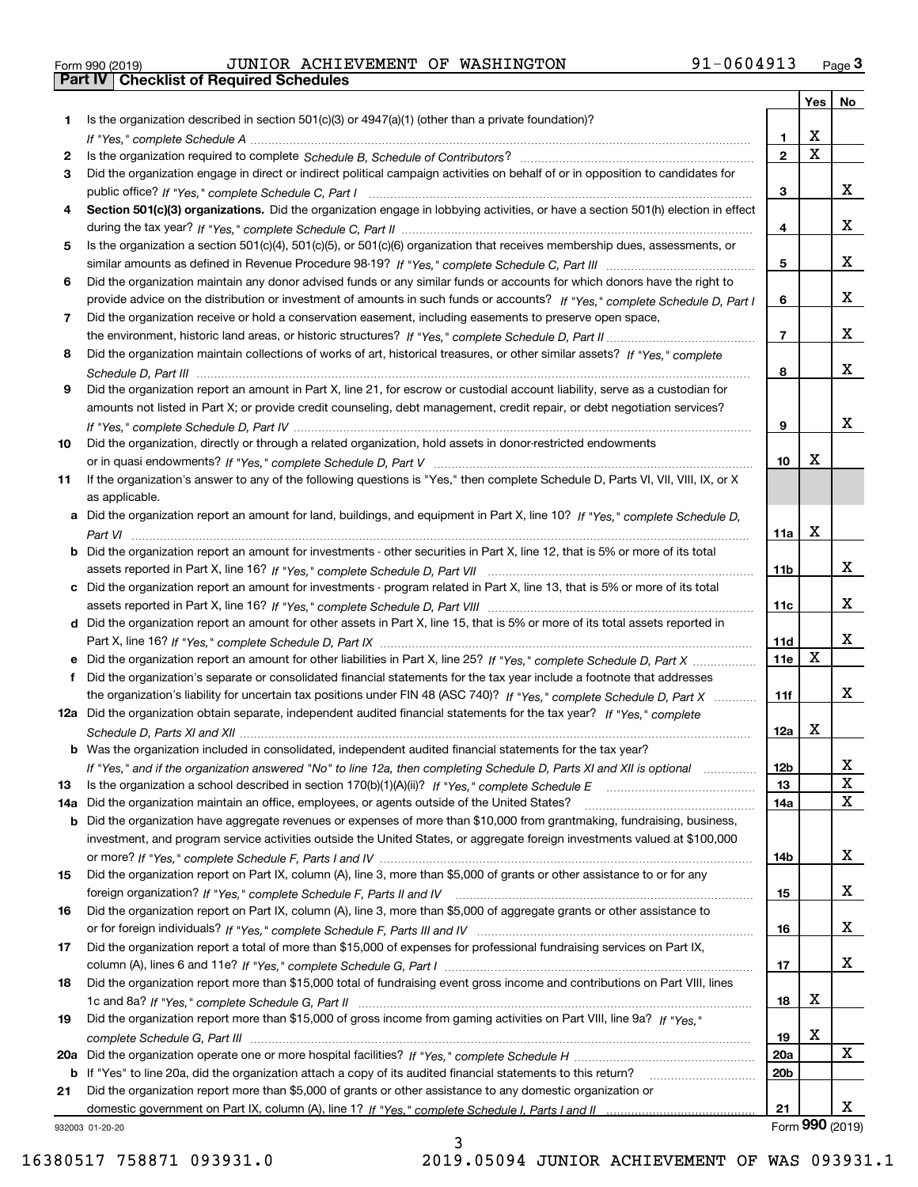Form 990 (2019) JUNIOR ACHIEVEMENT OF WASHINGTON 91-0604913 Page 3

**Part IV | Checklist of Required Schedules**

| | | | Yes | No |
|---|---|---|---|---|
| 1 | Is the organization described in section 501(c)(3) or 4947(a)(1) (other than a private foundation)? *If "Yes," complete Schedule A* | 1 | X | |
| 2 | Is the organization required to complete *Schedule B, Schedule of Contributors*? | 2 | X | |
| 3 | Did the organization engage in direct or indirect political campaign activities on behalf of or in opposition to candidates for public office? *If "Yes," complete Schedule C, Part I* | 3 | | X |
| 4 | **Section 501(c)(3) organizations.** Did the organization engage in lobbying activities, or have a section 501(h) election in effect during the tax year? *If "Yes," complete Schedule C, Part II* | 4 | | X |
| 5 | Is the organization a section 501(c)(4), 501(c)(5), or 501(c)(6) organization that receives membership dues, assessments, or similar amounts as defined in Revenue Procedure 98-19? *If "Yes," complete Schedule C, Part III* | 5 | | X |
| 6 | Did the organization maintain any donor advised funds or any similar funds or accounts for which donors have the right to provide advice on the distribution or investment of amounts in such funds or accounts? *If "Yes," complete Schedule D, Part I* | 6 | | X |
| 7 | Did the organization receive or hold a conservation easement, including easements to preserve open space, the environment, historic land areas, or historic structures? *If "Yes," complete Schedule D, Part II* | 7 | | X |
| 8 | Did the organization maintain collections of works of art, historical treasures, or other similar assets? *If "Yes," complete Schedule D, Part III* | 8 | | X |
| 9 | Did the organization report an amount in Part X, line 21, for escrow or custodial account liability, serve as a custodian for amounts not listed in Part X; or provide credit counseling, debt management, credit repair, or debt negotiation services? *If "Yes," complete Schedule D, Part IV* | 9 | | X |
| 10 | Did the organization, directly or through a related organization, hold assets in donor-restricted endowments or in quasi endowments? *If "Yes," complete Schedule D, Part V* | 10 | X | |
| 11 | If the organization's answer to any of the following questions is "Yes," then complete Schedule D, Parts VI, VII, VIII, IX, or X as applicable. | | | |
| a | Did the organization report an amount for land, buildings, and equipment in Part X, line 10? *If "Yes," complete Schedule D, Part VI* | 11a | X | |
| b | Did the organization report an amount for investments - other securities in Part X, line 12, that is 5% or more of its total assets reported in Part X, line 16? *If "Yes," complete Schedule D, Part VII* | 11b | | X |
| c | Did the organization report an amount for investments - program related in Part X, line 13, that is 5% or more of its total assets reported in Part X, line 16? *If "Yes," complete Schedule D, Part VIII* | 11c | | X |
| d | Did the organization report an amount for other assets in Part X, line 15, that is 5% or more of its total assets reported in Part X, line 16? *If "Yes," complete Schedule D, Part IX* | 11d | | X |
| e | Did the organization report an amount for other liabilities in Part X, line 25? *If "Yes," complete Schedule D, Part X* | 11e | X | |
| f | Did the organization's separate or consolidated financial statements for the tax year include a footnote that addresses the organization's liability for uncertain tax positions under FIN 48 (ASC 740)? *If "Yes," complete Schedule D, Part X* | 11f | | X |
| 12a | Did the organization obtain separate, independent audited financial statements for the tax year? *If "Yes," complete Schedule D, Parts XI and XII* | 12a | X | |
| b | Was the organization included in consolidated, independent audited financial statements for the tax year? *If "Yes," and if the organization answered "No" to line 12a, then completing Schedule D, Parts XI and XII is optional* | 12b | | X |
| 13 | Is the organization a school described in section 170(b)(1)(A)(ii)? *If "Yes," complete Schedule E* | 13 | | X |
| 14a | Did the organization maintain an office, employees, or agents outside of the United States? | 14a | | X |
| b | Did the organization have aggregate revenues or expenses of more than $10,000 from grantmaking, fundraising, business, investment, and program service activities outside the United States, or aggregate foreign investments valued at $100,000 or more? *If "Yes," complete Schedule F, Parts I and IV* | 14b | | X |
| 15 | Did the organization report on Part IX, column (A), line 3, more than $5,000 of grants or other assistance to or for any foreign organization? *If "Yes," complete Schedule F, Parts II and IV* | 15 | | X |
| 16 | Did the organization report on Part IX, column (A), line 3, more than $5,000 of aggregate grants or other assistance to or for foreign individuals? *If "Yes," complete Schedule F, Parts III and IV* | 16 | | X |
| 17 | Did the organization report a total of more than $15,000 of expenses for professional fundraising services on Part IX, column (A), lines 6 and 11e? *If "Yes," complete Schedule G, Part I* | 17 | | X |
| 18 | Did the organization report more than $15,000 total of fundraising event gross income and contributions on Part VIII, lines 1c and 8a? *If "Yes," complete Schedule G, Part II* | 18 | X | |
| 19 | Did the organization report more than $15,000 of gross income from gaming activities on Part VIII, line 9a? *If "Yes," complete Schedule G, Part III* | 19 | X | |
| 20a | Did the organization operate one or more hospital facilities? *If "Yes," complete Schedule H* | 20a | | X |
| b | If "Yes" to line 20a, did the organization attach a copy of its audited financial statements to this return? | 20b | | |
| 21 | Did the organization report more than $5,000 of grants or other assistance to any domestic organization or domestic government on Part IX, column (A), line 1? *If "Yes," complete Schedule I, Parts I and II* | 21 | | X |

932003 01-20-20 Form **990** (2019)

16380517 758871 093931.0 2019.05094 JUNIOR ACHIEVEMENT OF WAS 093931.1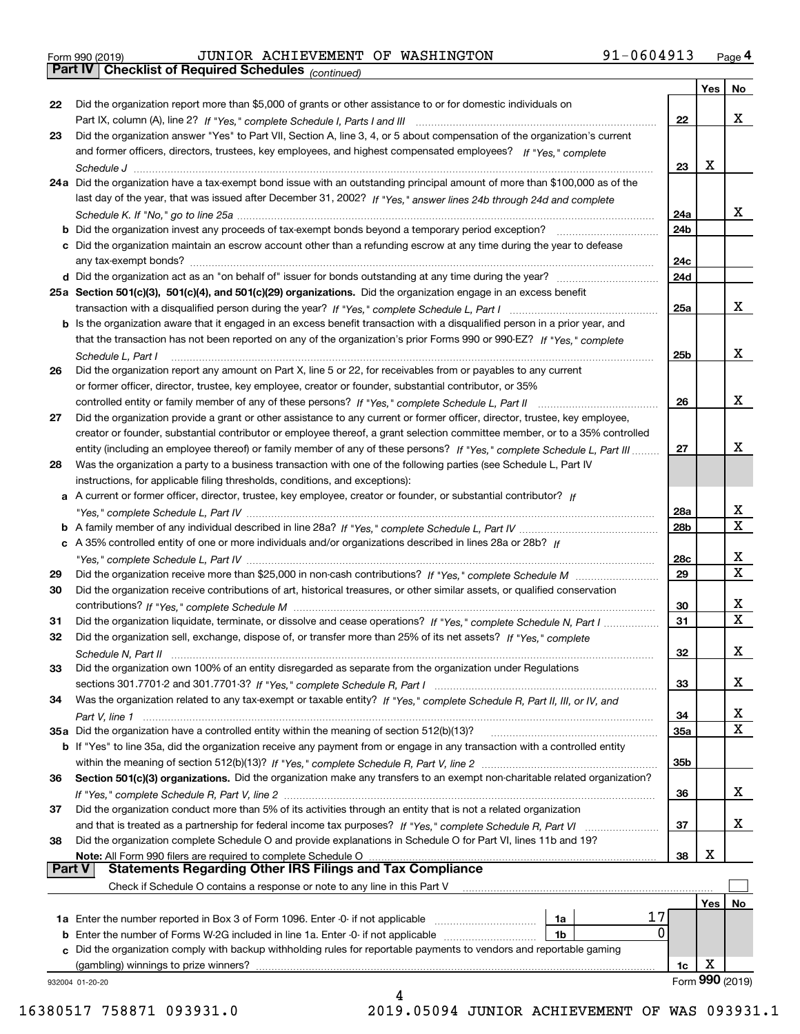Form 990 (2019) JUNIOR ACHIEVEMENT OF WASHINGTON 91-0604913

**Part IV Checklist of Required Schedules** *(continued)*

| | | | Yes | No |
|---|---|---|---|---|
| 22 | Did the organization report more than $5,000 of grants or other assistance to or for domestic individuals on Part IX, column (A), line 2? *If "Yes," complete Schedule I, Parts I and III* | 22 | | X |
| 23 | Did the organization answer "Yes" to Part VII, Section A, line 3, 4, or 5 about compensation of the organization's current and former officers, directors, trustees, key employees, and highest compensated employees? *If "Yes," complete Schedule J* | 23 | X | |
| 24a | Did the organization have a tax-exempt bond issue with an outstanding principal amount of more than $100,000 as of the last day of the year, that was issued after December 31, 2002? *If "Yes," answer lines 24b through 24d and complete Schedule K. If "No," go to line 25a* | 24a | | X |
| b | Did the organization invest any proceeds of tax-exempt bonds beyond a temporary period exception? | 24b | | |
| c | Did the organization maintain an escrow account other than a refunding escrow at any time during the year to defease any tax-exempt bonds? | 24c | | |
| d | Did the organization act as an "on behalf of" issuer for bonds outstanding at any time during the year? | 24d | | |
| 25a | **Section 501(c)(3), 501(c)(4), and 501(c)(29) organizations.** Did the organization engage in an excess benefit transaction with a disqualified person during the year? *If "Yes," complete Schedule L, Part I* | 25a | | X |
| b | Is the organization aware that it engaged in an excess benefit transaction with a disqualified person in a prior year, and that the transaction has not been reported on any of the organization's prior Forms 990 or 990-EZ? *If "Yes," complete Schedule L, Part I* | 25b | | X |
| 26 | Did the organization report any amount on Part X, line 5 or 22, for receivables from or payables to any current or former officer, director, trustee, key employee, creator or founder, substantial contributor, or 35% controlled entity or family member of any of these persons? *If "Yes," complete Schedule L, Part II* | 26 | | X |
| 27 | Did the organization provide a grant or other assistance to any current or former officer, director, trustee, key employee, creator or founder, substantial contributor or employee thereof, a grant selection committee member, or to a 35% controlled entity (including an employee thereof) or family member of any of these persons? *If "Yes," complete Schedule L, Part III* | 27 | | X |
| 28 | Was the organization a party to a business transaction with one of the following parties (see Schedule L, Part IV instructions, for applicable filing thresholds, conditions, and exceptions): | | | |
| a | A current or former officer, director, trustee, key employee, creator or founder, or substantial contributor? *If "Yes," complete Schedule L, Part IV* | 28a | | X |
| b | A family member of any individual described in line 28a? *If "Yes," complete Schedule L, Part IV* | 28b | | X |
| c | A 35% controlled entity of one or more individuals and/or organizations described in lines 28a or 28b? *If "Yes," complete Schedule L, Part IV* | 28c | | X |
| 29 | Did the organization receive more than $25,000 in non-cash contributions? *If "Yes," complete Schedule M* | 29 | | X |
| 30 | Did the organization receive contributions of art, historical treasures, or other similar assets, or qualified conservation contributions? *If "Yes," complete Schedule M* | 30 | | X |
| 31 | Did the organization liquidate, terminate, or dissolve and cease operations? *If "Yes," complete Schedule N, Part I* | 31 | | X |
| 32 | Did the organization sell, exchange, dispose of, or transfer more than 25% of its net assets? *If "Yes," complete Schedule N, Part II* | 32 | | X |
| 33 | Did the organization own 100% of an entity disregarded as separate from the organization under Regulations sections 301.7701-2 and 301.7701-3? *If "Yes," complete Schedule R, Part I* | 33 | | X |
| 34 | Was the organization related to any tax-exempt or taxable entity? *If "Yes," complete Schedule R, Part II, III, or IV, and Part V, line 1* | 34 | | X |
| 35a | Did the organization have a controlled entity within the meaning of section 512(b)(13)? | 35a | | X |
| b | If "Yes" to line 35a, did the organization receive any payment from or engage in any transaction with a controlled entity within the meaning of section 512(b)(13)? *If "Yes," complete Schedule R, Part V, line 2* | 35b | | |
| 36 | **Section 501(c)(3) organizations.** Did the organization make any transfers to an exempt non-charitable related organization? *If "Yes," complete Schedule R, Part V, line 2* | 36 | | X |
| 37 | Did the organization conduct more than 5% of its activities through an entity that is not a related organization and that is treated as a partnership for federal income tax purposes? *If "Yes," complete Schedule R, Part VI* | 37 | | X |
| 38 | Did the organization complete Schedule O and provide explanations in Schedule O for Part VI, lines 11b and 19? **Note:** All Form 990 filers are required to complete Schedule O | 38 | X | |

**Part V Statements Regarding Other IRS Filings and Tax Compliance**

Check if Schedule O contains a response or note to any line in this Part V ☐

| | | | | | Yes | No |
|---|---|---|---|---|---|---|
| 1a | Enter the number reported in Box 3 of Form 1096. Enter -0- if not applicable | 1a | 17 | | | |
| b | Enter the number of Forms W-2G included in line 1a. Enter -0- if not applicable | 1b | 0 | | | |
| c | Did the organization comply with backup withholding rules for reportable payments to vendors and reportable gaming (gambling) winnings to prize winners? | | | 1c | X | |

932004 01-20-20 Form **990** (2019)

16380517 758871 093931.0 2019.05094 JUNIOR ACHIEVEMENT OF WAS 093931.1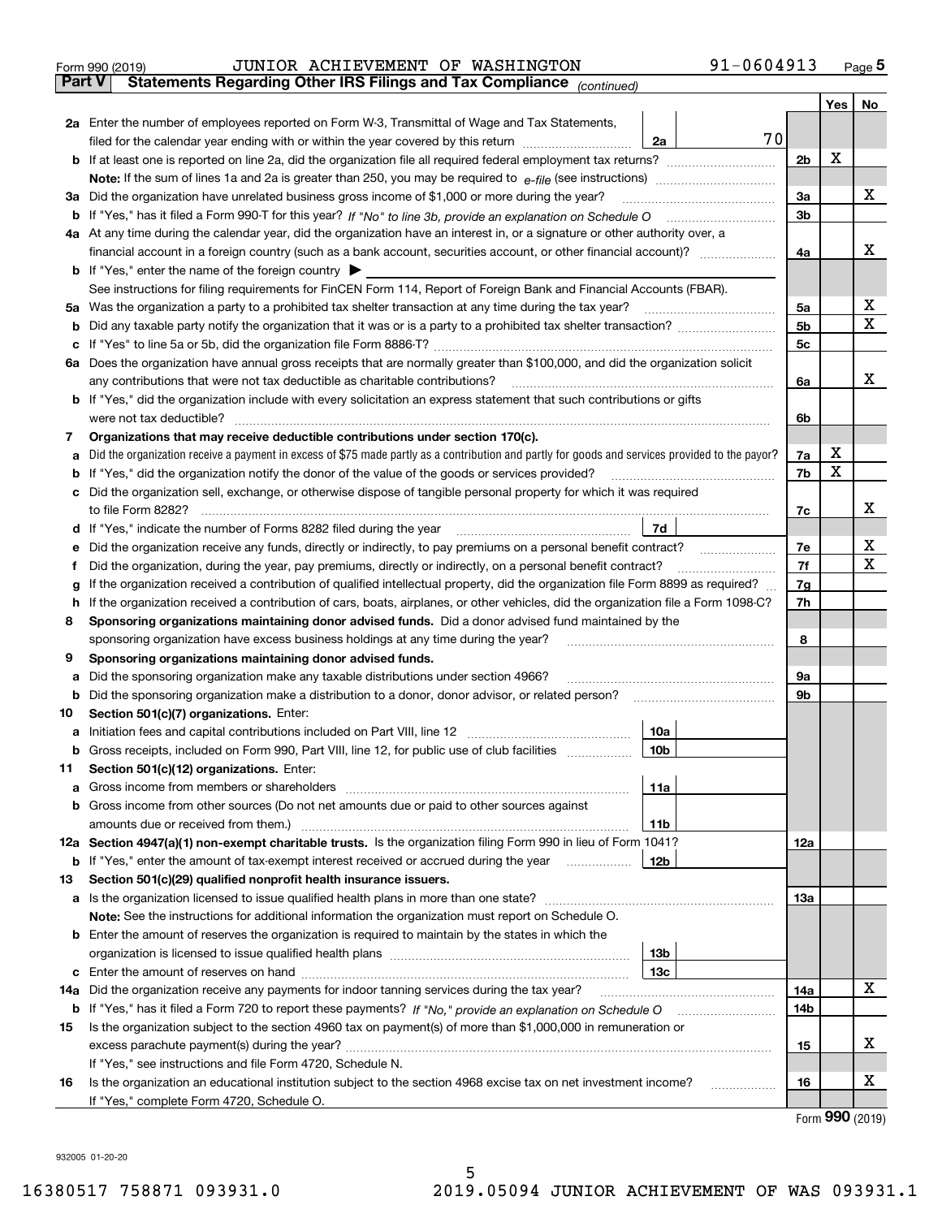Form 990 (2019) JUNIOR ACHIEVEMENT OF WASHINGTON 91-0604913 Page **5**

**Part V Statements Regarding Other IRS Filings and Tax Compliance** *(continued)*

| | | | | | Yes | No |
|---|---|---|---|---|---|---|
| **2a** | Enter the number of employees reported on Form W-3, Transmittal of Wage and Tax Statements, filed for the calendar year ending with or within the year covered by this return | 2a | 70 | | | |
| **b** | If at least one is reported on line 2a, did the organization file all required federal employment tax returns? | | | 2b | X | |
| | **Note:** If the sum of lines 1a and 2a is greater than 250, you may be required to *e-file* (see instructions) | | | | | |
| **3a** | Did the organization have unrelated business gross income of $1,000 or more during the year? | | | 3a | | X |
| **b** | If "Yes," has it filed a Form 990-T for this year? *If "No" to line 3b, provide an explanation on Schedule O* | | | 3b | | |
| **4a** | At any time during the calendar year, did the organization have an interest in, or a signature or other authority over, a financial account in a foreign country (such as a bank account, securities account, or other financial account)? | | | 4a | | X |
| **b** | If "Yes," enter the name of the foreign country ▶ | | | | | |
| | See instructions for filing requirements for FinCEN Form 114, Report of Foreign Bank and Financial Accounts (FBAR). | | | | | |
| **5a** | Was the organization a party to a prohibited tax shelter transaction at any time during the tax year? | | | 5a | | X |
| **b** | Did any taxable party notify the organization that it was or is a party to a prohibited tax shelter transaction? | | | 5b | | X |
| **c** | If "Yes" to line 5a or 5b, did the organization file Form 8886-T? | | | 5c | | |
| **6a** | Does the organization have annual gross receipts that are normally greater than $100,000, and did the organization solicit any contributions that were not tax deductible as charitable contributions? | | | 6a | | X |
| **b** | If "Yes," did the organization include with every solicitation an express statement that such contributions or gifts were not tax deductible? | | | 6b | | |
| **7** | **Organizations that may receive deductible contributions under section 170(c).** | | | | | |
| **a** | Did the organization receive a payment in excess of $75 made partly as a contribution and partly for goods and services provided to the payor? | | | 7a | X | |
| **b** | If "Yes," did the organization notify the donor of the value of the goods or services provided? | | | 7b | X | |
| **c** | Did the organization sell, exchange, or otherwise dispose of tangible personal property for which it was required to file Form 8282? | | | 7c | | X |
| **d** | If "Yes," indicate the number of Forms 8282 filed during the year | 7d | | | | |
| **e** | Did the organization receive any funds, directly or indirectly, to pay premiums on a personal benefit contract? | | | 7e | | X |
| **f** | Did the organization, during the year, pay premiums, directly or indirectly, on a personal benefit contract? | | | 7f | | X |
| **g** | If the organization received a contribution of qualified intellectual property, did the organization file Form 8899 as required? | | | 7g | | |
| **h** | If the organization received a contribution of cars, boats, airplanes, or other vehicles, did the organization file a Form 1098-C? | | | 7h | | |
| **8** | **Sponsoring organizations maintaining donor advised funds.** Did a donor advised fund maintained by the sponsoring organization have excess business holdings at any time during the year? | | | 8 | | |
| **9** | **Sponsoring organizations maintaining donor advised funds.** | | | | | |
| **a** | Did the sponsoring organization make any taxable distributions under section 4966? | | | 9a | | |
| **b** | Did the sponsoring organization make a distribution to a donor, donor advisor, or related person? | | | 9b | | |
| **10** | **Section 501(c)(7) organizations.** Enter: | | | | | |
| **a** | Initiation fees and capital contributions included on Part VIII, line 12 | 10a | | | | |
| **b** | Gross receipts, included on Form 990, Part VIII, line 12, for public use of club facilities | 10b | | | | |
| **11** | **Section 501(c)(12) organizations.** Enter: | | | | | |
| **a** | Gross income from members or shareholders | 11a | | | | |
| **b** | Gross income from other sources (Do not net amounts due or paid to other sources against amounts due or received from them.) | 11b | | | | |
| **12a** | **Section 4947(a)(1) non-exempt charitable trusts.** Is the organization filing Form 990 in lieu of Form 1041? | | | 12a | | |
| **b** | If "Yes," enter the amount of tax-exempt interest received or accrued during the year | 12b | | | | |
| **13** | **Section 501(c)(29) qualified nonprofit health insurance issuers.** | | | | | |
| **a** | Is the organization licensed to issue qualified health plans in more than one state? | | | 13a | | |
| | **Note:** See the instructions for additional information the organization must report on Schedule O. | | | | | |
| **b** | Enter the amount of reserves the organization is required to maintain by the states in which the organization is licensed to issue qualified health plans | 13b | | | | |
| **c** | Enter the amount of reserves on hand | 13c | | | | |
| **14a** | Did the organization receive any payments for indoor tanning services during the tax year? | | | 14a | | X |
| **b** | If "Yes," has it filed a Form 720 to report these payments? *If "No," provide an explanation on Schedule O* | | | 14b | | |
| **15** | Is the organization subject to the section 4960 tax on payment(s) of more than $1,000,000 in remuneration or excess parachute payment(s) during the year? | | | 15 | | X |
| | If "Yes," see instructions and file Form 4720, Schedule N. | | | | | |
| **16** | Is the organization an educational institution subject to the section 4968 excise tax on net investment income? | | | 16 | | X |
| | If "Yes," complete Form 4720, Schedule O. | | | | | |

Form **990** (2019)

932005 01-20-20

16380517 758871 093931.0 2019.05094 JUNIOR ACHIEVEMENT OF WAS 093931.1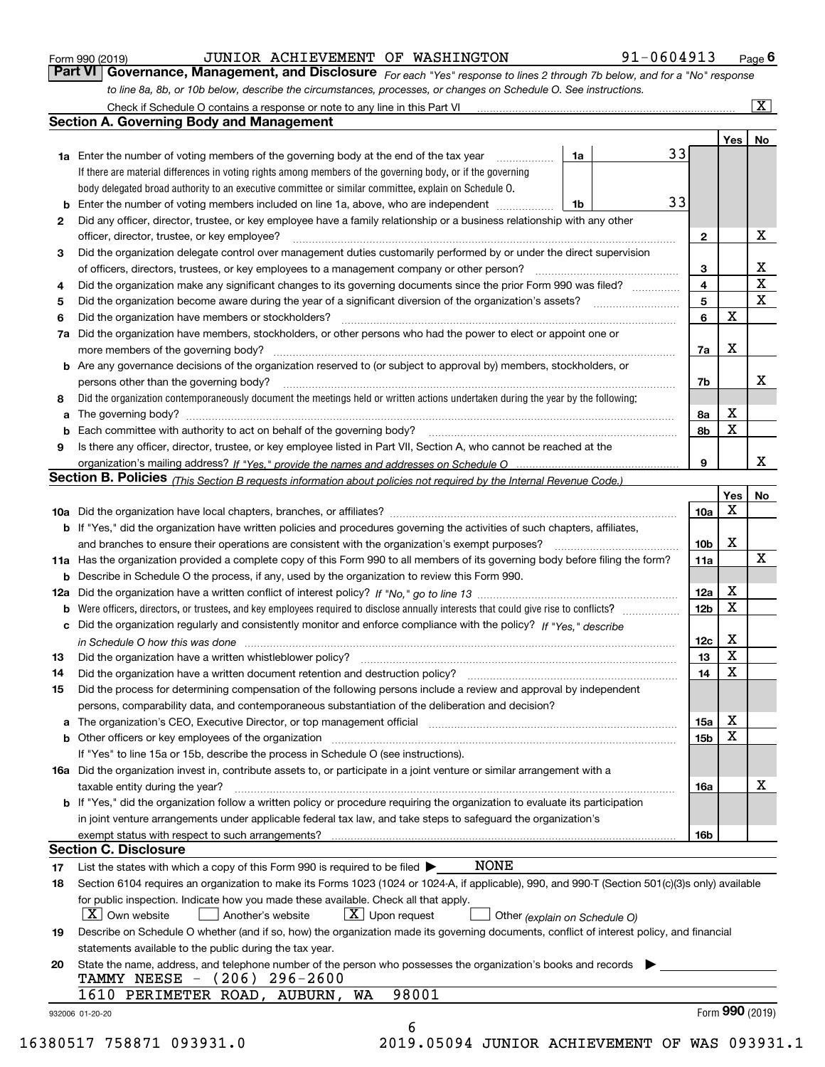Form 990 (2019) JUNIOR ACHIEVEMENT OF WASHINGTON 91-0604913 Page 6

## Part VI Governance, Management, and Disclosure

*For each "Yes" response to lines 2 through 7b below, and for a "No" response to line 8a, 8b, or 10b below, describe the circumstances, processes, or changes on Schedule O. See instructions.*

Check if Schedule O contains a response or note to any line in this Part VI [X]

### Section A. Governing Body and Management

| | | | | Yes | No |
|---|---|---|---|---|---|
| 1a | Enter the number of voting members of the governing body at the end of the tax year. If there are material differences in voting rights among members of the governing body, or if the governing body delegated broad authority to an executive committee or similar committee, explain on Schedule O. | 1a | 33 | | |
| b | Enter the number of voting members included on line 1a, above, who are independent | 1b | 33 | | |
| 2 | Did any officer, director, trustee, or key employee have a family relationship or a business relationship with any other officer, director, trustee, or key employee? | 2 | | | X |
| 3 | Did the organization delegate control over management duties customarily performed by or under the direct supervision of officers, directors, trustees, or key employees to a management company or other person? | 3 | | | X |
| 4 | Did the organization make any significant changes to its governing documents since the prior Form 990 was filed? | 4 | | | X |
| 5 | Did the organization become aware during the year of a significant diversion of the organization's assets? | 5 | | | X |
| 6 | Did the organization have members or stockholders? | 6 | | X | |
| 7a | Did the organization have members, stockholders, or other persons who had the power to elect or appoint one or more members of the governing body? | 7a | | X | |
| b | Are any governance decisions of the organization reserved to (or subject to approval by) members, stockholders, or persons other than the governing body? | 7b | | | X |
| 8 | Did the organization contemporaneously document the meetings held or written actions undertaken during the year by the following: | | | | |
| a | The governing body? | 8a | | X | |
| b | Each committee with authority to act on behalf of the governing body? | 8b | | X | |
| 9 | Is there any officer, director, trustee, or key employee listed in Part VII, Section A, who cannot be reached at the organization's mailing address? *If "Yes," provide the names and addresses on Schedule O* | 9 | | | X |

### Section B. Policies *(This Section B requests information about policies not required by the Internal Revenue Code.)*

| | | | Yes | No |
|---|---|---|---|---|
| 10a | Did the organization have local chapters, branches, or affiliates? | 10a | X | |
| b | If "Yes," did the organization have written policies and procedures governing the activities of such chapters, affiliates, and branches to ensure their operations are consistent with the organization's exempt purposes? | 10b | X | |
| 11a | Has the organization provided a complete copy of this Form 990 to all members of its governing body before filing the form? | 11a | | X |
| b | Describe in Schedule O the process, if any, used by the organization to review this Form 990. | | | |
| 12a | Did the organization have a written conflict of interest policy? *If "No," go to line 13* | 12a | X | |
| b | Were officers, directors, or trustees, and key employees required to disclose annually interests that could give rise to conflicts? | 12b | X | |
| c | Did the organization regularly and consistently monitor and enforce compliance with the policy? *If "Yes," describe in Schedule O how this was done* | 12c | X | |
| 13 | Did the organization have a written whistleblower policy? | 13 | X | |
| 14 | Did the organization have a written document retention and destruction policy? | 14 | X | |
| 15 | Did the process for determining compensation of the following persons include a review and approval by independent persons, comparability data, and contemporaneous substantiation of the deliberation and decision? | | | |
| a | The organization's CEO, Executive Director, or top management official | 15a | X | |
| b | Other officers or key employees of the organization | 15b | X | |
| | If "Yes" to line 15a or 15b, describe the process in Schedule O (see instructions). | | | |
| 16a | Did the organization invest in, contribute assets to, or participate in a joint venture or similar arrangement with a taxable entity during the year? | 16a | | X |
| b | If "Yes," did the organization follow a written policy or procedure requiring the organization to evaluate its participation in joint venture arrangements under applicable federal tax law, and take steps to safeguard the organization's exempt status with respect to such arrangements? | 16b | | |

### Section C. Disclosure

17 List the states with which a copy of this Form 990 is required to be filed ▶ NONE

18 Section 6104 requires an organization to make its Forms 1023 (1024 or 1024-A, if applicable), 990, and 990-T (Section 501(c)(3)s only) available for public inspection. Indicate how you made these available. Check all that apply.

[X] Own website [ ] Another's website [X] Upon request [ ] Other *(explain on Schedule O)*

19 Describe on Schedule O whether (and if so, how) the organization made its governing documents, conflict of interest policy, and financial statements available to the public during the tax year.

20 State the name, address, and telephone number of the person who possesses the organization's books and records ▶

TAMMY NEESE - (206) 296-2600

1610 PERIMETER ROAD, AUBURN, WA 98001

932006 01-20-20 Form **990** (2019)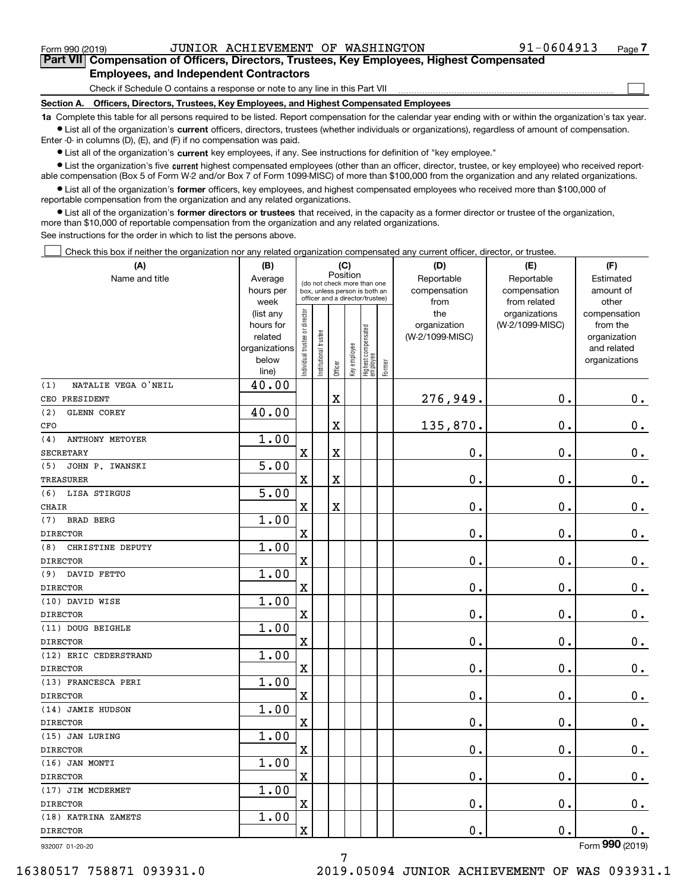Form 990 (2019) JUNIOR ACHIEVEMENT OF WASHINGTON 91-0604913

## Part VII Compensation of Officers, Directors, Trustees, Key Employees, Highest Compensated Employees, and Independent Contractors

Check if Schedule O contains a response or note to any line in this Part VII ☐

### Section A. Officers, Directors, Trustees, Key Employees, and Highest Compensated Employees

**1a** Complete this table for all persons required to be listed. Report compensation for the calendar year ending with or within the organization's tax year.

- List all of the organization's **current** officers, directors, trustees (whether individuals or organizations), regardless of amount of compensation. Enter -0- in columns (D), (E), and (F) if no compensation was paid.
- List all of the organization's **current** key employees, if any. See instructions for definition of "key employee."
- List the organization's five **current** highest compensated employees (other than an officer, director, trustee, or key employee) who received reportable compensation (Box 5 of Form W-2 and/or Box 7 of Form 1099-MISC) of more than $100,000 from the organization and any related organizations.
- List all of the organization's **former** officers, key employees, and highest compensated employees who received more than $100,000 of reportable compensation from the organization and any related organizations.
- List all of the organization's **former directors or trustees** that received, in the capacity as a former director or trustee of the organization, more than $10,000 of reportable compensation from the organization and any related organizations.

See instructions for the order in which to list the persons above.

☐ Check this box if neither the organization nor any related organization compensated any current officer, director, or trustee.

| (A) Name and title | (B) Average hours per week (list any hours for related organizations below line) | (C) Position (do not check more than one box, unless person is both an officer and a director/trustee) | | | | | | (D) Reportable compensation from the organization (W-2/1099-MISC) | (E) Reportable compensation from related organizations (W-2/1099-MISC) | (F) Estimated amount of other compensation from the organization and related organizations |
|---|---|---|---|---|---|---|---|---|---|---|
| | | Individual trustee or director | Institutional trustee | Officer | Key employee | Highest compensated employee | Former | | | |
| (1) NATALIE VEGA O'NEIL<br>CEO PRESIDENT | 40.00 | | | X | | | | 276,949. | 0. | 0. |
| (2) GLENN COREY<br>CFO | 40.00 | | | X | | | | 135,870. | 0. | 0. |
| (4) ANTHONY METOYER<br>SECRETARY | 1.00 | X | | X | | | | 0. | 0. | 0. |
| (5) JOHN P. IWANSKI<br>TREASURER | 5.00 | X | | X | | | | 0. | 0. | 0. |
| (6) LISA STIRGUS<br>CHAIR | 5.00 | X | | X | | | | 0. | 0. | 0. |
| (7) BRAD BERG<br>DIRECTOR | 1.00 | X | | | | | | 0. | 0. | 0. |
| (8) CHRISTINE DEPUTY<br>DIRECTOR | 1.00 | X | | | | | | 0. | 0. | 0. |
| (9) DAVID FETTO<br>DIRECTOR | 1.00 | X | | | | | | 0. | 0. | 0. |
| (10) DAVID WISE<br>DIRECTOR | 1.00 | X | | | | | | 0. | 0. | 0. |
| (11) DOUG BEIGHLE<br>DIRECTOR | 1.00 | X | | | | | | 0. | 0. | 0. |
| (12) ERIC CEDERSTRAND<br>DIRECTOR | 1.00 | X | | | | | | 0. | 0. | 0. |
| (13) FRANCESCA PERI<br>DIRECTOR | 1.00 | X | | | | | | 0. | 0. | 0. |
| (14) JAMIE HUDSON<br>DIRECTOR | 1.00 | X | | | | | | 0. | 0. | 0. |
| (15) JAN LURING<br>DIRECTOR | 1.00 | X | | | | | | 0. | 0. | 0. |
| (16) JAN MONTI<br>DIRECTOR | 1.00 | X | | | | | | 0. | 0. | 0. |
| (17) JIM MCDERMET<br>DIRECTOR | 1.00 | X | | | | | | 0. | 0. | 0. |
| (18) KATRINA ZAMETS<br>DIRECTOR | 1.00 | X | | | | | | 0. | 0. | 0. |

932007 01-20-20 Form 990 (2019)

16380517 758871 093931.0 2019.05094 JUNIOR ACHIEVEMENT OF WAS 093931.1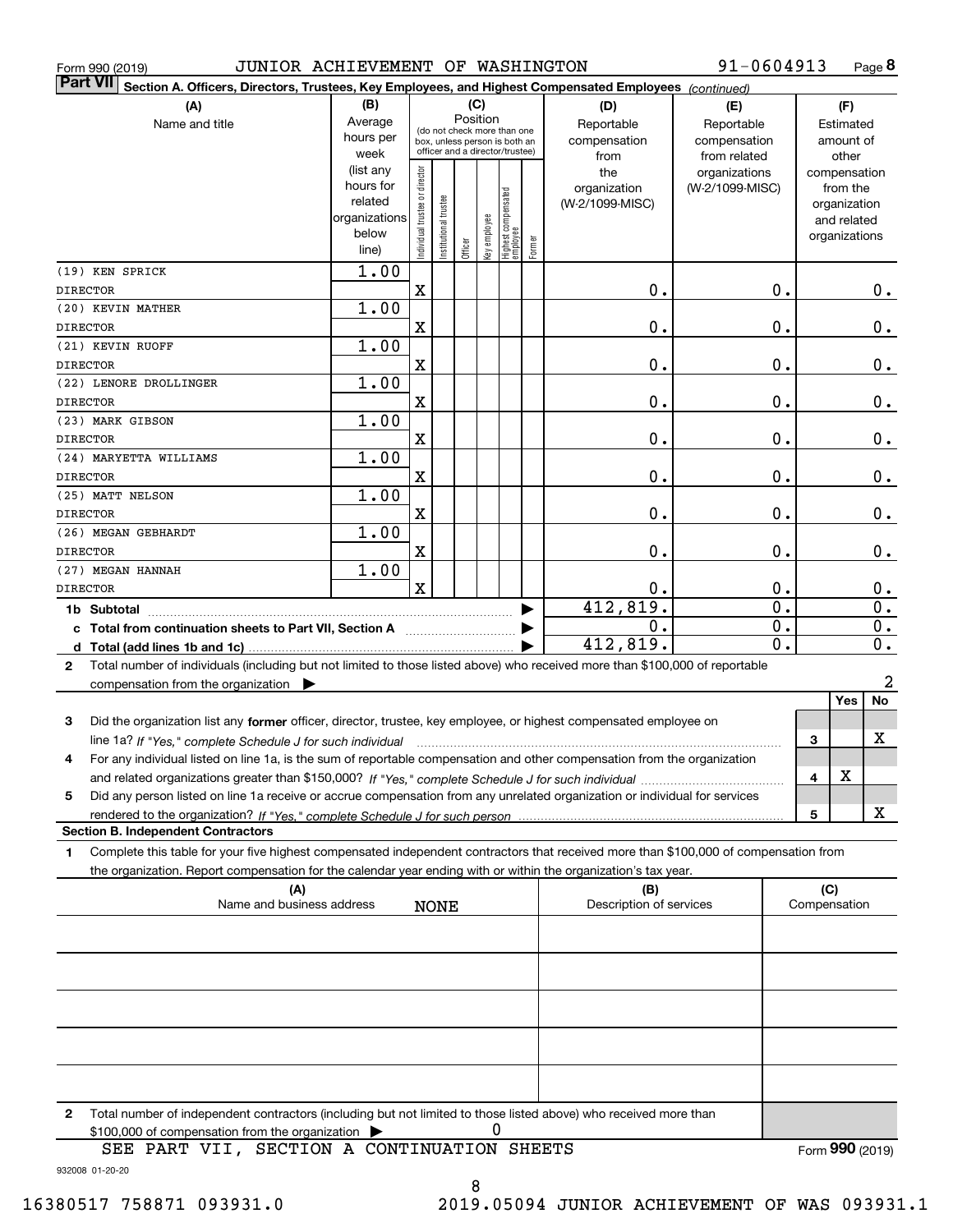Form 990 (2019) JUNIOR ACHIEVEMENT OF WASHINGTON 91-0604913 Page 8

**Part VII Section A. Officers, Directors, Trustees, Key Employees, and Highest Compensated Employees** *(continued)*

| (A) Name and title | (B) Average hours per week (list any hours for related organizations below line) | (C) Position: Individual trustee or director | Institutional trustee | Officer | Key employee | Highest compensated employee | Former | (D) Reportable compensation from the organization (W-2/1099-MISC) | (E) Reportable compensation from related organizations (W-2/1099-MISC) | (F) Estimated amount of other compensation from the organization and related organizations |
|---|---|---|---|---|---|---|---|---|---|---|
| (19) KEN SPRICK<br>DIRECTOR | 1.00 | X | | | | | | 0. | 0. | 0. |
| (20) KEVIN MATHER<br>DIRECTOR | 1.00 | X | | | | | | 0. | 0. | 0. |
| (21) KEVIN RUOFF<br>DIRECTOR | 1.00 | X | | | | | | 0. | 0. | 0. |
| (22) LENORE DROLLINGER<br>DIRECTOR | 1.00 | X | | | | | | 0. | 0. | 0. |
| (23) MARK GIBSON<br>DIRECTOR | 1.00 | X | | | | | | 0. | 0. | 0. |
| (24) MARYETTA WILLIAMS<br>DIRECTOR | 1.00 | X | | | | | | 0. | 0. | 0. |
| (25) MATT NELSON<br>DIRECTOR | 1.00 | X | | | | | | 0. | 0. | 0. |
| (26) MEGAN GEBHARDT<br>DIRECTOR | 1.00 | X | | | | | | 0. | 0. | 0. |
| (27) MEGAN HANNAH<br>DIRECTOR | 1.00 | X | | | | | | 0. | 0. | 0. |
| **1b Subtotal** | | | | | | | | 412,819. | 0. | 0. |
| **c Total from continuation sheets to Part VII, Section A** | | | | | | | | 0. | 0. | 0. |
| **d Total (add lines 1b and 1c)** | | | | | | | | 412,819. | 0. | 0. |

**2** Total number of individuals (including but not limited to those listed above) who received more than $100,000 of reportable compensation from the organization ▶ 2

| | | Yes | No |
|---|---|---|---|
| **3** Did the organization list any **former** officer, director, trustee, key employee, or highest compensated employee on line 1a? *If "Yes," complete Schedule J for such individual* | 3 | | X |
| **4** For any individual listed on line 1a, is the sum of reportable compensation and other compensation from the organization and related organizations greater than $150,000? *If "Yes," complete Schedule J for such individual* | 4 | X | |
| **5** Did any person listed on line 1a receive or accrue compensation from any unrelated organization or individual for services rendered to the organization? *If "Yes," complete Schedule J for such person* | 5 | | X |

**Section B. Independent Contractors**

**1** Complete this table for your five highest compensated independent contractors that received more than $100,000 of compensation from the organization. Report compensation for the calendar year ending with or within the organization's tax year.

| (A) Name and business address | (B) Description of services | (C) Compensation |
|---|---|---|
| NONE | | |
| | | |
| | | |
| | | |
| | | |

**2** Total number of independent contractors (including but not limited to those listed above) who received more than $100,000 of compensation from the organization ▶ 0

SEE PART VII, SECTION A CONTINUATION SHEETS

Form **990** (2019)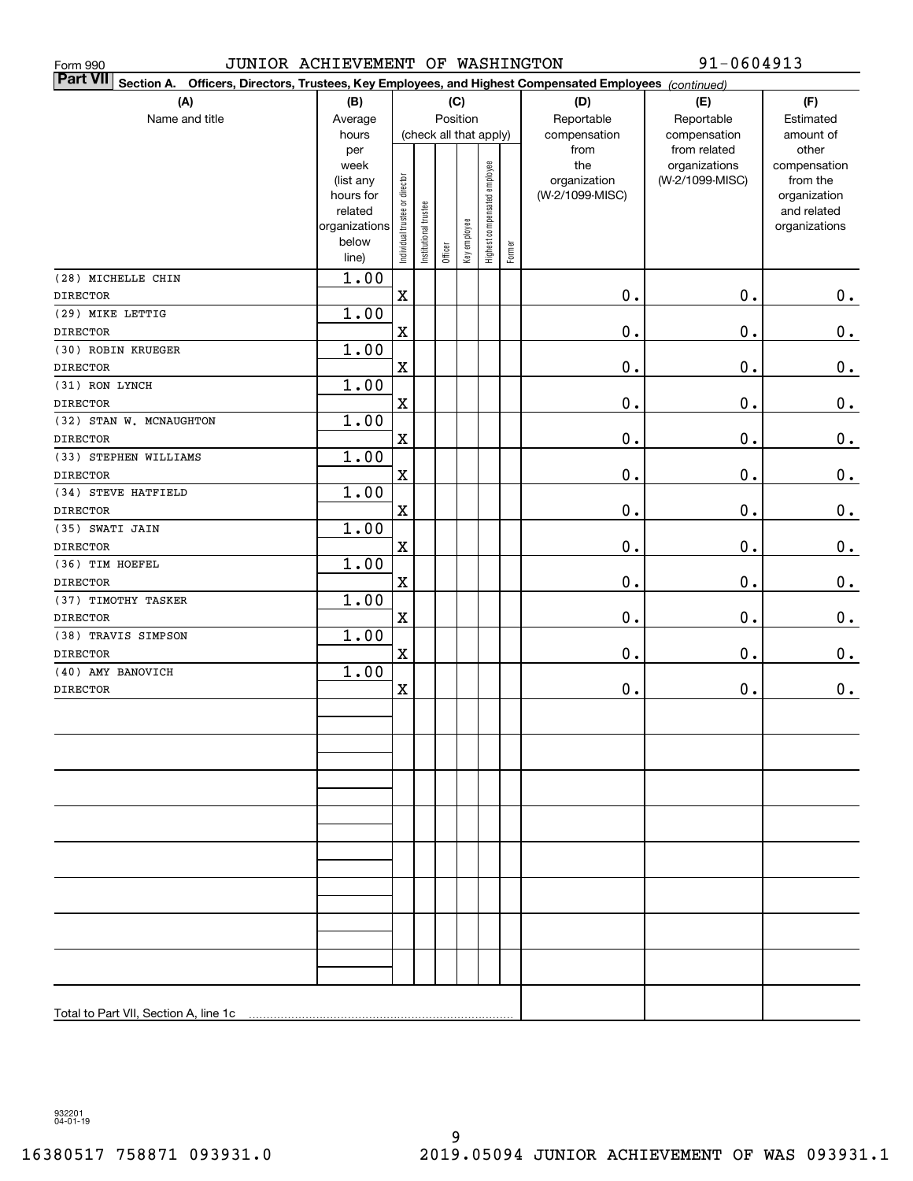Form 990 JUNIOR ACHIEVEMENT OF WASHINGTON 91-0604913

**Part VII** Section A. Officers, Directors, Trustees, Key Employees, and Highest Compensated Employees *(continued)*

| (A) Name and title | (B) Average hours per week (list any hours for related organizations below line) | (C) Position (check all that apply): Individual trustee or director | Institutional trustee | Officer | Key employee | Highest compensated employee | Former | (D) Reportable compensation from the organization (W-2/1099-MISC) | (E) Reportable compensation from related organizations (W-2/1099-MISC) | (F) Estimated amount of other compensation from the organization and related organizations |
|---|---|---|---|---|---|---|---|---|---|---|
| (28) MICHELLE CHIN<br>DIRECTOR | 1.00 | X | | | | | | 0. | 0. | 0. |
| (29) MIKE LETTIG<br>DIRECTOR | 1.00 | X | | | | | | 0. | 0. | 0. |
| (30) ROBIN KRUEGER<br>DIRECTOR | 1.00 | X | | | | | | 0. | 0. | 0. |
| (31) RON LYNCH<br>DIRECTOR | 1.00 | X | | | | | | 0. | 0. | 0. |
| (32) STAN W. MCNAUGHTON<br>DIRECTOR | 1.00 | X | | | | | | 0. | 0. | 0. |
| (33) STEPHEN WILLIAMS<br>DIRECTOR | 1.00 | X | | | | | | 0. | 0. | 0. |
| (34) STEVE HATFIELD<br>DIRECTOR | 1.00 | X | | | | | | 0. | 0. | 0. |
| (35) SWATI JAIN<br>DIRECTOR | 1.00 | X | | | | | | 0. | 0. | 0. |
| (36) TIM HOEFEL<br>DIRECTOR | 1.00 | X | | | | | | 0. | 0. | 0. |
| (37) TIMOTHY TASKER<br>DIRECTOR | 1.00 | X | | | | | | 0. | 0. | 0. |
| (38) TRAVIS SIMPSON<br>DIRECTOR | 1.00 | X | | | | | | 0. | 0. | 0. |
| (40) AMY BANOVICH<br>DIRECTOR | 1.00 | X | | | | | | 0. | 0. | 0. |
| | | | | | | | | | | |
| | | | | | | | | | | |
| | | | | | | | | | | |
| | | | | | | | | | | |
| | | | | | | | | | | |
| | | | | | | | | | | |
| | | | | | | | | | | |
| | | | | | | | | | | |
| Total to Part VII, Section A, line 1c | | | | | | | | | | |

932201 04-01-19

16380517 758871 093931.0 2019.05094 JUNIOR ACHIEVEMENT OF WAS 093931.1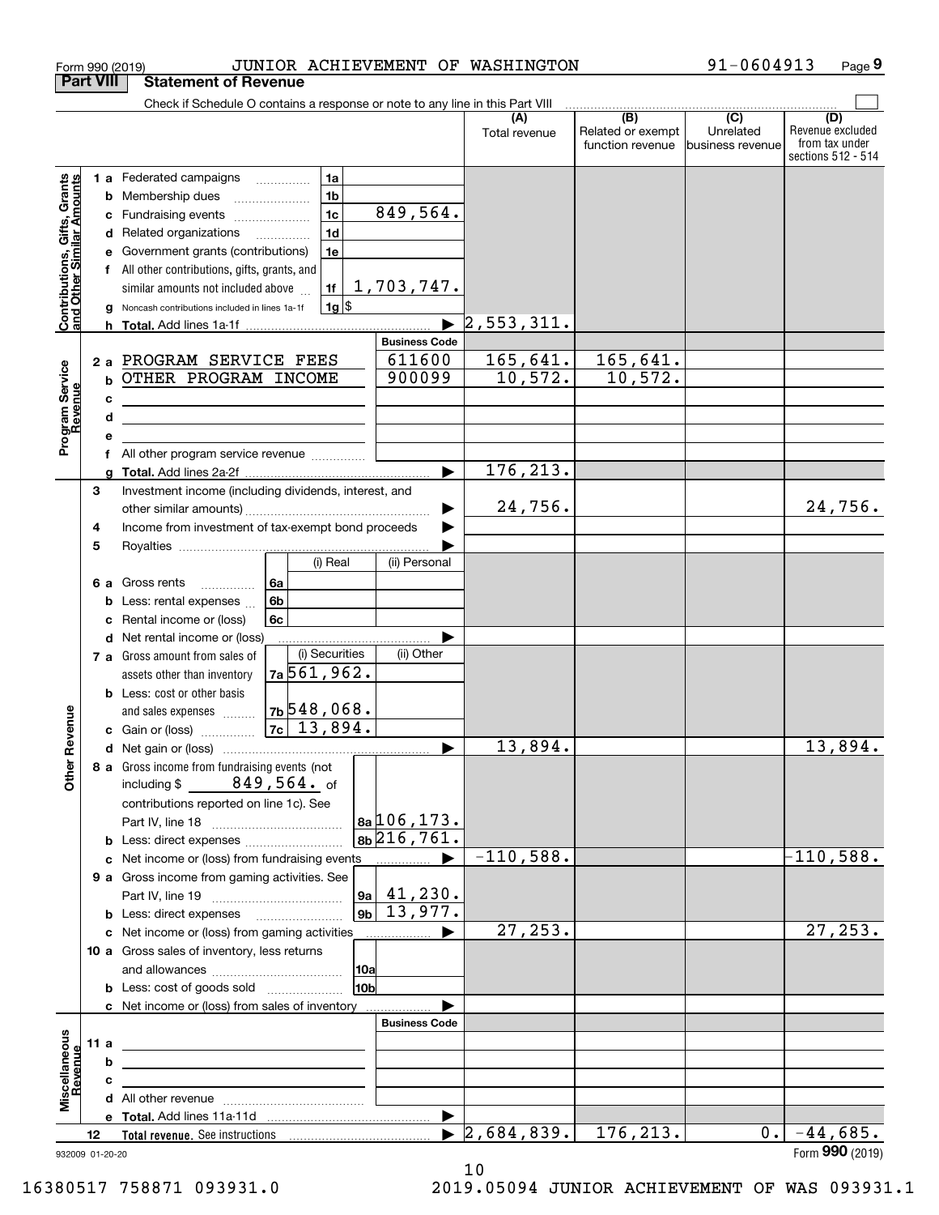Form 990 (2019) JUNIOR ACHIEVEMENT OF WASHINGTON 91-0604913 Page 9

## Part VIII Statement of Revenue

Check if Schedule O contains a response or note to any line in this Part VIII

| | | | (A) Total revenue | (B) Related or exempt function revenue | (C) Unrelated business revenue | (D) Revenue excluded from tax under sections 512 - 514 |
|---|---|---|---|---|---|---|
| **Contributions, Gifts, Grants and Other Similar Amounts** | 1 a Federated campaigns | 1a | | | | |
| | b Membership dues | 1b | | | | |
| | c Fundraising events | 1c 849,564. | | | | |
| | d Related organizations | 1d | | | | |
| | e Government grants (contributions) | 1e | | | | |
| | f All other contributions, gifts, grants, and similar amounts not included above | 1f 1,703,747. | | | | |
| | g Noncash contributions included in lines 1a-1f | 1g $ | | | | |
| | h Total. Add lines 1a-1f | ▶ | 2,553,311. | | | |
| **Program Service Revenue** | | Business Code | | | | |
| | 2 a PROGRAM SERVICE FEES | 611600 | 165,641. | 165,641. | | |
| | b OTHER PROGRAM INCOME | 900099 | 10,572. | 10,572. | | |
| | c | | | | | |
| | d | | | | | |
| | e | | | | | |
| | f All other program service revenue | | | | | |
| | g Total. Add lines 2a-2f | ▶ | 176,213. | | | |
| **Other Revenue** | 3 Investment income (including dividends, interest, and other similar amounts) | ▶ | 24,756. | | | 24,756. |
| | 4 Income from investment of tax-exempt bond proceeds | ▶ | | | | |
| | 5 Royalties | ▶ | | | | |
| | | (i) Real / (ii) Personal | | | | |
| | 6 a Gross rents | 6a | | | | |
| | b Less: rental expenses | 6b | | | | |
| | c Rental income or (loss) | 6c | | | | |
| | d Net rental income or (loss) | ▶ | | | | |
| | | (i) Securities / (ii) Other | | | | |
| | 7 a Gross amount from sales of assets other than inventory | 7a 561,962. | | | | |
| | b Less: cost or other basis and sales expenses | 7b 548,068. | | | | |
| | c Gain or (loss) | 7c 13,894. | | | | |
| | d Net gain or (loss) | ▶ | 13,894. | | | 13,894. |
| | 8 a Gross income from fundraising events (not including $ 849,564. of contributions reported on line 1c). See Part IV, line 18 | 8a 106,173. | | | | |
| | b Less: direct expenses | 8b 216,761. | | | | |
| | c Net income or (loss) from fundraising events | ▶ | -110,588. | | | -110,588. |
| | 9 a Gross income from gaming activities. See Part IV, line 19 | 9a 41,230. | | | | |
| | b Less: direct expenses | 9b 13,977. | | | | |
| | c Net income or (loss) from gaming activities | ▶ | 27,253. | | | 27,253. |
| | 10 a Gross sales of inventory, less returns and allowances | 10a | | | | |
| | b Less: cost of goods sold | 10b | | | | |
| | c Net income or (loss) from sales of inventory | ▶ | | | | |
| **Miscellaneous Revenue** | | Business Code | | | | |
| | 11 a | | | | | |
| | b | | | | | |
| | c | | | | | |
| | d All other revenue | | | | | |
| | e Total. Add lines 11a-11d | ▶ | | | | |
| | 12 Total revenue. See instructions | ▶ | 2,684,839. | 176,213. | 0. | -44,685. |

932009 01-20-20 Form 990 (2019)

16380517 758871 093931.0 2019.05094 JUNIOR ACHIEVEMENT OF WAS 093931.1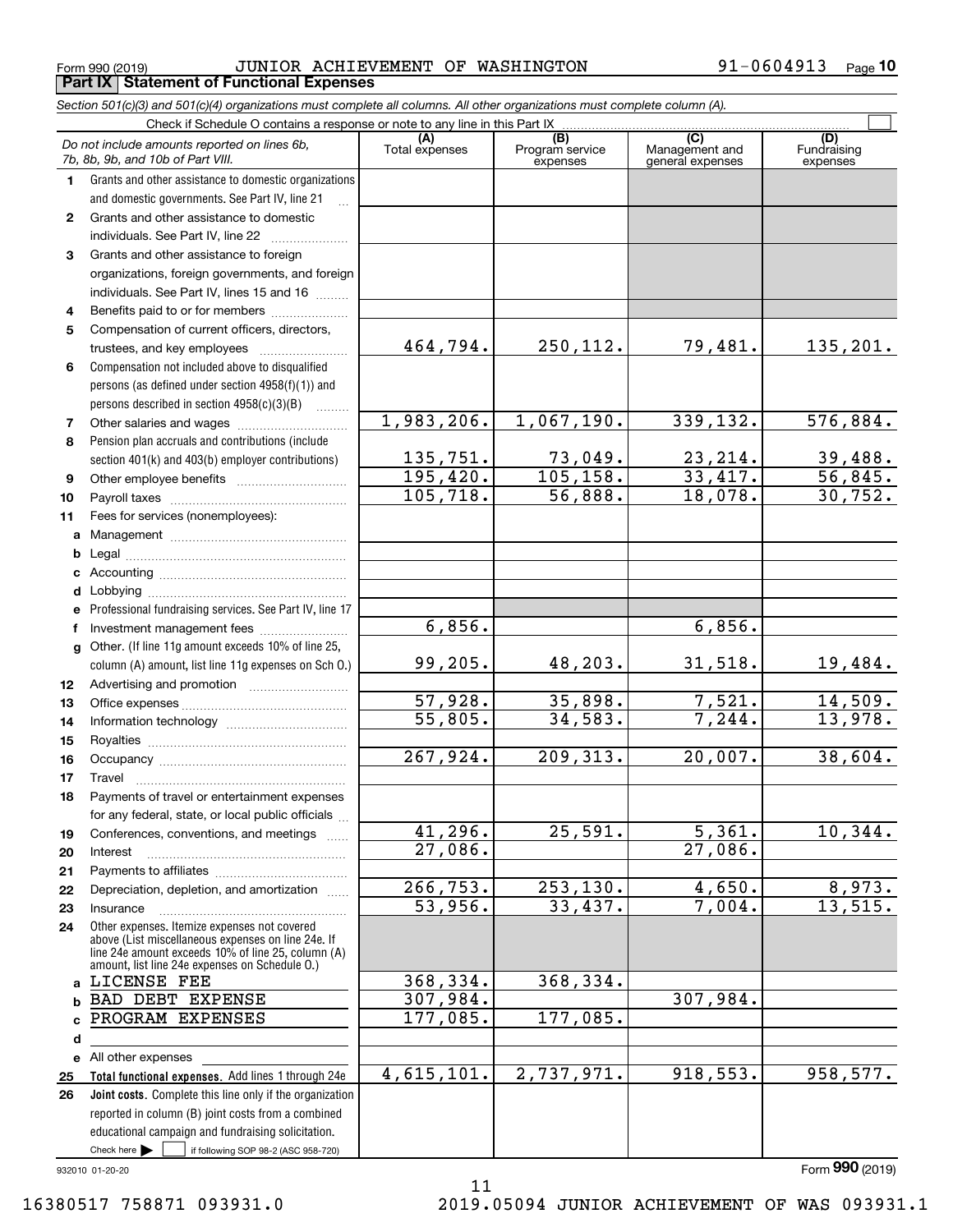Form 990 (2019) JUNIOR ACHIEVEMENT OF WASHINGTON 91-0604913 Page **10**

**Part IX | Statement of Functional Expenses**

*Section 501(c)(3) and 501(c)(4) organizations must complete all columns. All other organizations must complete column (A).*

Check if Schedule O contains a response or note to any line in this Part IX

| | *Do not include amounts reported on lines 6b, 7b, 8b, 9b, and 10b of Part VIII.* | (A) Total expenses | (B) Program service expenses | (C) Management and general expenses | (D) Fundraising expenses |
|---|---|---|---|---|---|
| 1 | Grants and other assistance to domestic organizations and domestic governments. See Part IV, line 21 | | | | |
| 2 | Grants and other assistance to domestic individuals. See Part IV, line 22 | | | | |
| 3 | Grants and other assistance to foreign organizations, foreign governments, and foreign individuals. See Part IV, lines 15 and 16 | | | | |
| 4 | Benefits paid to or for members | | | | |
| 5 | Compensation of current officers, directors, trustees, and key employees | 464,794. | 250,112. | 79,481. | 135,201. |
| 6 | Compensation not included above to disqualified persons (as defined under section 4958(f)(1)) and persons described in section 4958(c)(3)(B) | | | | |
| 7 | Other salaries and wages | 1,983,206. | 1,067,190. | 339,132. | 576,884. |
| 8 | Pension plan accruals and contributions (include section 401(k) and 403(b) employer contributions) | 135,751. | 73,049. | 23,214. | 39,488. |
| 9 | Other employee benefits | 195,420. | 105,158. | 33,417. | 56,845. |
| 10 | Payroll taxes | 105,718. | 56,888. | 18,078. | 30,752. |
| 11 | Fees for services (nonemployees): | | | | |
| a | Management | | | | |
| b | Legal | | | | |
| c | Accounting | | | | |
| d | Lobbying | | | | |
| e | Professional fundraising services. See Part IV, line 17 | | | | |
| f | Investment management fees | 6,856. | | 6,856. | |
| g | Other. (If line 11g amount exceeds 10% of line 25, column (A) amount, list line 11g expenses on Sch O.) | 99,205. | 48,203. | 31,518. | 19,484. |
| 12 | Advertising and promotion | | | | |
| 13 | Office expenses | 57,928. | 35,898. | 7,521. | 14,509. |
| 14 | Information technology | 55,805. | 34,583. | 7,244. | 13,978. |
| 15 | Royalties | | | | |
| 16 | Occupancy | 267,924. | 209,313. | 20,007. | 38,604. |
| 17 | Travel | | | | |
| 18 | Payments of travel or entertainment expenses for any federal, state, or local public officials | | | | |
| 19 | Conferences, conventions, and meetings | 41,296. | 25,591. | 5,361. | 10,344. |
| 20 | Interest | 27,086. | | 27,086. | |
| 21 | Payments to affiliates | | | | |
| 22 | Depreciation, depletion, and amortization | 266,753. | 253,130. | 4,650. | 8,973. |
| 23 | Insurance | 53,956. | 33,437. | 7,004. | 13,515. |
| 24 | Other expenses. Itemize expenses not covered above (List miscellaneous expenses on line 24e. If line 24e amount exceeds 10% of line 25, column (A) amount, list line 24e expenses on Schedule O.) | | | | |
| a | LICENSE FEE | 368,334. | 368,334. | | |
| b | BAD DEBT EXPENSE | 307,984. | | 307,984. | |
| c | PROGRAM EXPENSES | 177,085. | 177,085. | | |
| d | | | | | |
| e | All other expenses | | | | |
| 25 | **Total functional expenses.** Add lines 1 through 24e | 4,615,101. | 2,737,971. | 918,553. | 958,577. |
| 26 | **Joint costs.** Complete this line only if the organization reported in column (B) joint costs from a combined educational campaign and fundraising solicitation. Check here ☐ if following SOP 98-2 (ASC 958-720) | | | | |

932010 01-20-20

Form **990** (2019)

16380517 758871 093931.0 2019.05094 JUNIOR ACHIEVEMENT OF WAS 093931.1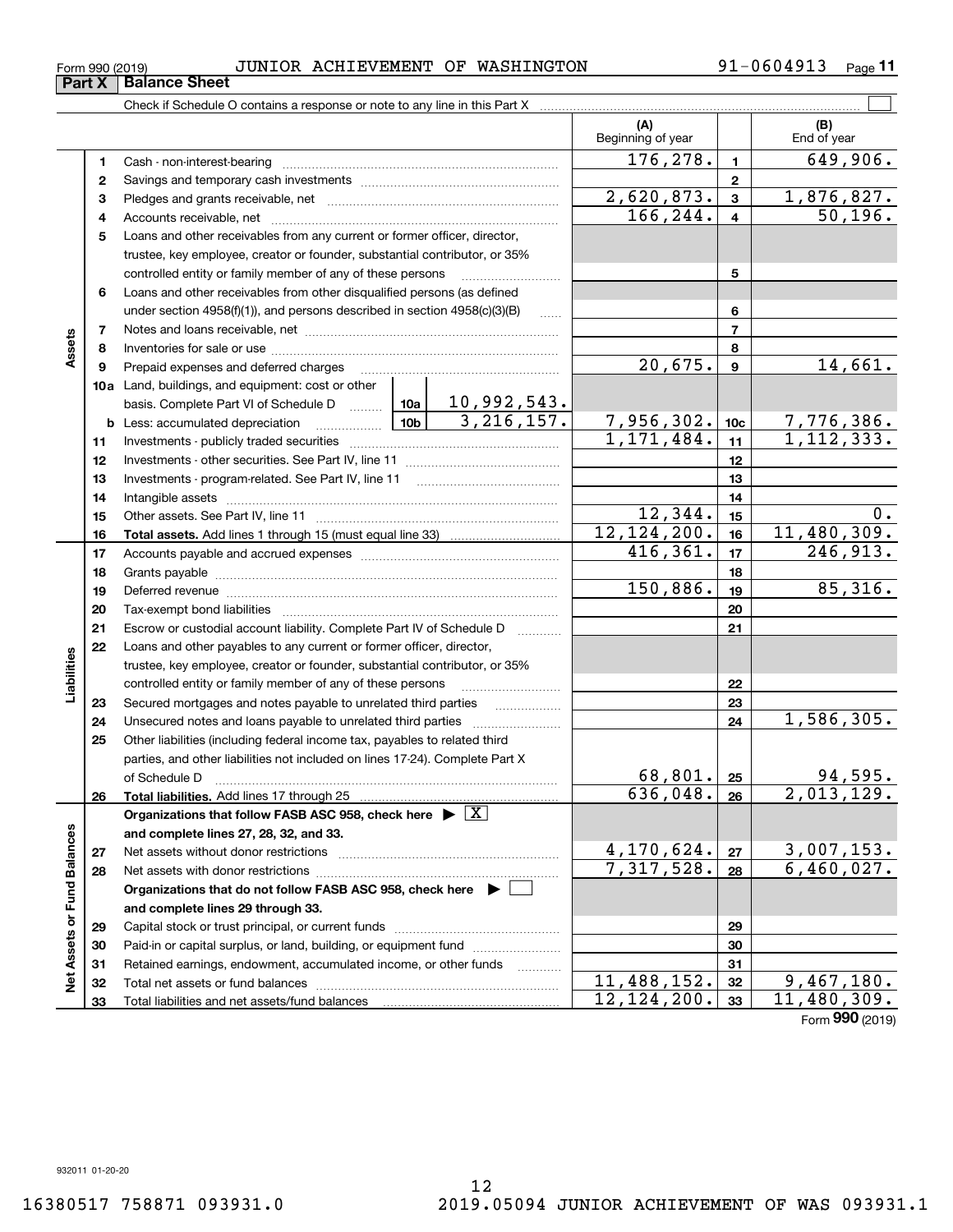Form 990 (2019) JUNIOR ACHIEVEMENT OF WASHINGTON 91-0604913 Page 11

## Part X Balance Sheet

Check if Schedule O contains a response or note to any line in this Part X

| | | | | (A) Beginning of year | | (B) End of year |
|---|---|---|---|---|---|---|
| **Assets** | 1 | Cash - non-interest-bearing | | 176,278. | 1 | 649,906. |
| | 2 | Savings and temporary cash investments | | | 2 | |
| | 3 | Pledges and grants receivable, net | | 2,620,873. | 3 | 1,876,827. |
| | 4 | Accounts receivable, net | | 166,244. | 4 | 50,196. |
| | 5 | Loans and other receivables from any current or former officer, director, trustee, key employee, creator or founder, substantial contributor, or 35% controlled entity or family member of any of these persons | | | 5 | |
| | 6 | Loans and other receivables from other disqualified persons (as defined under section 4958(f)(1)), and persons described in section 4958(c)(3)(B) | | | 6 | |
| | 7 | Notes and loans receivable, net | | | 7 | |
| | 8 | Inventories for sale or use | | | 8 | |
| | 9 | Prepaid expenses and deferred charges | | 20,675. | 9 | 14,661. |
| | 10a | Land, buildings, and equipment: cost or other basis. Complete Part VI of Schedule D | 10a 10,992,543. | | | |
| | b | Less: accumulated depreciation | 10b 3,216,157. | 7,956,302. | 10c | 7,776,386. |
| | 11 | Investments - publicly traded securities | | 1,171,484. | 11 | 1,112,333. |
| | 12 | Investments - other securities. See Part IV, line 11 | | | 12 | |
| | 13 | Investments - program-related. See Part IV, line 11 | | | 13 | |
| | 14 | Intangible assets | | | 14 | |
| | 15 | Other assets. See Part IV, line 11 | | 12,344. | 15 | 0. |
| | 16 | **Total assets.** Add lines 1 through 15 (must equal line 33) | | 12,124,200. | 16 | 11,480,309. |
| **Liabilities** | 17 | Accounts payable and accrued expenses | | 416,361. | 17 | 246,913. |
| | 18 | Grants payable | | | 18 | |
| | 19 | Deferred revenue | | 150,886. | 19 | 85,316. |
| | 20 | Tax-exempt bond liabilities | | | 20 | |
| | 21 | Escrow or custodial account liability. Complete Part IV of Schedule D | | | 21 | |
| | 22 | Loans and other payables to any current or former officer, director, trustee, key employee, creator or founder, substantial contributor, or 35% controlled entity or family member of any of these persons | | | 22 | |
| | 23 | Secured mortgages and notes payable to unrelated third parties | | | 23 | |
| | 24 | Unsecured notes and loans payable to unrelated third parties | | | 24 | 1,586,305. |
| | 25 | Other liabilities (including federal income tax, payables to related third parties, and other liabilities not included on lines 17-24). Complete Part X of Schedule D | | 68,801. | 25 | 94,595. |
| | 26 | **Total liabilities.** Add lines 17 through 25 | | 636,048. | 26 | 2,013,129. |
| **Net Assets or Fund Balances** | | **Organizations that follow FASB ASC 958, check here ▶ [X] and complete lines 27, 28, 32, and 33.** | | | | |
| | 27 | Net assets without donor restrictions | | 4,170,624. | 27 | 3,007,153. |
| | 28 | Net assets with donor restrictions | | 7,317,528. | 28 | 6,460,027. |
| | | **Organizations that do not follow FASB ASC 958, check here ▶ [ ] and complete lines 29 through 33.** | | | | |
| | 29 | Capital stock or trust principal, or current funds | | | 29 | |
| | 30 | Paid-in or capital surplus, or land, building, or equipment fund | | | 30 | |
| | 31 | Retained earnings, endowment, accumulated income, or other funds | | | 31 | |
| | 32 | Total net assets or fund balances | | 11,488,152. | 32 | 9,467,180. |
| | 33 | Total liabilities and net assets/fund balances | | 12,124,200. | 33 | 11,480,309. |

Form **990** (2019)

932011 01-20-20

16380517 758871 093931.0 2019.05094 JUNIOR ACHIEVEMENT OF WAS 093931.1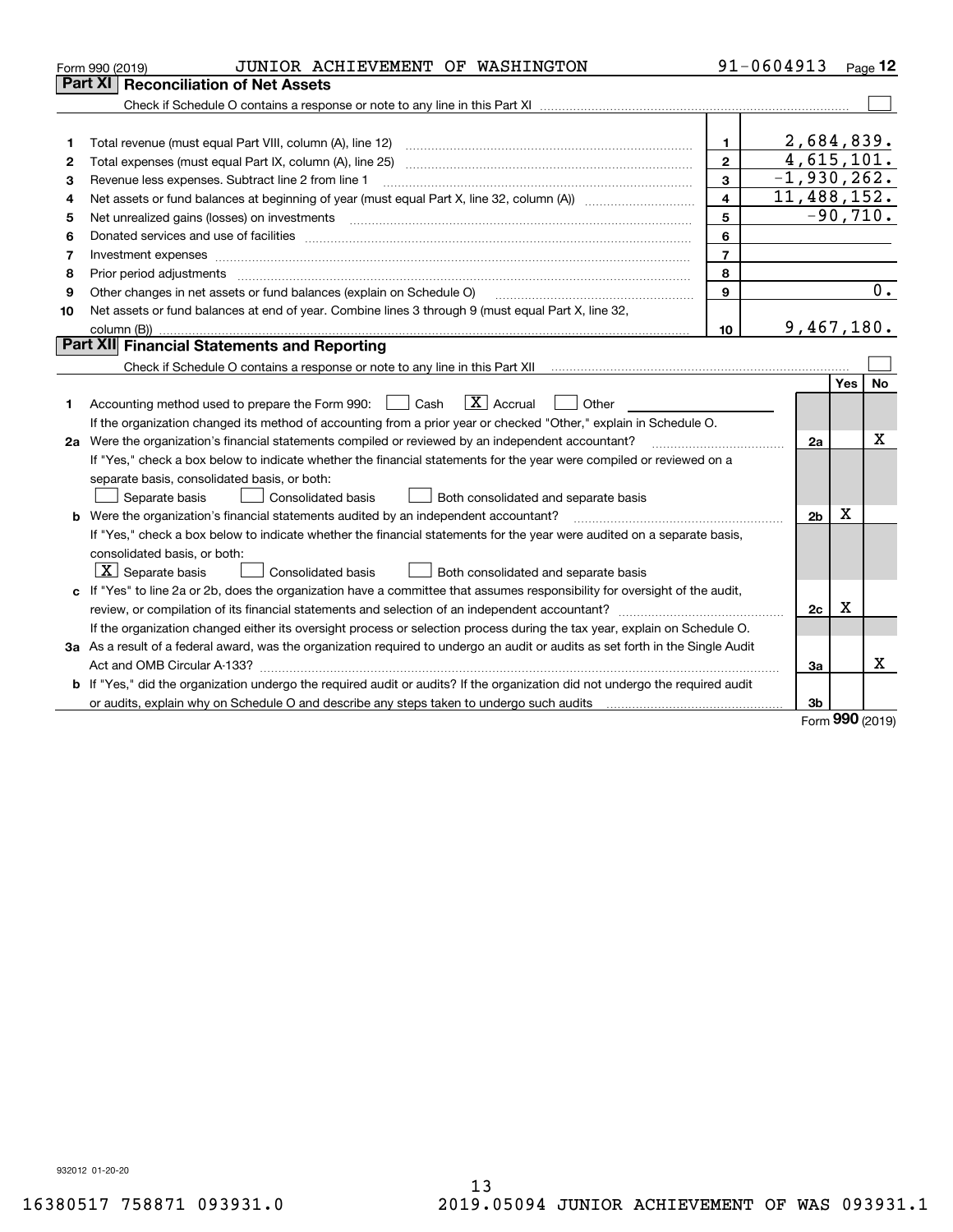Form 990 (2019) JUNIOR ACHIEVEMENT OF WASHINGTON 91-0604913 Page 12

## Part XI Reconciliation of Net Assets

Check if Schedule O contains a response or note to any line in this Part XI ☐

| | | | |
|---|---|---|---|
| 1 | Total revenue (must equal Part VIII, column (A), line 12) | 1 | 2,684,839. |
| 2 | Total expenses (must equal Part IX, column (A), line 25) | 2 | 4,615,101. |
| 3 | Revenue less expenses. Subtract line 2 from line 1 | 3 | -1,930,262. |
| 4 | Net assets or fund balances at beginning of year (must equal Part X, line 32, column (A)) | 4 | 11,488,152. |
| 5 | Net unrealized gains (losses) on investments | 5 | -90,710. |
| 6 | Donated services and use of facilities | 6 | |
| 7 | Investment expenses | 7 | |
| 8 | Prior period adjustments | 8 | |
| 9 | Other changes in net assets or fund balances (explain on Schedule O) | 9 | 0. |
| 10 | Net assets or fund balances at end of year. Combine lines 3 through 9 (must equal Part X, line 32, column (B)) | 10 | 9,467,180. |

## Part XII Financial Statements and Reporting

Check if Schedule O contains a response or note to any line in this Part XII ☐

| | | | Yes | No |
|---|---|---|---|---|
| 1 | Accounting method used to prepare the Form 990: ☐ Cash ☒ Accrual ☐ Other | | | |
| | If the organization changed its method of accounting from a prior year or checked "Other," explain in Schedule O. | | | |
| 2a | Were the organization's financial statements compiled or reviewed by an independent accountant? | 2a | | X |
| | If "Yes," check a box below to indicate whether the financial statements for the year were compiled or reviewed on a separate basis, consolidated basis, or both: ☐ Separate basis ☐ Consolidated basis ☐ Both consolidated and separate basis | | | |
| b | Were the organization's financial statements audited by an independent accountant? | 2b | X | |
| | If "Yes," check a box below to indicate whether the financial statements for the year were audited on a separate basis, consolidated basis, or both: ☒ Separate basis ☐ Consolidated basis ☐ Both consolidated and separate basis | | | |
| c | If "Yes" to line 2a or 2b, does the organization have a committee that assumes responsibility for oversight of the audit, review, or compilation of its financial statements and selection of an independent accountant? | 2c | X | |
| | If the organization changed either its oversight process or selection process during the tax year, explain on Schedule O. | | | |
| 3a | As a result of a federal award, was the organization required to undergo an audit or audits as set forth in the Single Audit Act and OMB Circular A-133? | 3a | | X |
| b | If "Yes," did the organization undergo the required audit or audits? If the organization did not undergo the required audit or audits, explain why on Schedule O and describe any steps taken to undergo such audits | 3b | | |

Form **990** (2019)

932012 01-20-20

16380517 758871 093931.0 2019.05094 JUNIOR ACHIEVEMENT OF WAS 093931.1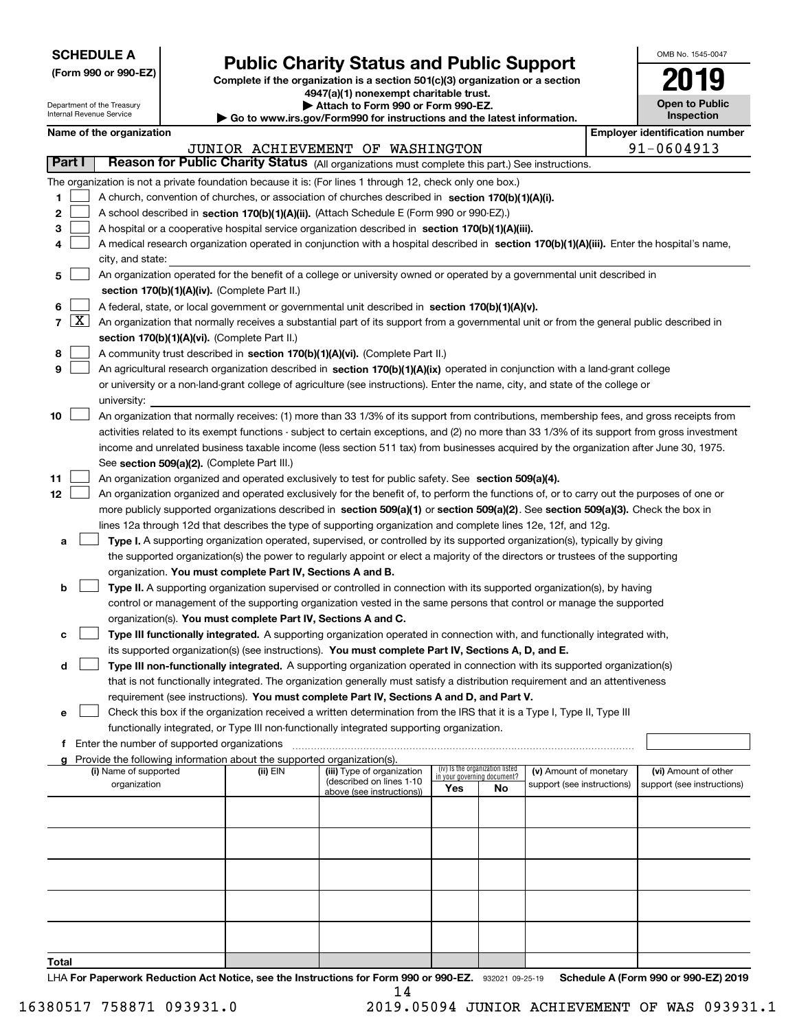**SCHEDULE A**
**(Form 990 or 990-EZ)**

Department of the Treasury
Internal Revenue Service

# Public Charity Status and Public Support

**Complete if the organization is a section 501(c)(3) organization or a section 4947(a)(1) nonexempt charitable trust.**
**▶ Attach to Form 990 or Form 990-EZ.**
**▶ Go to www.irs.gov/Form990 for instructions and the latest information.**

OMB No. 1545-0047

**2019**

**Open to Public Inspection**

**Name of the organization**: JUNIOR ACHIEVEMENT OF WASHINGTON

**Employer identification number**: 91-0604913

**Part I — Reason for Public Charity Status** (All organizations must complete this part.) See instructions.

The organization is not a private foundation because it is: (For lines 1 through 12, check only one box.)

1. [ ] A church, convention of churches, or association of churches described in **section 170(b)(1)(A)(i).**
2. [ ] A school described in **section 170(b)(1)(A)(ii).** (Attach Schedule E (Form 990 or 990-EZ).)
3. [ ] A hospital or a cooperative hospital service organization described in **section 170(b)(1)(A)(iii).**
4. [ ] A medical research organization operated in conjunction with a hospital described in **section 170(b)(1)(A)(iii).** Enter the hospital's name, city, and state:
5. [ ] An organization operated for the benefit of a college or university owned or operated by a governmental unit described in **section 170(b)(1)(A)(iv).** (Complete Part II.)
6. [ ] A federal, state, or local government or governmental unit described in **section 170(b)(1)(A)(v).**
7. [X] An organization that normally receives a substantial part of its support from a governmental unit or from the general public described in **section 170(b)(1)(A)(vi).** (Complete Part II.)
8. [ ] A community trust described in **section 170(b)(1)(A)(vi).** (Complete Part II.)
9. [ ] An agricultural research organization described in **section 170(b)(1)(A)(ix)** operated in conjunction with a land-grant college or university or a non-land-grant college of agriculture (see instructions). Enter the name, city, and state of the college or university:
10. [ ] An organization that normally receives: (1) more than 33 1/3% of its support from contributions, membership fees, and gross receipts from activities related to its exempt functions - subject to certain exceptions, and (2) no more than 33 1/3% of its support from gross investment income and unrelated business taxable income (less section 511 tax) from businesses acquired by the organization after June 30, 1975. See **section 509(a)(2).** (Complete Part III.)
11. [ ] An organization organized and operated exclusively to test for public safety. See **section 509(a)(4).**
12. [ ] An organization organized and operated exclusively for the benefit of, to perform the functions of, or to carry out the purposes of one or more publicly supported organizations described in **section 509(a)(1)** or **section 509(a)(2)**. See **section 509(a)(3).** Check the box in lines 12a through 12d that describes the type of supporting organization and complete lines 12e, 12f, and 12g.
   - **a** [ ] **Type I.** A supporting organization operated, supervised, or controlled by its supported organization(s), typically by giving the supported organization(s) the power to regularly appoint or elect a majority of the directors or trustees of the supporting organization. **You must complete Part IV, Sections A and B.**
   - **b** [ ] **Type II.** A supporting organization supervised or controlled in connection with its supported organization(s), by having control or management of the supporting organization vested in the same persons that control or manage the supported organization(s). **You must complete Part IV, Sections A and C.**
   - **c** [ ] **Type III functionally integrated.** A supporting organization operated in connection with, and functionally integrated with, its supported organization(s) (see instructions). **You must complete Part IV, Sections A, D, and E.**
   - **d** [ ] **Type III non-functionally integrated.** A supporting organization operated in connection with its supported organization(s) that is not functionally integrated. The organization generally must satisfy a distribution requirement and an attentiveness requirement (see instructions). **You must complete Part IV, Sections A and D, and Part V.**
   - **e** [ ] Check this box if the organization received a written determination from the IRS that it is a Type I, Type II, Type III functionally integrated, or Type III non-functionally integrated supporting organization.
   - **f** Enter the number of supported organizations
   - **g** Provide the following information about the supported organization(s).

| (i) Name of supported organization | (ii) EIN | (iii) Type of organization (described on lines 1-10 above (see instructions)) | (iv) Is the organization listed in your governing document? Yes | No | (v) Amount of monetary support (see instructions) | (vi) Amount of other support (see instructions) |
|---|---|---|---|---|---|---|
| | | | | | | |
| | | | | | | |
| | | | | | | |
| | | | | | | |
| | | | | | | |
| **Total** | | | | | | |

LHA **For Paperwork Reduction Act Notice, see the Instructions for Form 990 or 990-EZ.** 932021 09-25-19 **Schedule A (Form 990 or 990-EZ) 2019**

16380517 758871 093931.0 2019.05094 JUNIOR ACHIEVEMENT OF WAS 093931.1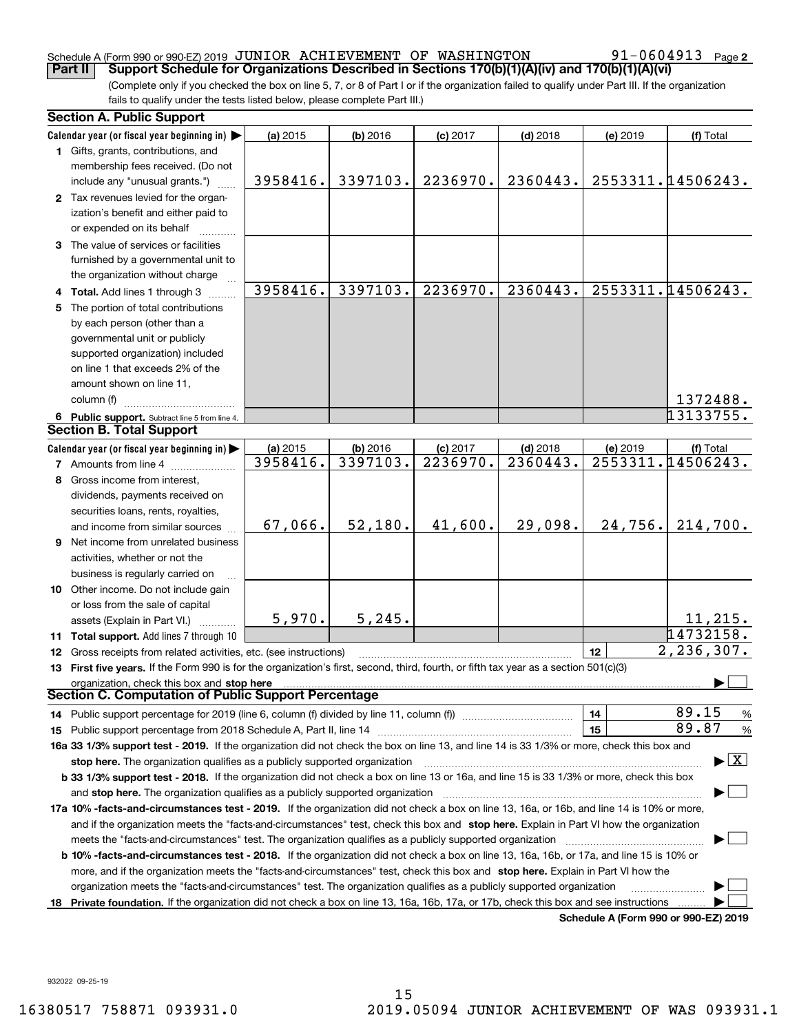Schedule A (Form 990 or 990-EZ) 2019 JUNIOR ACHIEVEMENT OF WASHINGTON 91-0604913 Page 2

**Part II Support Schedule for Organizations Described in Sections 170(b)(1)(A)(iv) and 170(b)(1)(A)(vi)**

(Complete only if you checked the box on line 5, 7, or 8 of Part I or if the organization failed to qualify under Part III. If the organization fails to qualify under the tests listed below, please complete Part III.)

**Section A. Public Support**

| Calendar year (or fiscal year beginning in) ▶ | (a) 2015 | (b) 2016 | (c) 2017 | (d) 2018 | (e) 2019 | (f) Total |
|---|---|---|---|---|---|---|
| 1 Gifts, grants, contributions, and membership fees received. (Do not include any "unusual grants.") | 3958416. | 3397103. | 2236970. | 2360443. | 2553311. | 14506243. |
| 2 Tax revenues levied for the organization's benefit and either paid to or expended on its behalf | | | | | | |
| 3 The value of services or facilities furnished by a governmental unit to the organization without charge | | | | | | |
| 4 **Total.** Add lines 1 through 3 | 3958416. | 3397103. | 2236970. | 2360443. | 2553311. | 14506243. |
| 5 The portion of total contributions by each person (other than a governmental unit or publicly supported organization) included on line 1 that exceeds 2% of the amount shown on line 11, column (f) | | | | | | 1372488. |
| 6 **Public support.** Subtract line 5 from line 4. | | | | | | 13133755. |

**Section B. Total Support**

| Calendar year (or fiscal year beginning in) ▶ | (a) 2015 | (b) 2016 | (c) 2017 | (d) 2018 | (e) 2019 | (f) Total |
|---|---|---|---|---|---|---|
| 7 Amounts from line 4 | 3958416. | 3397103. | 2236970. | 2360443. | 2553311. | 14506243. |
| 8 Gross income from interest, dividends, payments received on securities loans, rents, royalties, and income from similar sources | 67,066. | 52,180. | 41,600. | 29,098. | 24,756. | 214,700. |
| 9 Net income from unrelated business activities, whether or not the business is regularly carried on | | | | | | |
| 10 Other income. Do not include gain or loss from the sale of capital assets (Explain in Part VI.) | 5,970. | 5,245. | | | | 11,215. |
| 11 **Total support.** Add lines 7 through 10 | | | | | | 14732158. |
| 12 Gross receipts from related activities, etc. (see instructions) | | | | | 12 | 2,236,307. |

13 **First five years.** If the Form 990 is for the organization's first, second, third, fourth, or fifth tax year as a section 501(c)(3) organization, check this box and **stop here** ▶ ☐

**Section C. Computation of Public Support Percentage**

| | | |
|---|---|---|
| 14 Public support percentage for 2019 (line 6, column (f) divided by line 11, column (f)) | 14 | 89.15 % |
| 15 Public support percentage from 2018 Schedule A, Part II, line 14 | 15 | 89.87 % |

**16a 33 1/3% support test - 2019.** If the organization did not check the box on line 13, and line 14 is 33 1/3% or more, check this box and **stop here.** The organization qualifies as a publicly supported organization ▶ ☒

**b 33 1/3% support test - 2018.** If the organization did not check a box on line 13 or 16a, and line 15 is 33 1/3% or more, check this box and **stop here.** The organization qualifies as a publicly supported organization ▶ ☐

**17a 10% -facts-and-circumstances test - 2019.** If the organization did not check a box on line 13, 16a, or 16b, and line 14 is 10% or more, and if the organization meets the "facts-and-circumstances" test, check this box and **stop here.** Explain in Part VI how the organization meets the "facts-and-circumstances" test. The organization qualifies as a publicly supported organization ▶ ☐

**b 10% -facts-and-circumstances test - 2018.** If the organization did not check a box on line 13, 16a, 16b, or 17a, and line 15 is 10% or more, and if the organization meets the "facts-and-circumstances" test, check this box and **stop here.** Explain in Part VI how the organization meets the "facts-and-circumstances" test. The organization qualifies as a publicly supported organization ▶ ☐

**18 Private foundation.** If the organization did not check a box on line 13, 16a, 16b, 17a, or 17b, check this box and see instructions ▶ ☐

**Schedule A (Form 990 or 990-EZ) 2019**

932022 09-25-19

16380517 758871 093931.0 2019.05094 JUNIOR ACHIEVEMENT OF WAS 093931.1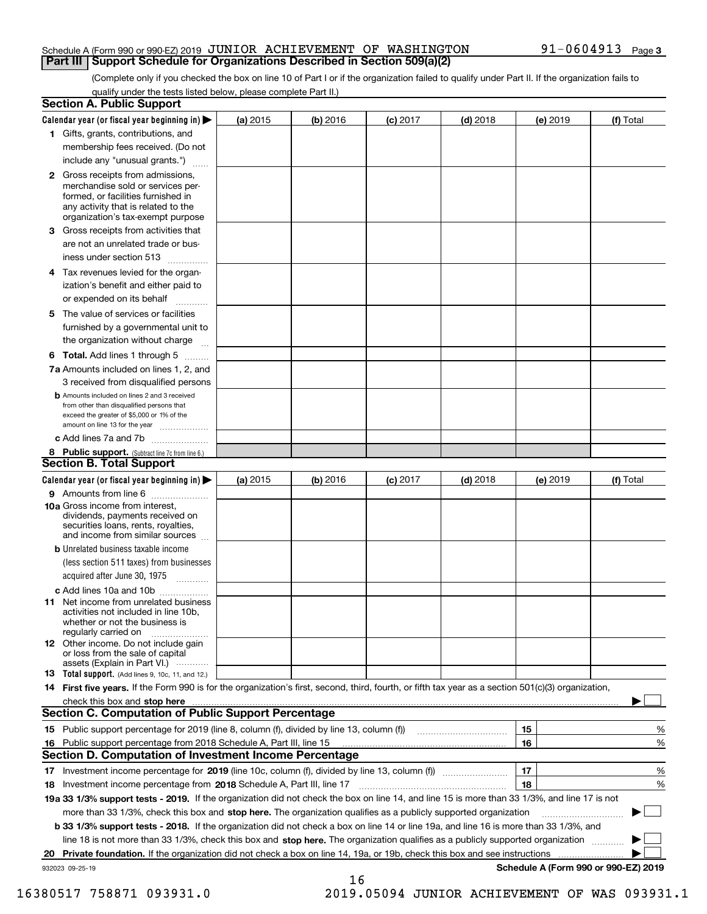Schedule A (Form 990 or 990-EZ) 2019 JUNIOR ACHIEVEMENT OF WASHINGTON 91-0604913 Page 3

## Part III Support Schedule for Organizations Described in Section 509(a)(2)

(Complete only if you checked the box on line 10 of Part I or if the organization failed to qualify under Part II. If the organization fails to qualify under the tests listed below, please complete Part II.)

### Section A. Public Support

| Calendar year (or fiscal year beginning in) ▶ | (a) 2015 | (b) 2016 | (c) 2017 | (d) 2018 | (e) 2019 | (f) Total |
|---|---|---|---|---|---|---|
| **1** Gifts, grants, contributions, and membership fees received. (Do not include any "unusual grants.") | | | | | | |
| **2** Gross receipts from admissions, merchandise sold or services performed, or facilities furnished in any activity that is related to the organization's tax-exempt purpose | | | | | | |
| **3** Gross receipts from activities that are not an unrelated trade or business under section 513 | | | | | | |
| **4** Tax revenues levied for the organization's benefit and either paid to or expended on its behalf | | | | | | |
| **5** The value of services or facilities furnished by a governmental unit to the organization without charge | | | | | | |
| **6 Total.** Add lines 1 through 5 | | | | | | |
| **7a** Amounts included on lines 1, 2, and 3 received from disqualified persons | | | | | | |
| **b** Amounts included on lines 2 and 3 received from other than disqualified persons that exceed the greater of $5,000 or 1% of the amount on line 13 for the year | | | | | | |
| **c** Add lines 7a and 7b | | | | | | |
| **8 Public support.** (Subtract line 7c from line 6.) | | | | | | |

### Section B. Total Support

| Calendar year (or fiscal year beginning in) ▶ | (a) 2015 | (b) 2016 | (c) 2017 | (d) 2018 | (e) 2019 | (f) Total |
|---|---|---|---|---|---|---|
| **9** Amounts from line 6 | | | | | | |
| **10a** Gross income from interest, dividends, payments received on securities loans, rents, royalties, and income from similar sources | | | | | | |
| **b** Unrelated business taxable income (less section 511 taxes) from businesses acquired after June 30, 1975 | | | | | | |
| **c** Add lines 10a and 10b | | | | | | |
| **11** Net income from unrelated business activities not included in line 10b, whether or not the business is regularly carried on | | | | | | |
| **12** Other income. Do not include gain or loss from the sale of capital assets (Explain in Part VI.) | | | | | | |
| **13 Total support.** (Add lines 9, 10c, 11, and 12.) | | | | | | |

**14 First five years.** If the Form 990 is for the organization's first, second, third, fourth, or fifth tax year as a section 501(c)(3) organization, check this box and **stop here** ▶ ☐

### Section C. Computation of Public Support Percentage

| | | | |
|---|---|---|---|
| **15** | Public support percentage for 2019 (line 8, column (f), divided by line 13, column (f)) | 15 | % |
| **16** | Public support percentage from 2018 Schedule A, Part III, line 15 | 16 | % |

### Section D. Computation of Investment Income Percentage

| | | | |
|---|---|---|---|
| **17** | Investment income percentage for **2019** (line 10c, column (f), divided by line 13, column (f)) | 17 | % |
| **18** | Investment income percentage from **2018** Schedule A, Part III, line 17 | 18 | % |

**19a 33 1/3% support tests - 2019.** If the organization did not check the box on line 14, and line 15 is more than 33 1/3%, and line 17 is not more than 33 1/3%, check this box and **stop here.** The organization qualifies as a publicly supported organization ▶ ☐

**b 33 1/3% support tests - 2018.** If the organization did not check a box on line 14 or line 19a, and line 16 is more than 33 1/3%, and line 18 is not more than 33 1/3%, check this box and **stop here.** The organization qualifies as a publicly supported organization ▶ ☐

**20 Private foundation.** If the organization did not check a box on line 14, 19a, or 19b, check this box and see instructions ▶ ☐

932023 09-25-19 **Schedule A (Form 990 or 990-EZ) 2019**

16380517 758871 093931.0 2019.05094 JUNIOR ACHIEVEMENT OF WAS 093931.1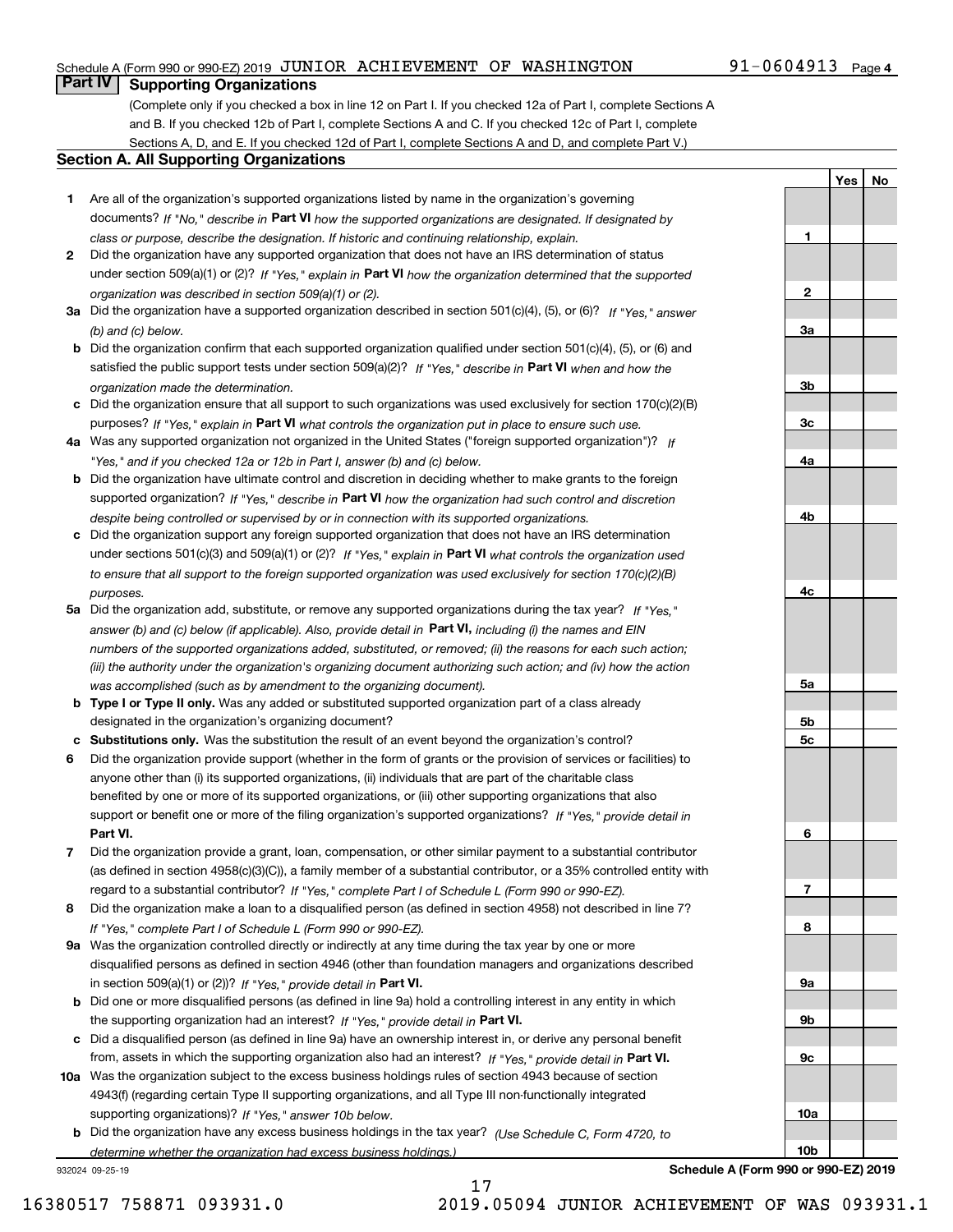Schedule A (Form 990 or 990-EZ) 2019 JUNIOR ACHIEVEMENT OF WASHINGTON 91-0604913 Page 4

## Part IV Supporting Organizations

(Complete only if you checked a box in line 12 on Part I. If you checked 12a of Part I, complete Sections A and B. If you checked 12b of Part I, complete Sections A and C. If you checked 12c of Part I, complete Sections A, D, and E. If you checked 12d of Part I, complete Sections A and D, and complete Part V.)

### Section A. All Supporting Organizations

| | | | Yes | No |
|---|---|---|---|---|
| 1 | Are all of the organization's supported organizations listed by name in the organization's governing documents? *If "No," describe in* **Part VI** *how the supported organizations are designated. If designated by class or purpose, describe the designation. If historic and continuing relationship, explain.* | 1 | | |
| 2 | Did the organization have any supported organization that does not have an IRS determination of status under section 509(a)(1) or (2)? *If "Yes," explain in* **Part VI** *how the organization determined that the supported organization was described in section 509(a)(1) or (2).* | 2 | | |
| 3a | Did the organization have a supported organization described in section 501(c)(4), (5), or (6)? *If "Yes," answer (b) and (c) below.* | 3a | | |
| b | Did the organization confirm that each supported organization qualified under section 501(c)(4), (5), or (6) and satisfied the public support tests under section 509(a)(2)? *If "Yes," describe in* **Part VI** *when and how the organization made the determination.* | 3b | | |
| c | Did the organization ensure that all support to such organizations was used exclusively for section 170(c)(2)(B) purposes? *If "Yes," explain in* **Part VI** *what controls the organization put in place to ensure such use.* | 3c | | |
| 4a | Was any supported organization not organized in the United States ("foreign supported organization")? *If "Yes," and if you checked 12a or 12b in Part I, answer (b) and (c) below.* | 4a | | |
| b | Did the organization have ultimate control and discretion in deciding whether to make grants to the foreign supported organization? *If "Yes," describe in* **Part VI** *how the organization had such control and discretion despite being controlled or supervised by or in connection with its supported organizations.* | 4b | | |
| c | Did the organization support any foreign supported organization that does not have an IRS determination under sections 501(c)(3) and 509(a)(1) or (2)? *If "Yes," explain in* **Part VI** *what controls the organization used to ensure that all support to the foreign supported organization was used exclusively for section 170(c)(2)(B) purposes.* | 4c | | |
| 5a | Did the organization add, substitute, or remove any supported organizations during the tax year? *If "Yes," answer (b) and (c) below (if applicable). Also, provide detail in* **Part VI,** *including (i) the names and EIN numbers of the supported organizations added, substituted, or removed; (ii) the reasons for each such action; (iii) the authority under the organization's organizing document authorizing such action; and (iv) how the action was accomplished (such as by amendment to the organizing document).* | 5a | | |
| b | **Type I or Type II only.** Was any added or substituted supported organization part of a class already designated in the organization's organizing document? | 5b | | |
| c | **Substitutions only.** Was the substitution the result of an event beyond the organization's control? | 5c | | |
| 6 | Did the organization provide support (whether in the form of grants or the provision of services or facilities) to anyone other than (i) its supported organizations, (ii) individuals that are part of the charitable class benefited by one or more of its supported organizations, or (iii) other supporting organizations that also support or benefit one or more of the filing organization's supported organizations? *If "Yes," provide detail in* **Part VI.** | 6 | | |
| 7 | Did the organization provide a grant, loan, compensation, or other similar payment to a substantial contributor (as defined in section 4958(c)(3)(C)), a family member of a substantial contributor, or a 35% controlled entity with regard to a substantial contributor? *If "Yes," complete Part I of Schedule L (Form 990 or 990-EZ).* | 7 | | |
| 8 | Did the organization make a loan to a disqualified person (as defined in section 4958) not described in line 7? *If "Yes," complete Part I of Schedule L (Form 990 or 990-EZ).* | 8 | | |
| 9a | Was the organization controlled directly or indirectly at any time during the tax year by one or more disqualified persons as defined in section 4946 (other than foundation managers and organizations described in section 509(a)(1) or (2))? *If "Yes," provide detail in* **Part VI.** | 9a | | |
| b | Did one or more disqualified persons (as defined in line 9a) hold a controlling interest in any entity in which the supporting organization had an interest? *If "Yes," provide detail in* **Part VI.** | 9b | | |
| c | Did a disqualified person (as defined in line 9a) have an ownership interest in, or derive any personal benefit from, assets in which the supporting organization also had an interest? *If "Yes," provide detail in* **Part VI.** | 9c | | |
| 10a | Was the organization subject to the excess business holdings rules of section 4943 because of section 4943(f) (regarding certain Type II supporting organizations, and all Type III non-functionally integrated supporting organizations)? *If "Yes," answer 10b below.* | 10a | | |
| b | Did the organization have any excess business holdings in the tax year? *(Use Schedule C, Form 4720, to determine whether the organization had excess business holdings.)* | 10b | | |

932024 09-25-19 **Schedule A (Form 990 or 990-EZ) 2019**

16380517 758871 093931.0 2019.05094 JUNIOR ACHIEVEMENT OF WAS 093931.1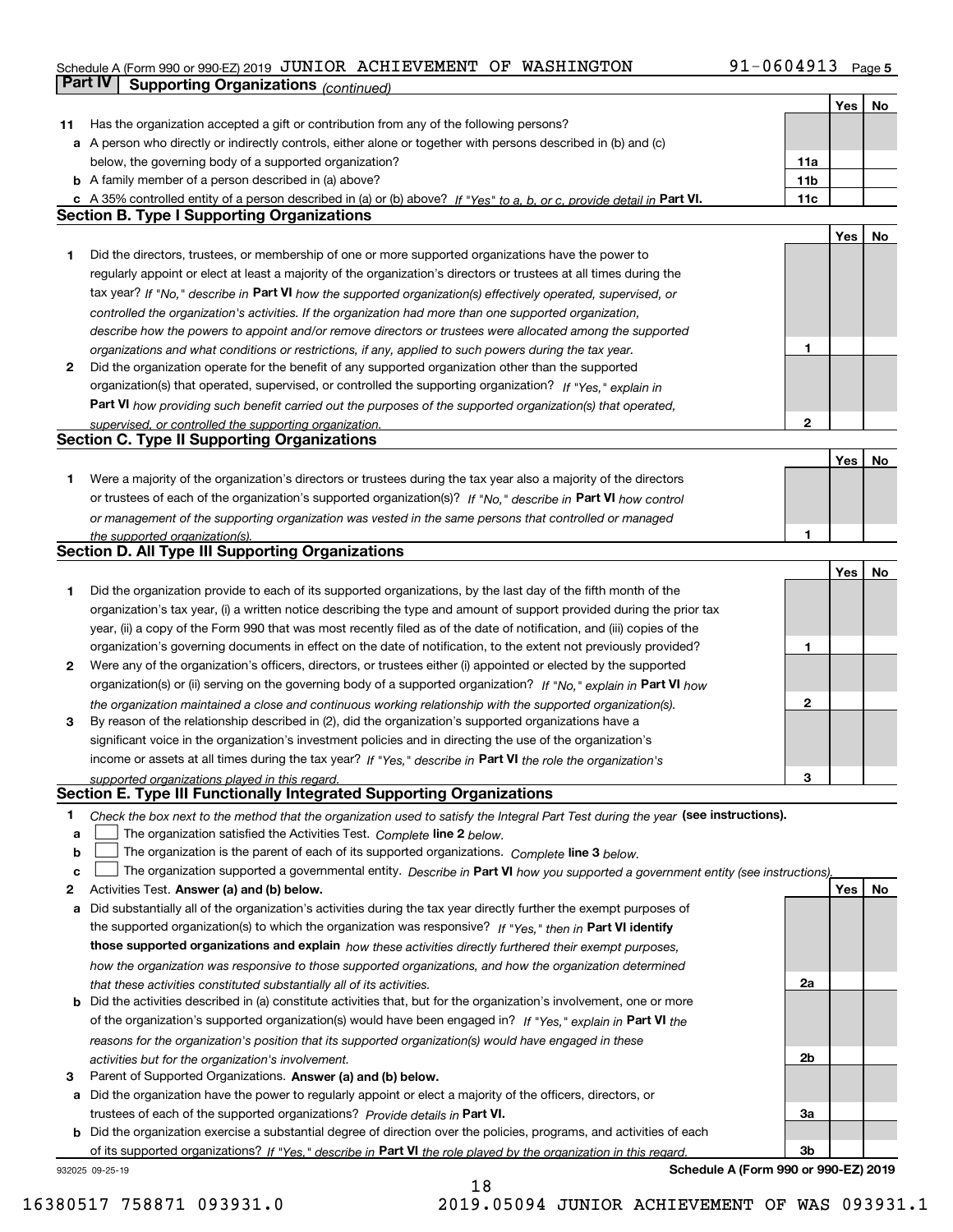Schedule A (Form 990 or 990-EZ) 2019 JUNIOR ACHIEVEMENT OF WASHINGTON 91-0604913

## Part IV Supporting Organizations *(continued)*

| | | | Yes | No |
|---|---|---|---|---|
| **11** | Has the organization accepted a gift or contribution from any of the following persons? | | | |
| **a** | A person who directly or indirectly controls, either alone or together with persons described in (b) and (c) below, the governing body of a supported organization? | **11a** | | |
| **b** | A family member of a person described in (a) above? | **11b** | | |
| **c** | A 35% controlled entity of a person described in (a) or (b) above? *If "Yes" to a, b, or c, provide detail in* **Part VI.** | **11c** | | |

### Section B. Type I Supporting Organizations

| | | | Yes | No |
|---|---|---|---|---|
| **1** | Did the directors, trustees, or membership of one or more supported organizations have the power to regularly appoint or elect at least a majority of the organization's directors or trustees at all times during the tax year? *If "No," describe in* **Part VI** *how the supported organization(s) effectively operated, supervised, or controlled the organization's activities. If the organization had more than one supported organization, describe how the powers to appoint and/or remove directors or trustees were allocated among the supported organizations and what conditions or restrictions, if any, applied to such powers during the tax year.* | **1** | | |
| **2** | Did the organization operate for the benefit of any supported organization other than the supported organization(s) that operated, supervised, or controlled the supporting organization? *If "Yes," explain in* **Part VI** *how providing such benefit carried out the purposes of the supported organization(s) that operated, supervised, or controlled the supporting organization.* | **2** | | |

### Section C. Type II Supporting Organizations

| | | | Yes | No |
|---|---|---|---|---|
| **1** | Were a majority of the organization's directors or trustees during the tax year also a majority of the directors or trustees of each of the organization's supported organization(s)? *If "No," describe in* **Part VI** *how control or management of the supporting organization was vested in the same persons that controlled or managed the supported organization(s).* | **1** | | |

### Section D. All Type III Supporting Organizations

| | | | Yes | No |
|---|---|---|---|---|
| **1** | Did the organization provide to each of its supported organizations, by the last day of the fifth month of the organization's tax year, (i) a written notice describing the type and amount of support provided during the prior tax year, (ii) a copy of the Form 990 that was most recently filed as of the date of notification, and (iii) copies of the organization's governing documents in effect on the date of notification, to the extent not previously provided? | **1** | | |
| **2** | Were any of the organization's officers, directors, or trustees either (i) appointed or elected by the supported organization(s) or (ii) serving on the governing body of a supported organization? *If "No," explain in* **Part VI** *how the organization maintained a close and continuous working relationship with the supported organization(s).* | **2** | | |
| **3** | By reason of the relationship described in (2), did the organization's supported organizations have a significant voice in the organization's investment policies and in directing the use of the organization's income or assets at all times during the tax year? *If "Yes," describe in* **Part VI** *the role the organization's supported organizations played in this regard.* | **3** | | |

### Section E. Type III Functionally Integrated Supporting Organizations

**1** *Check the box next to the method that the organization used to satisfy the Integral Part Test during the year* **(see instructions).**

- **a** ☐ The organization satisfied the Activities Test. *Complete* **line 2** *below.*
- **b** ☐ The organization is the parent of each of its supported organizations. *Complete* **line 3** *below.*
- **c** ☐ The organization supported a governmental entity. *Describe in* **Part VI** *how you supported a government entity (see instructions).*

| | | | Yes | No |
|---|---|---|---|---|
| **2** | Activities Test. **Answer (a) and (b) below.** | | | |
| **a** | Did substantially all of the organization's activities during the tax year directly further the exempt purposes of the supported organization(s) to which the organization was responsive? *If "Yes," then in* **Part VI identify those supported organizations and explain** *how these activities directly furthered their exempt purposes, how the organization was responsive to those supported organizations, and how the organization determined that these activities constituted substantially all of its activities.* | **2a** | | |
| **b** | Did the activities described in (a) constitute activities that, but for the organization's involvement, one or more of the organization's supported organization(s) would have been engaged in? *If "Yes," explain in* **Part VI** *the reasons for the organization's position that its supported organization(s) would have engaged in these activities but for the organization's involvement.* | **2b** | | |
| **3** | Parent of Supported Organizations. **Answer (a) and (b) below.** | | | |
| **a** | Did the organization have the power to regularly appoint or elect a majority of the officers, directors, or trustees of each of the supported organizations? *Provide details in* **Part VI.** | **3a** | | |
| **b** | Did the organization exercise a substantial degree of direction over the policies, programs, and activities of each of its supported organizations? *If "Yes," describe in* **Part VI** *the role played by the organization in this regard.* | **3b** | | |

932025 09-25-19 **Schedule A (Form 990 or 990-EZ) 2019**

16380517 758871 093931.0 2019.05094 JUNIOR ACHIEVEMENT OF WAS 093931.1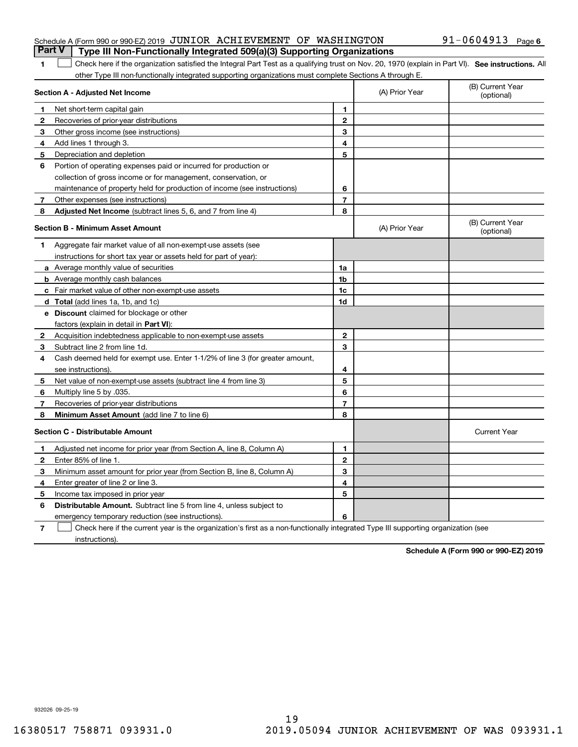Schedule A (Form 990 or 990-EZ) 2019 JUNIOR ACHIEVEMENT OF WASHINGTON 91-0604913 Page 6

**Part V** **Type III Non-Functionally Integrated 509(a)(3) Supporting Organizations**

1 ☐ Check here if the organization satisfied the Integral Part Test as a qualifying trust on Nov. 20, 1970 (explain in Part VI). **See instructions.** All other Type III non-functionally integrated supporting organizations must complete Sections A through E.

| **Section A - Adjusted Net Income** | | | (A) Prior Year | (B) Current Year (optional) |
|---|---|---|---|---|
| 1 | Net short-term capital gain | 1 | | |
| 2 | Recoveries of prior-year distributions | 2 | | |
| 3 | Other gross income (see instructions) | 3 | | |
| 4 | Add lines 1 through 3. | 4 | | |
| 5 | Depreciation and depletion | 5 | | |
| 6 | Portion of operating expenses paid or incurred for production or collection of gross income or for management, conservation, or maintenance of property held for production of income (see instructions) | 6 | | |
| 7 | Other expenses (see instructions) | 7 | | |
| 8 | **Adjusted Net Income** (subtract lines 5, 6, and 7 from line 4) | 8 | | |

| **Section B - Minimum Asset Amount** | | | (A) Prior Year | (B) Current Year (optional) |
|---|---|---|---|---|
| 1 | Aggregate fair market value of all non-exempt-use assets (see instructions for short tax year or assets held for part of year): | | | |
| a | Average monthly value of securities | 1a | | |
| b | Average monthly cash balances | 1b | | |
| c | Fair market value of other non-exempt-use assets | 1c | | |
| d | **Total** (add lines 1a, 1b, and 1c) | 1d | | |
| e | **Discount** claimed for blockage or other factors (explain in detail in **Part VI**): | | | |
| 2 | Acquisition indebtedness applicable to non-exempt-use assets | 2 | | |
| 3 | Subtract line 2 from line 1d. | 3 | | |
| 4 | Cash deemed held for exempt use. Enter 1-1/2% of line 3 (for greater amount, see instructions). | 4 | | |
| 5 | Net value of non-exempt-use assets (subtract line 4 from line 3) | 5 | | |
| 6 | Multiply line 5 by .035. | 6 | | |
| 7 | Recoveries of prior-year distributions | 7 | | |
| 8 | **Minimum Asset Amount** (add line 7 to line 6) | 8 | | |

| **Section C - Distributable Amount** | | | | Current Year |
|---|---|---|---|---|
| 1 | Adjusted net income for prior year (from Section A, line 8, Column A) | 1 | | |
| 2 | Enter 85% of line 1. | 2 | | |
| 3 | Minimum asset amount for prior year (from Section B, line 8, Column A) | 3 | | |
| 4 | Enter greater of line 2 or line 3. | 4 | | |
| 5 | Income tax imposed in prior year | 5 | | |
| 6 | **Distributable Amount.** Subtract line 5 from line 4, unless subject to emergency temporary reduction (see instructions). | 6 | | |

7 ☐ Check here if the current year is the organization's first as a non-functionally integrated Type III supporting organization (see instructions).

**Schedule A (Form 990 or 990-EZ) 2019**

932026 09-25-19

16380517 758871 093931.0 2019.05094 JUNIOR ACHIEVEMENT OF WAS 093931.1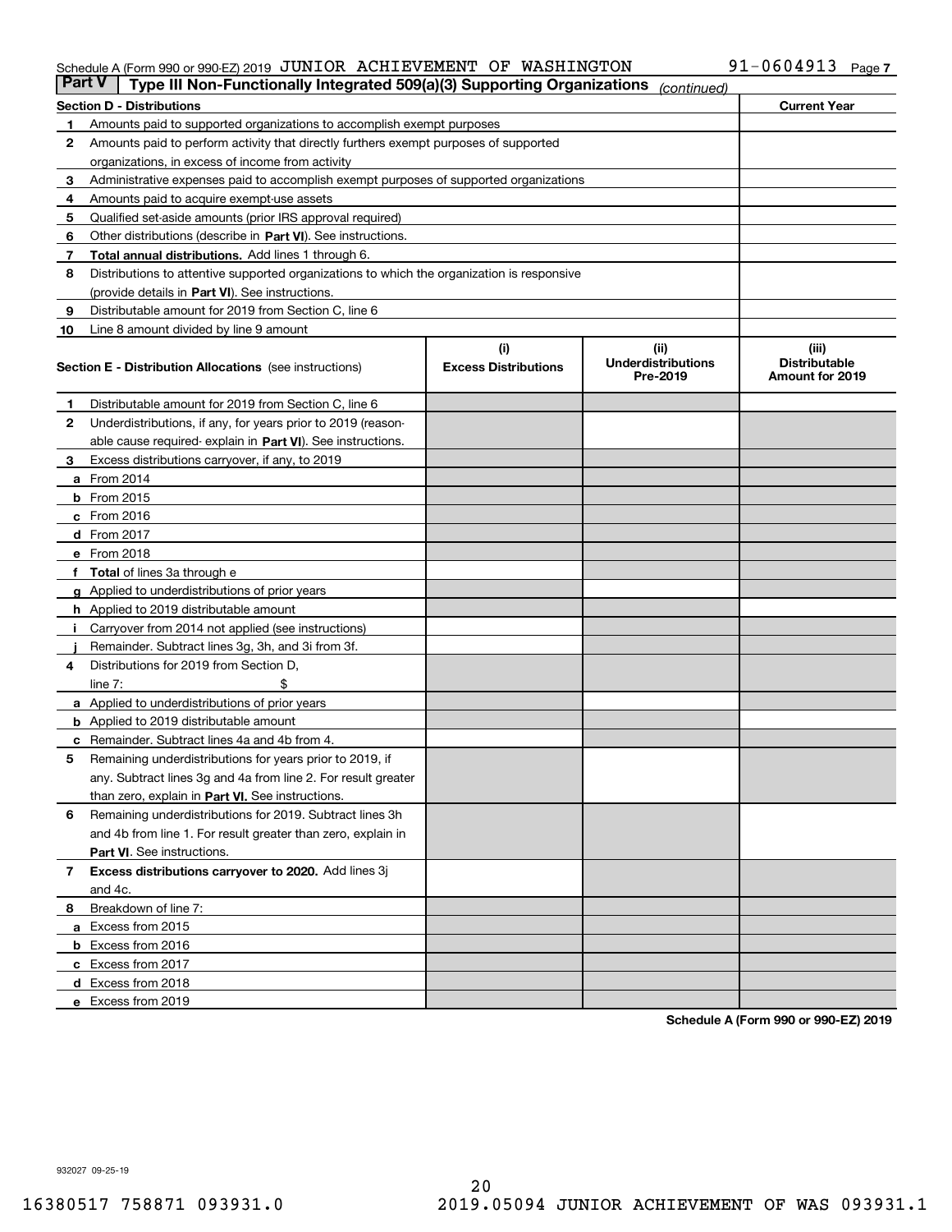Schedule A (Form 990 or 990-EZ) 2019 JUNIOR ACHIEVEMENT OF WASHINGTON 91-0604913 Page 7

## Part V | Type III Non-Functionally Integrated 509(a)(3) Supporting Organizations *(continued)*

| Section D - Distributions | | Current Year |
|---|---|---|
| 1 | Amounts paid to supported organizations to accomplish exempt purposes | |
| 2 | Amounts paid to perform activity that directly furthers exempt purposes of supported organizations, in excess of income from activity | |
| 3 | Administrative expenses paid to accomplish exempt purposes of supported organizations | |
| 4 | Amounts paid to acquire exempt-use assets | |
| 5 | Qualified set-aside amounts (prior IRS approval required) | |
| 6 | Other distributions (describe in **Part VI**). See instructions. | |
| 7 | **Total annual distributions.** Add lines 1 through 6. | |
| 8 | Distributions to attentive supported organizations to which the organization is responsive (provide details in **Part VI**). See instructions. | |
| 9 | Distributable amount for 2019 from Section C, line 6 | |
| 10 | Line 8 amount divided by line 9 amount | |

| Section E - Distribution Allocations (see instructions) | (i) Excess Distributions | (ii) Underdistributions Pre-2019 | (iii) Distributable Amount for 2019 |
|---|---|---|---|
| **1** Distributable amount for 2019 from Section C, line 6 | | | |
| **2** Underdistributions, if any, for years prior to 2019 (reasonable cause required- explain in **Part VI**). See instructions. | | | |
| **3** Excess distributions carryover, if any, to 2019 | | | |
| **a** From 2014 | | | |
| **b** From 2015 | | | |
| **c** From 2016 | | | |
| **d** From 2017 | | | |
| **e** From 2018 | | | |
| **f** **Total** of lines 3a through e | | | |
| **g** Applied to underdistributions of prior years | | | |
| **h** Applied to 2019 distributable amount | | | |
| **i** Carryover from 2014 not applied (see instructions) | | | |
| **j** Remainder. Subtract lines 3g, 3h, and 3i from 3f. | | | |
| **4** Distributions for 2019 from Section D, line 7: $ | | | |
| **a** Applied to underdistributions of prior years | | | |
| **b** Applied to 2019 distributable amount | | | |
| **c** Remainder. Subtract lines 4a and 4b from 4. | | | |
| **5** Remaining underdistributions for years prior to 2019, if any. Subtract lines 3g and 4a from line 2. For result greater than zero, explain in **Part VI.** See instructions. | | | |
| **6** Remaining underdistributions for 2019. Subtract lines 3h and 4b from line 1. For result greater than zero, explain in **Part VI**. See instructions. | | | |
| **7** **Excess distributions carryover to 2020.** Add lines 3j and 4c. | | | |
| **8** Breakdown of line 7: | | | |
| **a** Excess from 2015 | | | |
| **b** Excess from 2016 | | | |
| **c** Excess from 2017 | | | |
| **d** Excess from 2018 | | | |
| **e** Excess from 2019 | | | |

**Schedule A (Form 990 or 990-EZ) 2019**

932027 09-25-19

16380517 758871 093931.0 2019.05094 JUNIOR ACHIEVEMENT OF WAS 093931.1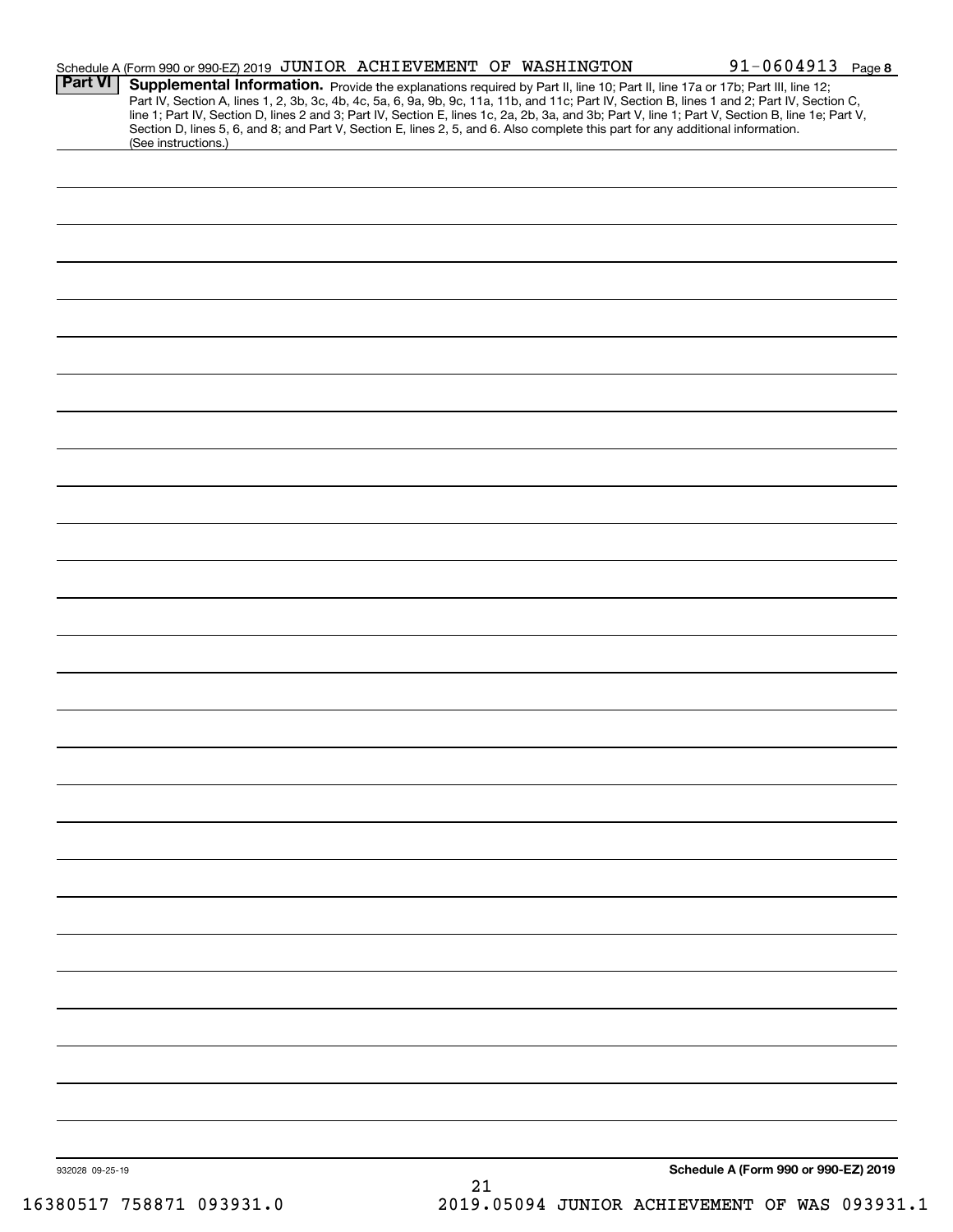Schedule A (Form 990 or 990-EZ) 2019 JUNIOR ACHIEVEMENT OF WASHINGTON 91-0604913 Page 8

**Part VI** **Supplemental Information.** Provide the explanations required by Part II, line 10; Part II, line 17a or 17b; Part III, line 12; Part IV, Section A, lines 1, 2, 3b, 3c, 4b, 4c, 5a, 6, 9a, 9b, 9c, 11a, 11b, and 11c; Part IV, Section B, lines 1 and 2; Part IV, Section C, line 1; Part IV, Section D, lines 2 and 3; Part IV, Section E, lines 1c, 2a, 2b, 3a, and 3b; Part V, line 1; Part V, Section B, line 1e; Part V, Section D, lines 5, 6, and 8; and Part V, Section E, lines 2, 5, and 6. Also complete this part for any additional information. (See instructions.)

932028 09-25-19

Schedule A (Form 990 or 990-EZ) 2019

16380517 758871 093931.0 2019.05094 JUNIOR ACHIEVEMENT OF WAS 093931.1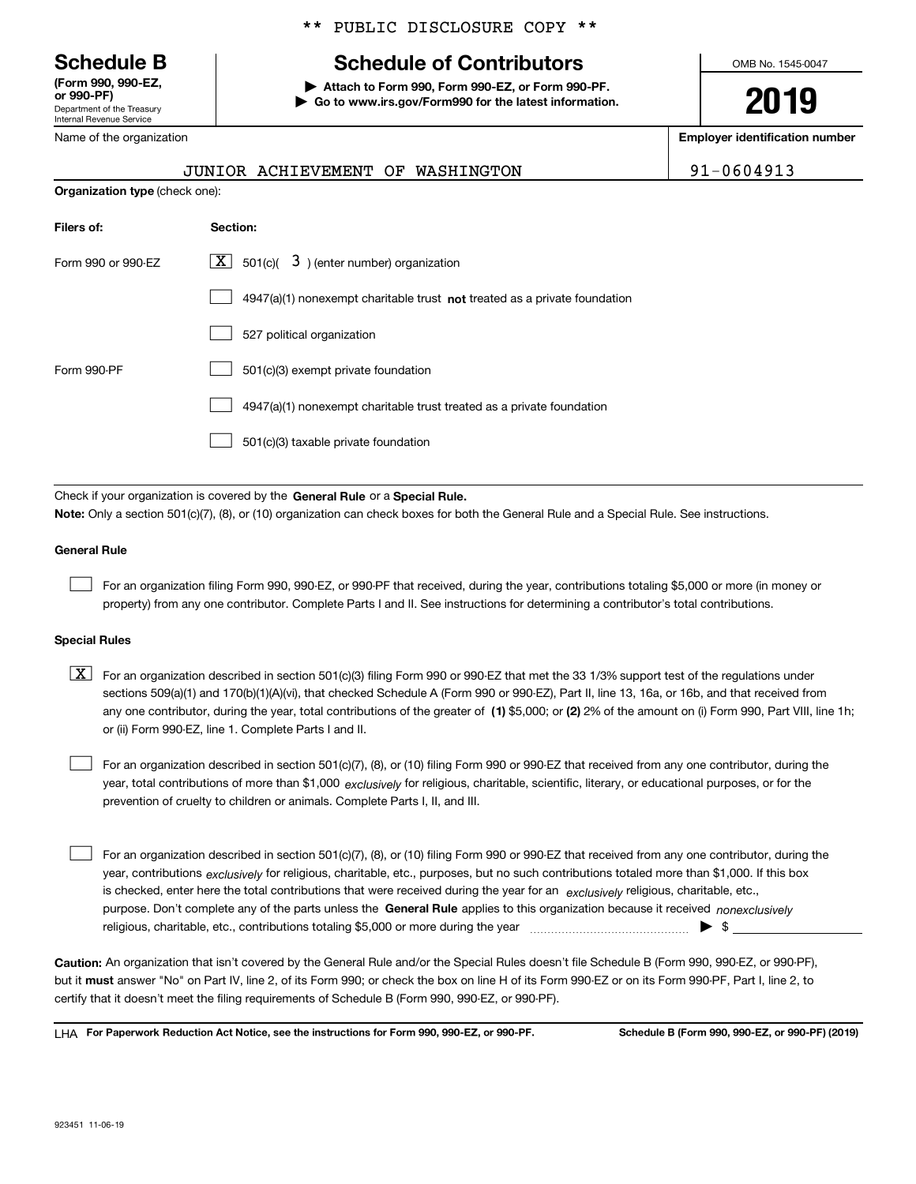** PUBLIC DISCLOSURE COPY **

# Schedule B
**(Form 990, 990-EZ, or 990-PF)**
Department of the Treasury
Internal Revenue Service

## Schedule of Contributors

▶ **Attach to Form 990, Form 990-EZ, or Form 990-PF.**
▶ **Go to www.irs.gov/Form990 for the latest information.**

OMB No. 1545-0047

**2019**

| Name of the organization | Employer identification number |
|---|---|
| JUNIOR ACHIEVEMENT OF WASHINGTON | 91-0604913 |

**Organization type** (check one):

| Filers of: | Section: |
|---|---|
| Form 990 or 990-EZ | [X] 501(c)( 3 ) (enter number) organization |
| | [ ] 4947(a)(1) nonexempt charitable trust **not** treated as a private foundation |
| | [ ] 527 political organization |
| Form 990-PF | [ ] 501(c)(3) exempt private foundation |
| | [ ] 4947(a)(1) nonexempt charitable trust treated as a private foundation |
| | [ ] 501(c)(3) taxable private foundation |

Check if your organization is covered by the **General Rule** or a **Special Rule.**

**Note:** Only a section 501(c)(7), (8), or (10) organization can check boxes for both the General Rule and a Special Rule. See instructions.

### General Rule

[ ] For an organization filing Form 990, 990-EZ, or 990-PF that received, during the year, contributions totaling $5,000 or more (in money or property) from any one contributor. Complete Parts I and II. See instructions for determining a contributor's total contributions.

### Special Rules

[X] For an organization described in section 501(c)(3) filing Form 990 or 990-EZ that met the 33 1/3% support test of the regulations under sections 509(a)(1) and 170(b)(1)(A)(vi), that checked Schedule A (Form 990 or 990-EZ), Part II, line 13, 16a, or 16b, and that received from any one contributor, during the year, total contributions of the greater of **(1)** $5,000; or **(2)** 2% of the amount on (i) Form 990, Part VIII, line 1h; or (ii) Form 990-EZ, line 1. Complete Parts I and II.

[ ] For an organization described in section 501(c)(7), (8), or (10) filing Form 990 or 990-EZ that received from any one contributor, during the year, total contributions of more than $1,000 *exclusively* for religious, charitable, scientific, literary, or educational purposes, or for the prevention of cruelty to children or animals. Complete Parts I, II, and III.

[ ] For an organization described in section 501(c)(7), (8), or (10) filing Form 990 or 990-EZ that received from any one contributor, during the year, contributions *exclusively* for religious, charitable, etc., purposes, but no such contributions totaled more than $1,000. If this box is checked, enter here the total contributions that were received during the year for an *exclusively* religious, charitable, etc., purpose. Don't complete any of the parts unless the **General Rule** applies to this organization because it received *nonexclusively* religious, charitable, etc., contributions totaling $5,000 or more during the year ▶ $ ______

**Caution:** An organization that isn't covered by the General Rule and/or the Special Rules doesn't file Schedule B (Form 990, 990-EZ, or 990-PF), but it **must** answer "No" on Part IV, line 2, of its Form 990; or check the box on line H of its Form 990-EZ or on its Form 990-PF, Part I, line 2, to certify that it doesn't meet the filing requirements of Schedule B (Form 990, 990-EZ, or 990-PF).

LHA **For Paperwork Reduction Act Notice, see the instructions for Form 990, 990-EZ, or 990-PF.** **Schedule B (Form 990, 990-EZ, or 990-PF) (2019)**

923451 11-06-19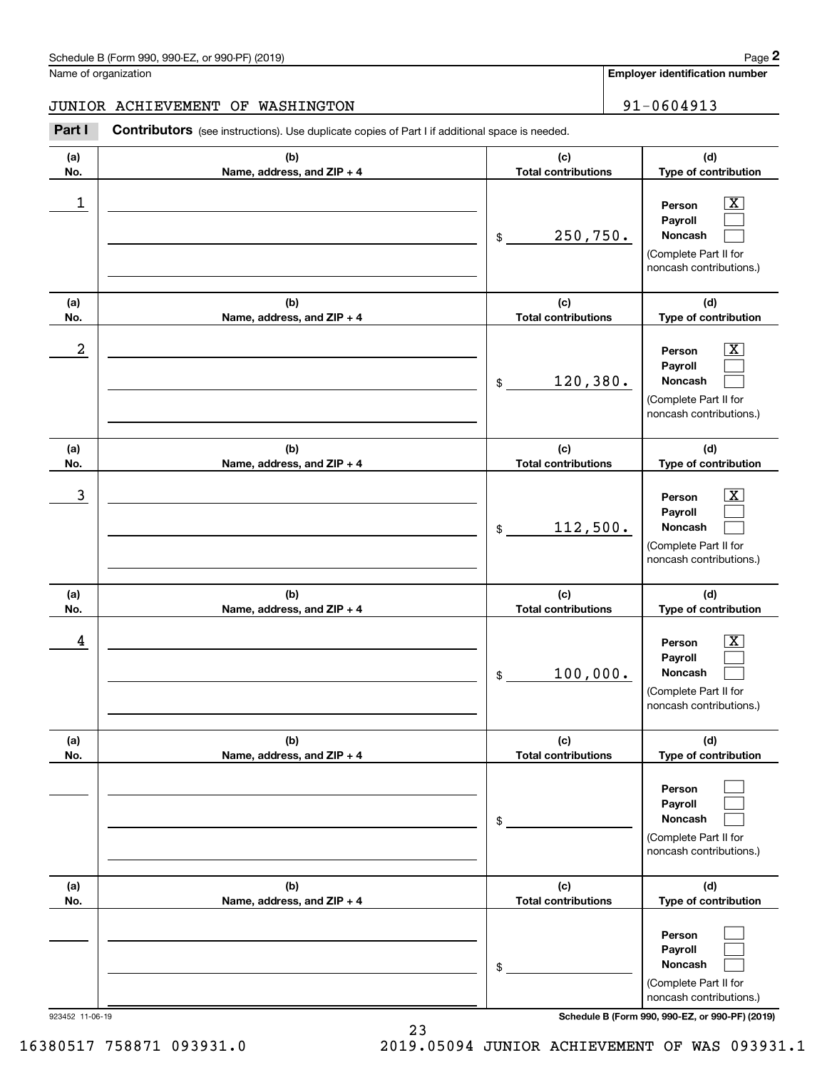Schedule B (Form 990, 990-EZ, or 990-PF) (2019)

Name of organization: JUNIOR ACHIEVEMENT OF WASHINGTON

Employer identification number: 91-0604913

**Part I** **Contributors** (see instructions). Use duplicate copies of Part I if additional space is needed.

| (a) No. | (b) Name, address, and ZIP + 4 | (c) Total contributions | (d) Type of contribution |
|---|---|---|---|
| 1 | | $ 250,750. | Person [X] Payroll [ ] Noncash [ ] (Complete Part II for noncash contributions.) |
| 2 | | $ 120,380. | Person [X] Payroll [ ] Noncash [ ] (Complete Part II for noncash contributions.) |
| 3 | | $ 112,500. | Person [X] Payroll [ ] Noncash [ ] (Complete Part II for noncash contributions.) |
| 4 | | $ 100,000. | Person [X] Payroll [ ] Noncash [ ] (Complete Part II for noncash contributions.) |
| | | $ | Person [ ] Payroll [ ] Noncash [ ] (Complete Part II for noncash contributions.) |
| | | $ | Person [ ] Payroll [ ] Noncash [ ] (Complete Part II for noncash contributions.) |

923452 11-06-19

Schedule B (Form 990, 990-EZ, or 990-PF) (2019)

16380517 758871 093931.0 2019.05094 JUNIOR ACHIEVEMENT OF WAS 093931.1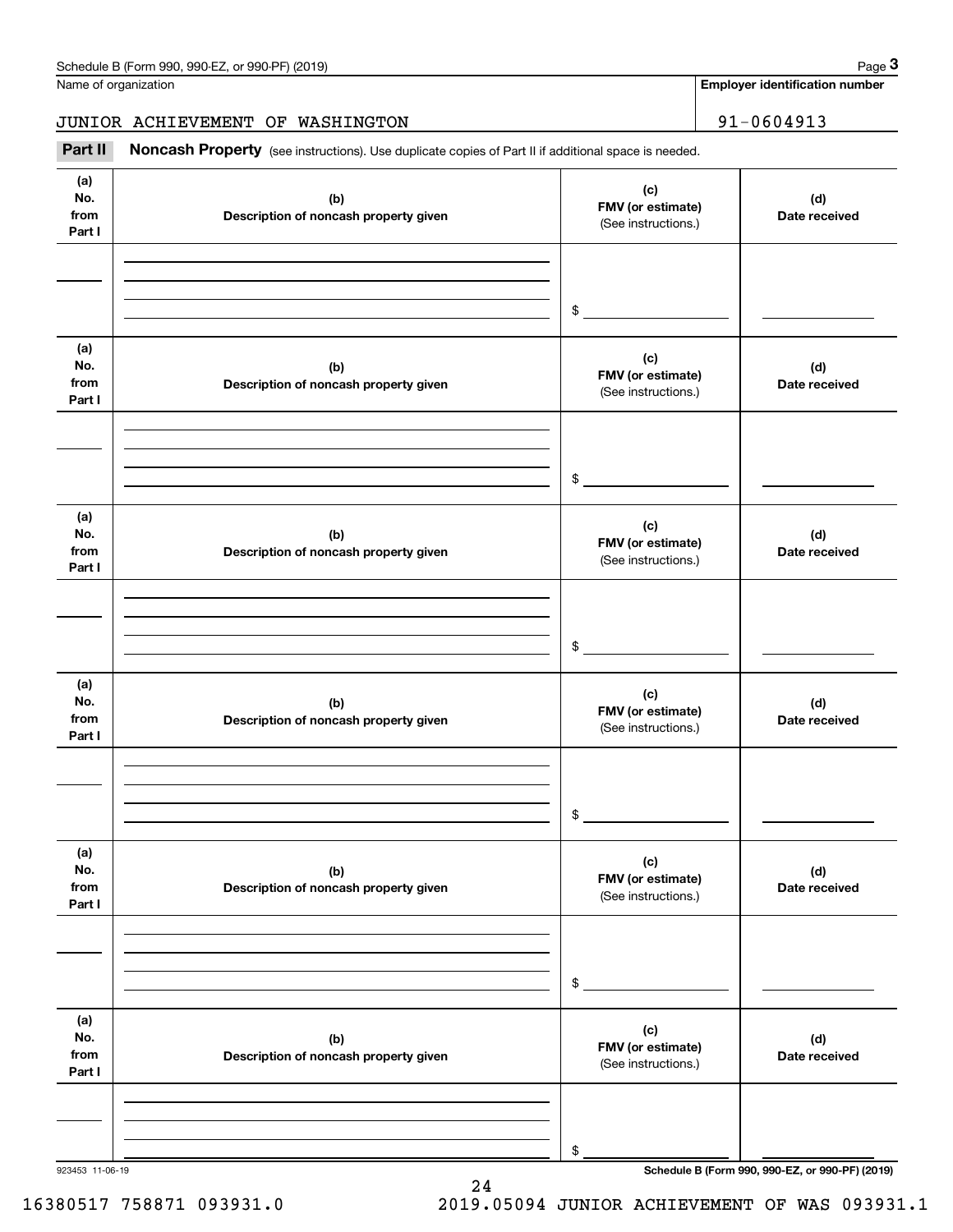Name of organization

JUNIOR ACHIEVEMENT OF WASHINGTON

**Employer identification number**

91-0604913

**Part II** **Noncash Property** (see instructions). Use duplicate copies of Part II if additional space is needed.

| (a) No. from Part I | (b) Description of noncash property given | (c) FMV (or estimate) (See instructions.) | (d) Date received |
|---|---|---|---|
| | | $ | |

| (a) No. from Part I | (b) Description of noncash property given | (c) FMV (or estimate) (See instructions.) | (d) Date received |
|---|---|---|---|
| | | $ | |

| (a) No. from Part I | (b) Description of noncash property given | (c) FMV (or estimate) (See instructions.) | (d) Date received |
|---|---|---|---|
| | | $ | |

| (a) No. from Part I | (b) Description of noncash property given | (c) FMV (or estimate) (See instructions.) | (d) Date received |
|---|---|---|---|
| | | $ | |

| (a) No. from Part I | (b) Description of noncash property given | (c) FMV (or estimate) (See instructions.) | (d) Date received |
|---|---|---|---|
| | | $ | |

| (a) No. from Part I | (b) Description of noncash property given | (c) FMV (or estimate) (See instructions.) | (d) Date received |
|---|---|---|---|
| | | $ | |

923453 11-06-19

16380517 758871 093931.0 2019.05094 JUNIOR ACHIEVEMENT OF WAS 093931.1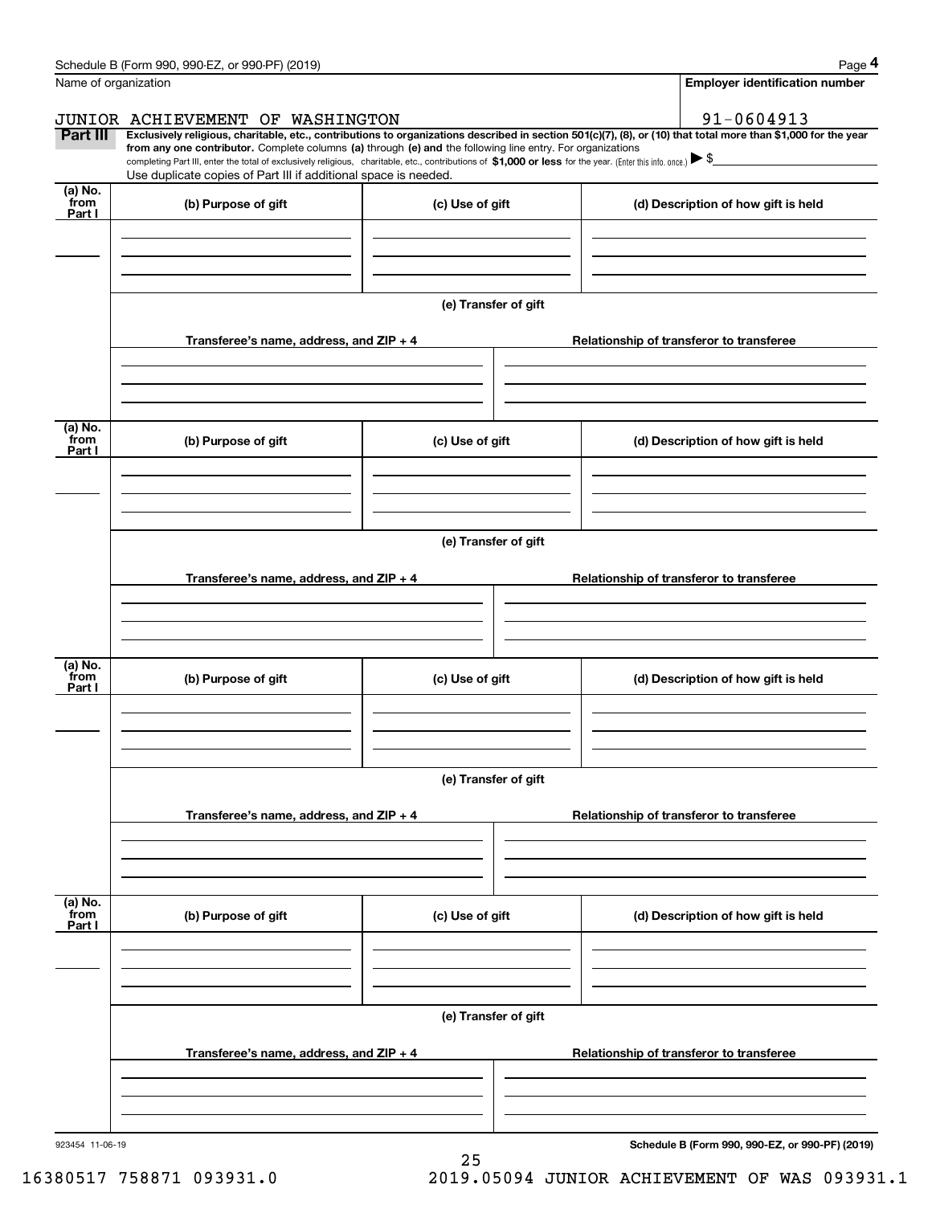Schedule B (Form 990, 990-EZ, or 990-PF) (2019) Page **4**

Name of organization | **Employer identification number**

JUNIOR ACHIEVEMENT OF WASHINGTON | 91-0604913

**Part III** **Exclusively religious, charitable, etc., contributions to organizations described in section 501(c)(7), (8), or (10) that total more than $1,000 for the year from any one contributor.** Complete columns **(a)** through **(e) and** the following line entry. For organizations completing Part III, enter the total of exclusively religious, charitable, etc., contributions of **$1,000 or less** for the year. (Enter this info. once.) ▶ $

Use duplicate copies of Part III if additional space is needed.

| (a) No. from Part I | (b) Purpose of gift | (c) Use of gift | (d) Description of how gift is held |
|---|---|---|---|
| | | | |

**(e) Transfer of gift**

| Transferee's name, address, and ZIP + 4 | Relationship of transferor to transferee |
|---|---|
| | |

| (a) No. from Part I | (b) Purpose of gift | (c) Use of gift | (d) Description of how gift is held |
|---|---|---|---|
| | | | |

**(e) Transfer of gift**

| Transferee's name, address, and ZIP + 4 | Relationship of transferor to transferee |
|---|---|
| | |

| (a) No. from Part I | (b) Purpose of gift | (c) Use of gift | (d) Description of how gift is held |
|---|---|---|---|
| | | | |

**(e) Transfer of gift**

| Transferee's name, address, and ZIP + 4 | Relationship of transferor to transferee |
|---|---|
| | |

| (a) No. from Part I | (b) Purpose of gift | (c) Use of gift | (d) Description of how gift is held |
|---|---|---|---|
| | | | |

**(e) Transfer of gift**

| Transferee's name, address, and ZIP + 4 | Relationship of transferor to transferee |
|---|---|
| | |

923454 11-06-19 **Schedule B (Form 990, 990-EZ, or 990-PF) (2019)**

16380517 758871 093931.0 2019.05094 JUNIOR ACHIEVEMENT OF WAS 093931.1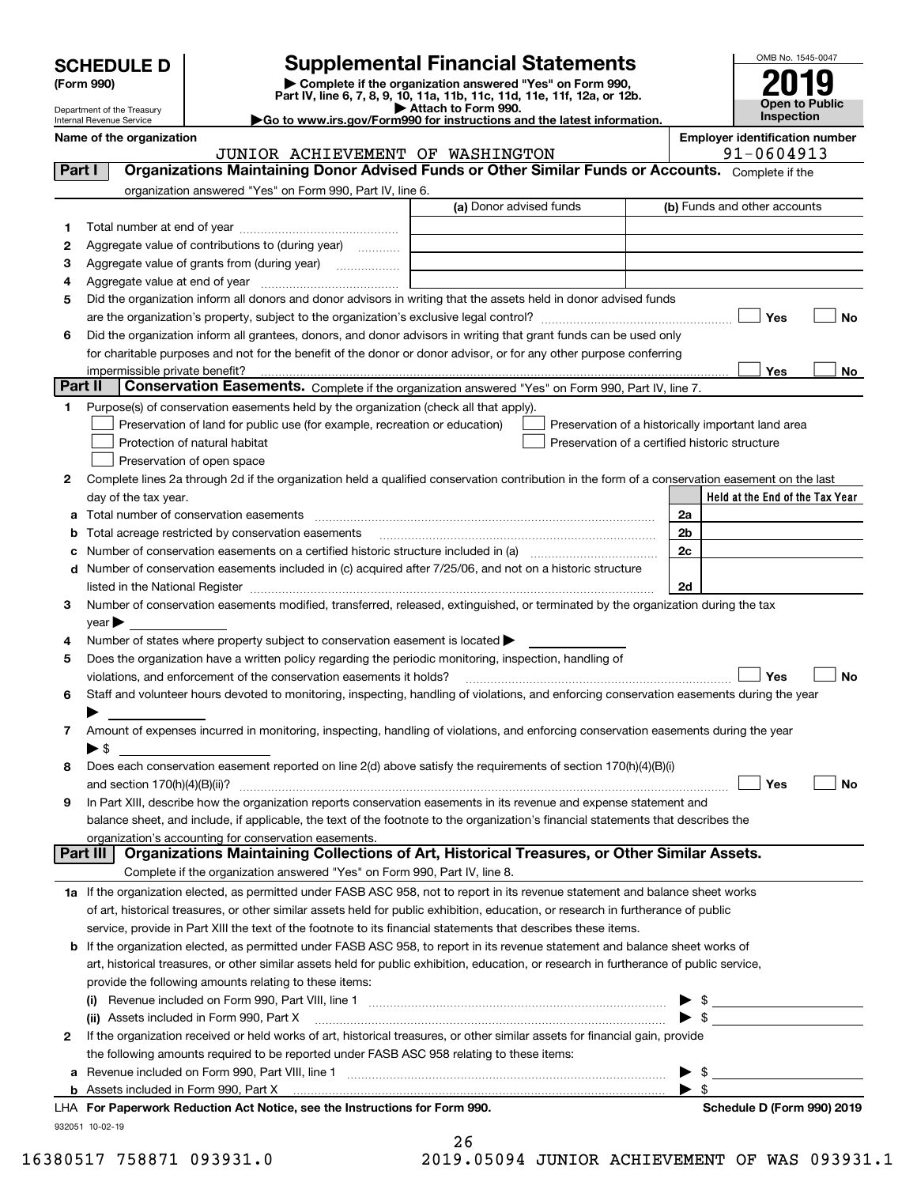# SCHEDULE D (Form 990)

Department of the Treasury
Internal Revenue Service

## Supplemental Financial Statements

▶ Complete if the organization answered "Yes" on Form 990, Part IV, line 6, 7, 8, 9, 10, 11a, 11b, 11c, 11d, 11e, 11f, 12a, or 12b.
▶ Attach to Form 990.
▶Go to www.irs.gov/Form990 for instructions and the latest information.

OMB No. 1545-0047
**2019**
**Open to Public Inspection**

**Name of the organization:** JUNIOR ACHIEVEMENT OF WASHINGTON
**Employer identification number:** 91-0604913

## Part I Organizations Maintaining Donor Advised Funds or Other Similar Funds or Accounts.
Complete if the organization answered "Yes" on Form 990, Part IV, line 6.

| | | (a) Donor advised funds | (b) Funds and other accounts |
|---|---|---|---|
| 1 | Total number at end of year | | |
| 2 | Aggregate value of contributions to (during year) | | |
| 3 | Aggregate value of grants from (during year) | | |
| 4 | Aggregate value at end of year | | |

5 Did the organization inform all donors and donor advisors in writing that the assets held in donor advised funds are the organization's property, subject to the organization's exclusive legal control? ☐ Yes ☐ No

6 Did the organization inform all grantees, donors, and donor advisors in writing that grant funds can be used only for charitable purposes and not for the benefit of the donor or donor advisor, or for any other purpose conferring impermissible private benefit? ☐ Yes ☐ No

## Part II Conservation Easements.
Complete if the organization answered "Yes" on Form 990, Part IV, line 7.

1 Purpose(s) of conservation easements held by the organization (check all that apply).

- ☐ Preservation of land for public use (for example, recreation or education)
- ☐ Preservation of a historically important land area
- ☐ Protection of natural habitat
- ☐ Preservation of a certified historic structure
- ☐ Preservation of open space

2 Complete lines 2a through 2d if the organization held a qualified conservation contribution in the form of a conservation easement on the last day of the tax year.

| | | | Held at the End of the Tax Year |
|---|---|---|---|
| a | Total number of conservation easements | 2a | |
| b | Total acreage restricted by conservation easements | 2b | |
| c | Number of conservation easements on a certified historic structure included in (a) | 2c | |
| d | Number of conservation easements included in (c) acquired after 7/25/06, and not on a historic structure listed in the National Register | 2d | |

3 Number of conservation easements modified, transferred, released, extinguished, or terminated by the organization during the tax year ▶

4 Number of states where property subject to conservation easement is located ▶

5 Does the organization have a written policy regarding the periodic monitoring, inspection, handling of violations, and enforcement of the conservation easements it holds? ☐ Yes ☐ No

6 Staff and volunteer hours devoted to monitoring, inspecting, handling of violations, and enforcing conservation easements during the year ▶

7 Amount of expenses incurred in monitoring, inspecting, handling of violations, and enforcing conservation easements during the year ▶ $

8 Does each conservation easement reported on line 2(d) above satisfy the requirements of section 170(h)(4)(B)(i) and section 170(h)(4)(B)(ii)? ☐ Yes ☐ No

9 In Part XIII, describe how the organization reports conservation easements in its revenue and expense statement and balance sheet, and include, if applicable, the text of the footnote to the organization's financial statements that describes the organization's accounting for conservation easements.

## Part III Organizations Maintaining Collections of Art, Historical Treasures, or Other Similar Assets.
Complete if the organization answered "Yes" on Form 990, Part IV, line 8.

1a If the organization elected, as permitted under FASB ASC 958, not to report in its revenue statement and balance sheet works of art, historical treasures, or other similar assets held for public exhibition, education, or research in furtherance of public service, provide in Part XIII the text of the footnote to its financial statements that describes these items.

b If the organization elected, as permitted under FASB ASC 958, to report in its revenue statement and balance sheet works of art, historical treasures, or other similar assets held for public exhibition, education, or research in furtherance of public service, provide the following amounts relating to these items:

(i) Revenue included on Form 990, Part VIII, line 1 ▶ $

(ii) Assets included in Form 990, Part X ▶ $

2 If the organization received or held works of art, historical treasures, or other similar assets for financial gain, provide the following amounts required to be reported under FASB ASC 958 relating to these items:

a Revenue included on Form 990, Part VIII, line 1 ▶ $

b Assets included in Form 990, Part X ▶ $

LHA For Paperwork Reduction Act Notice, see the Instructions for Form 990. Schedule D (Form 990) 2019

932051 10-02-19

16380517 758871 093931.0 2019.05094 JUNIOR ACHIEVEMENT OF WAS 093931.1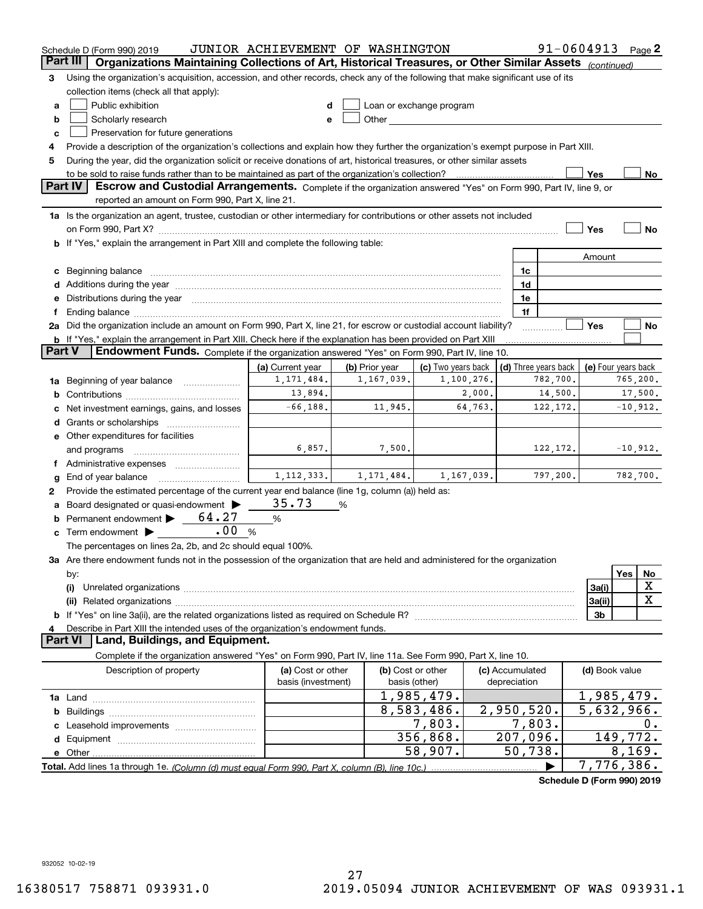Schedule D (Form 990) 2019 JUNIOR ACHIEVEMENT OF WASHINGTON 91-0604913 Page 2

## Part III Organizations Maintaining Collections of Art, Historical Treasures, or Other Similar Assets (continued)

3 Using the organization's acquisition, accession, and other records, check any of the following that make significant use of its collection items (check all that apply):

a ☐ Public exhibition
b ☐ Scholarly research
c ☐ Preservation for future generations
d ☐ Loan or exchange program
e ☐ Other

4 Provide a description of the organization's collections and explain how they further the organization's exempt purpose in Part XIII.

5 During the year, did the organization solicit or receive donations of art, historical treasures, or other similar assets to be sold to raise funds rather than to be maintained as part of the organization's collection? ☐ Yes ☐ No

## Part IV Escrow and Custodial Arrangements. Complete if the organization answered "Yes" on Form 990, Part IV, line 9, or reported an amount on Form 990, Part X, line 21.

1a Is the organization an agent, trustee, custodian or other intermediary for contributions or other assets not included on Form 990, Part X? ☐ Yes ☐ No

b If "Yes," explain the arrangement in Part XIII and complete the following table:

| | | Amount |
|---|---|---|
| c Beginning balance | 1c | |
| d Additions during the year | 1d | |
| e Distributions during the year | 1e | |
| f Ending balance | 1f | |

2a Did the organization include an amount on Form 990, Part X, line 21, for escrow or custodial account liability? ☐ Yes ☐ No

b If "Yes," explain the arrangement in Part XIII. Check here if the explanation has been provided on Part XIII ☐

## Part V Endowment Funds. Complete if the organization answered "Yes" on Form 990, Part IV, line 10.

| | (a) Current year | (b) Prior year | (c) Two years back | (d) Three years back | (e) Four years back |
|---|---|---|---|---|---|
| 1a Beginning of year balance | 1,171,484. | 1,167,039. | 1,100,276. | 782,700. | 765,200. |
| b Contributions | 13,894. | | 2,000. | 14,500. | 17,500. |
| c Net investment earnings, gains, and losses | -66,188. | 11,945. | 64,763. | 122,172. | -10,912. |
| d Grants or scholarships | | | | | |
| e Other expenditures for facilities and programs | 6,857. | 7,500. | | 122,172. | -10,912. |
| f Administrative expenses | | | | | |
| g End of year balance | 1,112,333. | 1,171,484. | 1,167,039. | 797,200. | 782,700. |

2 Provide the estimated percentage of the current year end balance (line 1g, column (a)) held as:

a Board designated or quasi-endowment ▶ 35.73 %
b Permanent endowment ▶ 64.27 %
c Term endowment ▶ .00 %

The percentages on lines 2a, 2b, and 2c should equal 100%.

3a Are there endowment funds not in the possession of the organization that are held and administered for the organization by:

| | | Yes | No |
|---|---|---|---|
| (i) Unrelated organizations | 3a(i) | | X |
| (ii) Related organizations | 3a(ii) | | X |
| b If "Yes" on line 3a(ii), are the related organizations listed as required on Schedule R? | 3b | | |

4 Describe in Part XIII the intended uses of the organization's endowment funds.

## Part VI Land, Buildings, and Equipment.

Complete if the organization answered "Yes" on Form 990, Part IV, line 11a. See Form 990, Part X, line 10.

| Description of property | (a) Cost or other basis (investment) | (b) Cost or other basis (other) | (c) Accumulated depreciation | (d) Book value |
|---|---|---|---|---|
| 1a Land | | 1,985,479. | | 1,985,479. |
| b Buildings | | 8,583,486. | 2,950,520. | 5,632,966. |
| c Leasehold improvements | | 7,803. | 7,803. | 0. |
| d Equipment | | 356,868. | 207,096. | 149,772. |
| e Other | | 58,907. | 50,738. | 8,169. |
| Total. Add lines 1a through 1e. (Column (d) must equal Form 990, Part X, column (B), line 10c.) | | | ▶ | 7,776,386. |

Schedule D (Form 990) 2019

932052 10-02-19

16380517 758871 093931.0 2019.05094 JUNIOR ACHIEVEMENT OF WAS 093931.1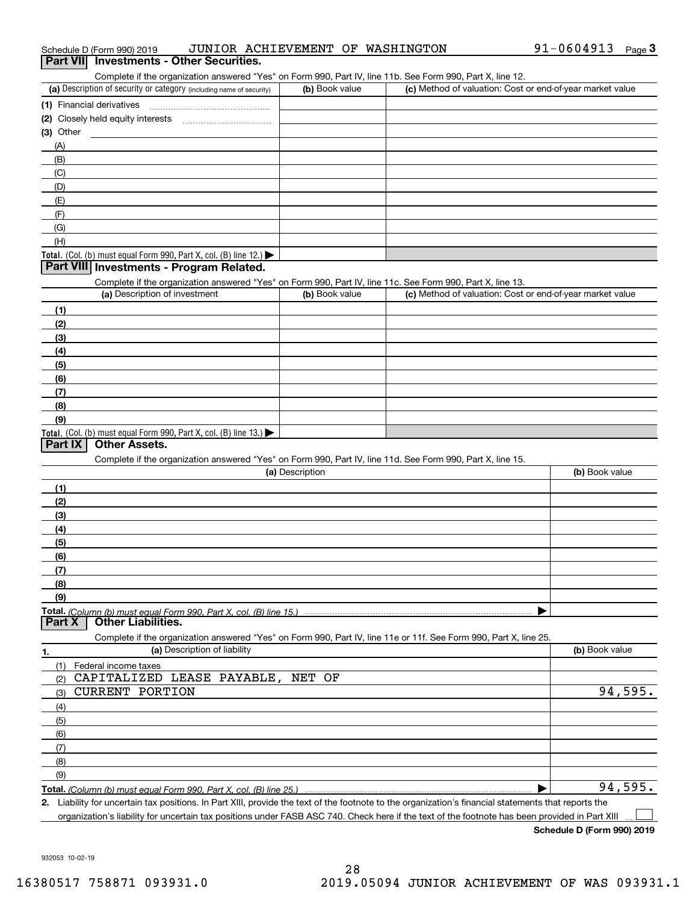Schedule D (Form 990) 2019 JUNIOR ACHIEVEMENT OF WASHINGTON 91-0604913 Page 3

## Part VII Investments - Other Securities.

Complete if the organization answered "Yes" on Form 990, Part IV, line 11b. See Form 990, Part X, line 12.

| (a) Description of security or category (including name of security) | (b) Book value | (c) Method of valuation: Cost or end-of-year market value |
|---|---|---|
| (1) Financial derivatives | | |
| (2) Closely held equity interests | | |
| (3) Other | | |
| (A) | | |
| (B) | | |
| (C) | | |
| (D) | | |
| (E) | | |
| (F) | | |
| (G) | | |
| (H) | | |
| **Total.** (Col. (b) must equal Form 990, Part X, col. (B) line 12.) ▶ | | |

## Part VIII Investments - Program Related.

Complete if the organization answered "Yes" on Form 990, Part IV, line 11c. See Form 990, Part X, line 13.

| (a) Description of investment | (b) Book value | (c) Method of valuation: Cost or end-of-year market value |
|---|---|---|
| (1) | | |
| (2) | | |
| (3) | | |
| (4) | | |
| (5) | | |
| (6) | | |
| (7) | | |
| (8) | | |
| (9) | | |
| **Total.** (Col. (b) must equal Form 990, Part X, col. (B) line 13.) ▶ | | |

## Part IX Other Assets.

Complete if the organization answered "Yes" on Form 990, Part IV, line 11d. See Form 990, Part X, line 15.

| (a) Description | (b) Book value |
|---|---|
| (1) | |
| (2) | |
| (3) | |
| (4) | |
| (5) | |
| (6) | |
| (7) | |
| (8) | |
| (9) | |
| **Total.** *(Column (b) must equal Form 990, Part X, col. (B) line 15.)* ▶ | |

## Part X Other Liabilities.

Complete if the organization answered "Yes" on Form 990, Part IV, line 11e or 11f. See Form 990, Part X, line 25.

| 1. (a) Description of liability | (b) Book value |
|---|---|
| (1) Federal income taxes | |
| (2) CAPITALIZED LEASE PAYABLE, NET OF | |
| (3) CURRENT PORTION | 94,595. |
| (4) | |
| (5) | |
| (6) | |
| (7) | |
| (8) | |
| (9) | |
| **Total.** *(Column (b) must equal Form 990, Part X, col. (B) line 25.)* ▶ | 94,595. |

**2.** Liability for uncertain tax positions. In Part XIII, provide the text of the footnote to the organization's financial statements that reports the organization's liability for uncertain tax positions under FASB ASC 740. Check here if the text of the footnote has been provided in Part XIII ☐

**Schedule D (Form 990) 2019**

932053 10-02-19

16380517 758871 093931.0 2019.05094 JUNIOR ACHIEVEMENT OF WAS 093931.1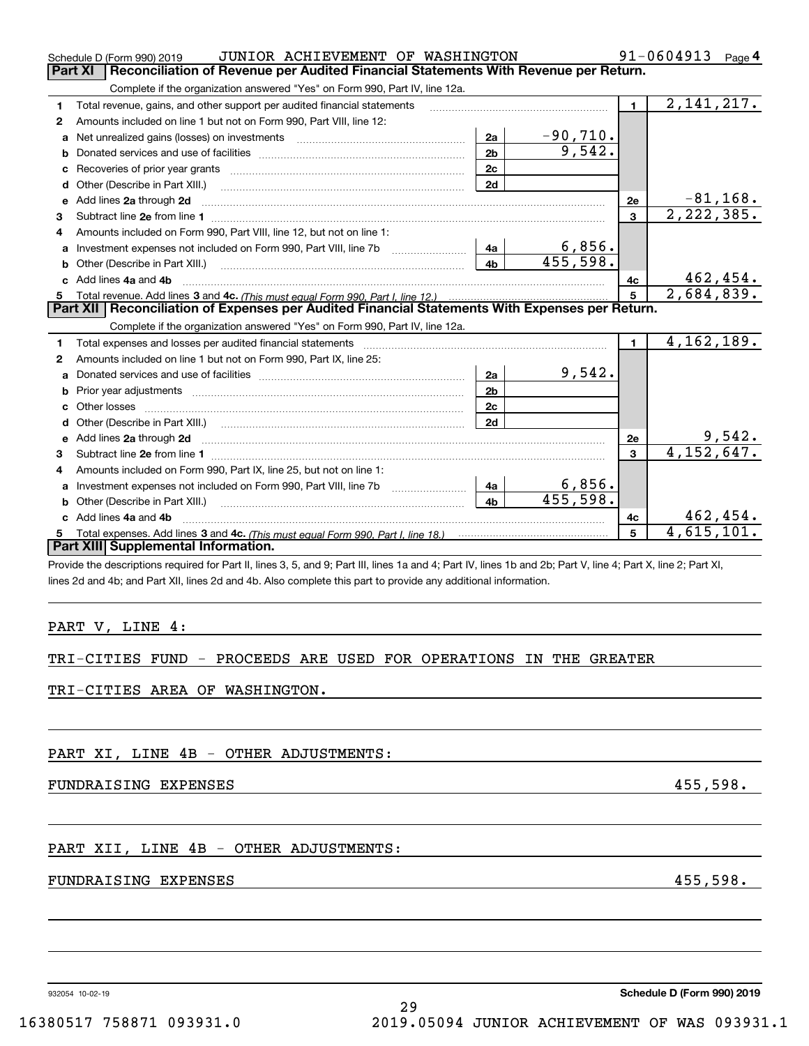Schedule D (Form 990) 2019 JUNIOR ACHIEVEMENT OF WASHINGTON 91-0604913 Page 4

## Part XI Reconciliation of Revenue per Audited Financial Statements With Revenue per Return.

Complete if the organization answered "Yes" on Form 990, Part IV, line 12a.

| | | | | | |
|---|---|---|---|---|---|
| 1 | Total revenue, gains, and other support per audited financial statements | | | 1 | 2,141,217. |
| 2 | Amounts included on line 1 but not on Form 990, Part VIII, line 12: | | | | |
| a | Net unrealized gains (losses) on investments | 2a | -90,710. | | |
| b | Donated services and use of facilities | 2b | 9,542. | | |
| c | Recoveries of prior year grants | 2c | | | |
| d | Other (Describe in Part XIII.) | 2d | | | |
| e | Add lines 2a through 2d | | | 2e | -81,168. |
| 3 | Subtract line 2e from line 1 | | | 3 | 2,222,385. |
| 4 | Amounts included on Form 990, Part VIII, line 12, but not on line 1: | | | | |
| a | Investment expenses not included on Form 990, Part VIII, line 7b | 4a | 6,856. | | |
| b | Other (Describe in Part XIII.) | 4b | 455,598. | | |
| c | Add lines 4a and 4b | | | 4c | 462,454. |
| 5 | Total revenue. Add lines 3 and 4c. *(This must equal Form 990, Part I, line 12.)* | | | 5 | 2,684,839. |

## Part XII Reconciliation of Expenses per Audited Financial Statements With Expenses per Return.

Complete if the organization answered "Yes" on Form 990, Part IV, line 12a.

| | | | | | |
|---|---|---|---|---|---|
| 1 | Total expenses and losses per audited financial statements | | | 1 | 4,162,189. |
| 2 | Amounts included on line 1 but not on Form 990, Part IX, line 25: | | | | |
| a | Donated services and use of facilities | 2a | 9,542. | | |
| b | Prior year adjustments | 2b | | | |
| c | Other losses | 2c | | | |
| d | Other (Describe in Part XIII.) | 2d | | | |
| e | Add lines 2a through 2d | | | 2e | 9,542. |
| 3 | Subtract line 2e from line 1 | | | 3 | 4,152,647. |
| 4 | Amounts included on Form 990, Part IX, line 25, but not on line 1: | | | | |
| a | Investment expenses not included on Form 990, Part VIII, line 7b | 4a | 6,856. | | |
| b | Other (Describe in Part XIII.) | 4b | 455,598. | | |
| c | Add lines 4a and 4b | | | 4c | 462,454. |
| 5 | Total expenses. Add lines 3 and 4c. *(This must equal Form 990, Part I, line 18.)* | | | 5 | 4,615,101. |

## Part XIII Supplemental Information.

Provide the descriptions required for Part II, lines 3, 5, and 9; Part III, lines 1a and 4; Part IV, lines 1b and 2b; Part V, line 4; Part X, line 2; Part XI, lines 2d and 4b; and Part XII, lines 2d and 4b. Also complete this part to provide any additional information.

PART V, LINE 4:

TRI-CITIES FUND - PROCEEDS ARE USED FOR OPERATIONS IN THE GREATER TRI-CITIES AREA OF WASHINGTON.

PART XI, LINE 4B - OTHER ADJUSTMENTS:

FUNDRAISING EXPENSES 455,598.

PART XII, LINE 4B - OTHER ADJUSTMENTS:

FUNDRAISING EXPENSES 455,598.

932054 10-02-19 Schedule D (Form 990) 2019

16380517 758871 093931.0 2019.05094 JUNIOR ACHIEVEMENT OF WAS 093931.1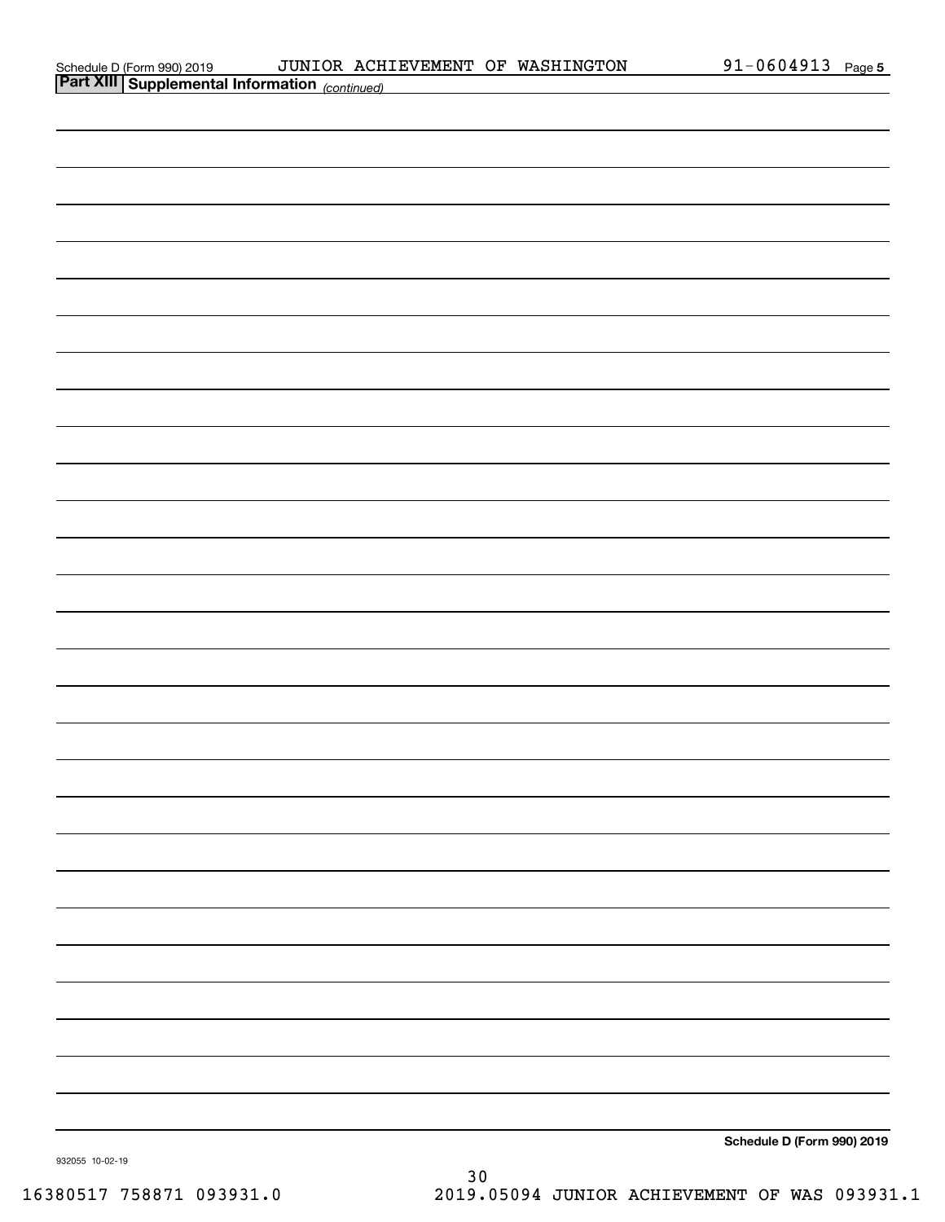## Part XIII Supplemental Information *(continued)*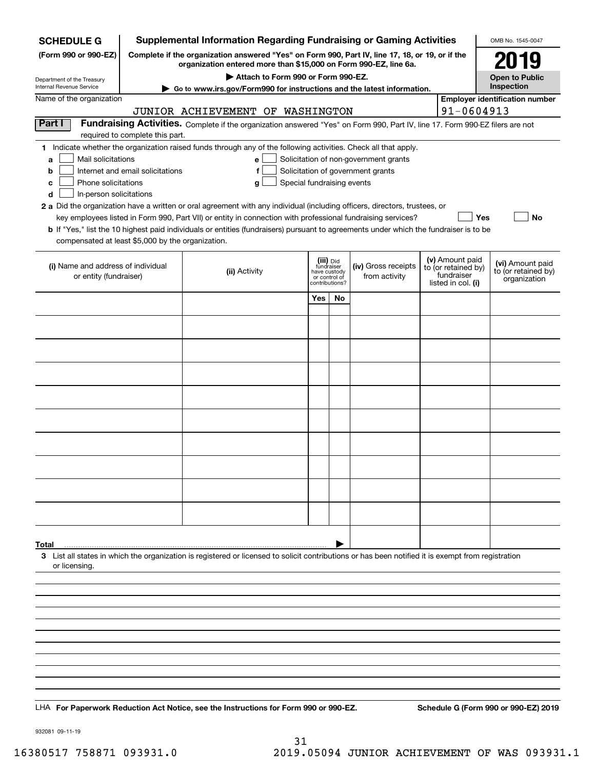**SCHEDULE G**
**(Form 990 or 990-EZ)**

Department of the Treasury
Internal Revenue Service

# Supplemental Information Regarding Fundraising or Gaming Activities

**Complete if the organization answered "Yes" on Form 990, Part IV, line 17, 18, or 19, or if the organization entered more than $15,000 on Form 990-EZ, line 6a.**

**▶ Attach to Form 990 or Form 990-EZ.**

**▶ Go to www.irs.gov/Form990 for instructions and the latest information.**

OMB No. 1545-0047

**2019**

**Open to Public Inspection**

Name of the organization: JUNIOR ACHIEVEMENT OF WASHINGTON

**Employer identification number:** 91-0604913

## Part I Fundraising Activities.

Complete if the organization answered "Yes" on Form 990, Part IV, line 17. Form 990-EZ filers are not required to complete this part.

**1** Indicate whether the organization raised funds through any of the following activities. Check all that apply.

- **a** ☐ Mail solicitations
- **b** ☐ Internet and email solicitations
- **c** ☐ Phone solicitations
- **d** ☐ In-person solicitations
- **e** ☐ Solicitation of non-government grants
- **f** ☐ Solicitation of government grants
- **g** ☐ Special fundraising events

**2 a** Did the organization have a written or oral agreement with any individual (including officers, directors, trustees, or key employees listed in Form 990, Part VII) or entity in connection with professional fundraising services? ☐ **Yes** ☐ **No**

**b** If "Yes," list the 10 highest paid individuals or entities (fundraisers) pursuant to agreements under which the fundraiser is to be compensated at least $5,000 by the organization.

| (i) Name and address of individual or entity (fundraiser) | (ii) Activity | (iii) Did fundraiser have custody or control of contributions? Yes | No | (iv) Gross receipts from activity | (v) Amount paid to (or retained by) fundraiser listed in col. (i) | (vi) Amount paid to (or retained by) organization |
|---|---|---|---|---|---|---|
| | | | | | | |
| | | | | | | |
| | | | | | | |
| | | | | | | |
| | | | | | | |
| | | | | | | |
| | | | | | | |
| | | | | | | |
| | | | | | | |
| | | | | | | |
| **Total** ▶ | | | | | | |

**3** List all states in which the organization is registered or licensed to solicit contributions or has been notified it is exempt from registration or licensing.

LHA **For Paperwork Reduction Act Notice, see the Instructions for Form 990 or 990-EZ.** **Schedule G (Form 990 or 990-EZ) 2019**

932081 09-11-19

16380517 758871 093931.0 2019.05094 JUNIOR ACHIEVEMENT OF WAS 093931.1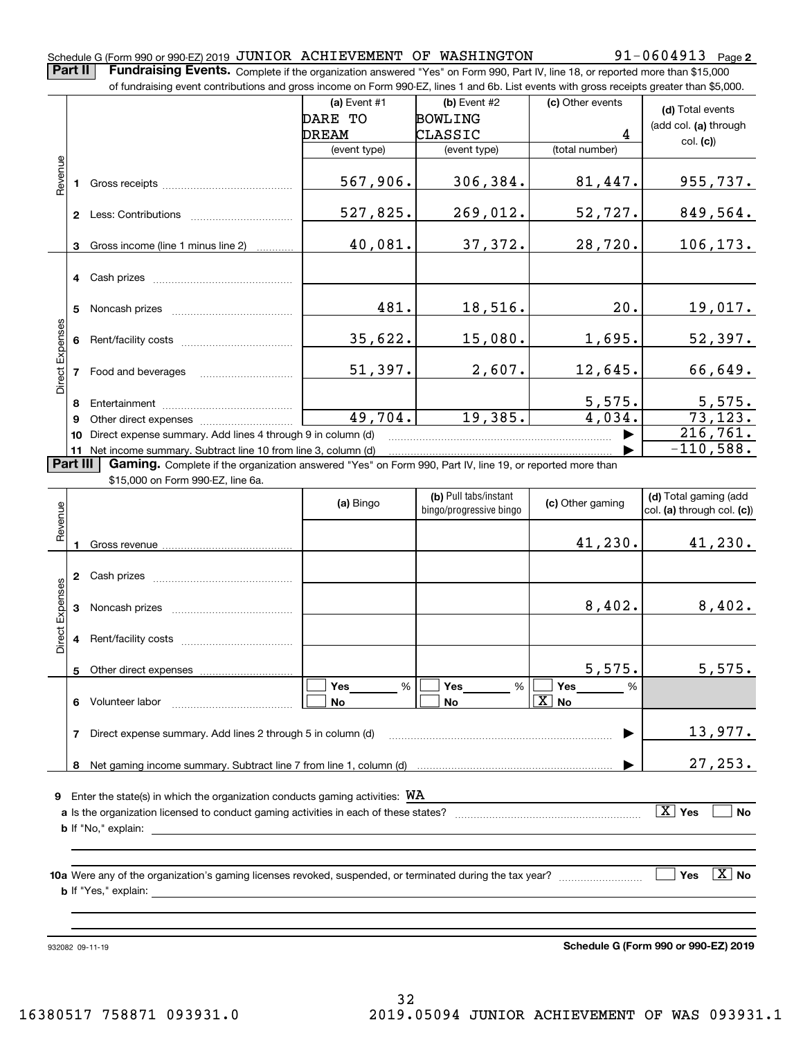Schedule G (Form 990 or 990-EZ) 2019 JUNIOR ACHIEVEMENT OF WASHINGTON 91-0604913 Page 2

**Part II** **Fundraising Events.** Complete if the organization answered "Yes" on Form 990, Part IV, line 18, or reported more than $15,000 of fundraising event contributions and gross income on Form 990-EZ, lines 1 and 6b. List events with gross receipts greater than $5,000.

| | | (a) Event #1 DARE TO DREAM (event type) | (b) Event #2 BOWLING CLASSIC (event type) | (c) Other events 4 (total number) | (d) Total events (add col. (a) through col. (c)) |
|---|---|---|---|---|---|
| Revenue | 1 Gross receipts | 567,906. | 306,384. | 81,447. | 955,737. |
| | 2 Less: Contributions | 527,825. | 269,012. | 52,727. | 849,564. |
| | 3 Gross income (line 1 minus line 2) | 40,081. | 37,372. | 28,720. | 106,173. |
| Direct Expenses | 4 Cash prizes | | | | |
| | 5 Noncash prizes | 481. | 18,516. | 20. | 19,017. |
| | 6 Rent/facility costs | 35,622. | 15,080. | 1,695. | 52,397. |
| | 7 Food and beverages | 51,397. | 2,607. | 12,645. | 66,649. |
| | 8 Entertainment | | | 5,575. | 5,575. |
| | 9 Other direct expenses | 49,704. | 19,385. | 4,034. | 73,123. |
| | 10 Direct expense summary. Add lines 4 through 9 in column (d) | | | | 216,761. |
| | 11 Net income summary. Subtract line 10 from line 3, column (d) | | | | -110,588. |

**Part III** **Gaming.** Complete if the organization answered "Yes" on Form 990, Part IV, line 19, or reported more than $15,000 on Form 990-EZ, line 6a.

| | | (a) Bingo | (b) Pull tabs/instant bingo/progressive bingo | (c) Other gaming | (d) Total gaming (add col. (a) through col. (c)) |
|---|---|---|---|---|---|
| Revenue | 1 Gross revenue | | | 41,230. | 41,230. |
| Direct Expenses | 2 Cash prizes | | | | |
| | 3 Noncash prizes | | | 8,402. | 8,402. |
| | 4 Rent/facility costs | | | | |
| | 5 Other direct expenses | | | 5,575. | 5,575. |
| | 6 Volunteer labor | ☐ Yes ____ % ☐ No | ☐ Yes ____ % ☐ No | ☐ Yes ____ % ☒ No | |
| | 7 Direct expense summary. Add lines 2 through 5 in column (d) | | | | 13,977. |
| | 8 Net gaming income summary. Subtract line 7 from line 1, column (d) | | | | 27,253. |

9 Enter the state(s) in which the organization conducts gaming activities: WA

a Is the organization licensed to conduct gaming activities in each of these states? ☒ Yes ☐ No

b If "No," explain:

10a Were any of the organization's gaming licenses revoked, suspended, or terminated during the tax year? ☐ Yes ☒ No

b If "Yes," explain:

932082 09-11-19 **Schedule G (Form 990 or 990-EZ) 2019**

16380517 758871 093931.0 2019.05094 JUNIOR ACHIEVEMENT OF WAS 093931.1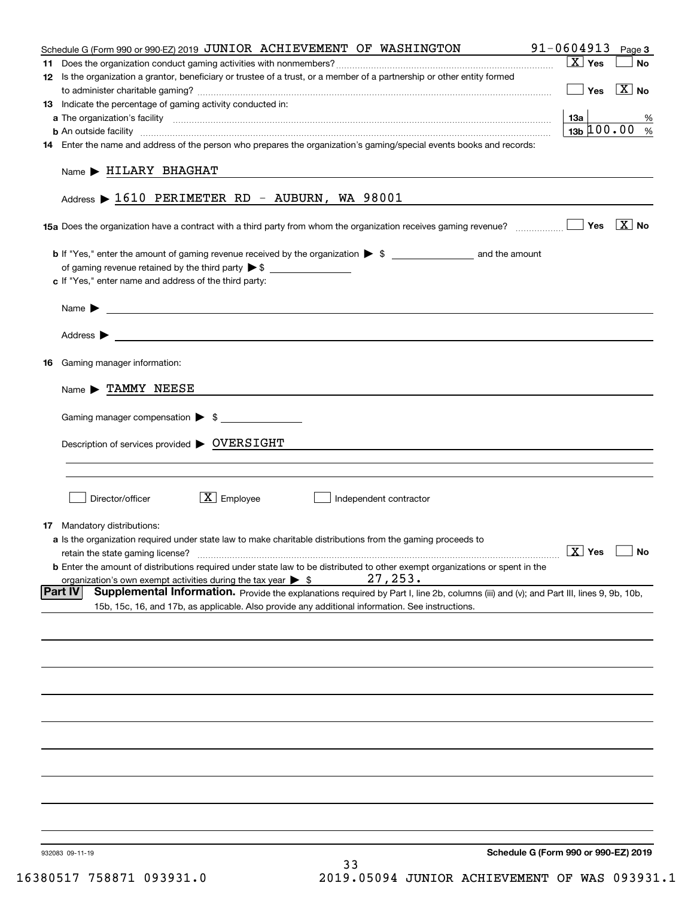Schedule G (Form 990 or 990-EZ) 2019 JUNIOR ACHIEVEMENT OF WASHINGTON 91-0604913 Page 3

**11** Does the organization conduct gaming activities with nonmembers? [X] Yes [ ] No

**12** Is the organization a grantor, beneficiary or trustee of a trust, or a member of a partnership or other entity formed to administer charitable gaming? [ ] Yes [X] No

**13** Indicate the percentage of gaming activity conducted in:

**a** The organization's facility — 13a ____ %

**b** An outside facility — 13b 100.00 %

**14** Enter the name and address of the person who prepares the organization's gaming/special events books and records:

Name ▶ HILARY BHAGHAT

Address ▶ 1610 PERIMETER RD - AUBURN, WA 98001

**15a** Does the organization have a contract with a third party from whom the organization receives gaming revenue? [ ] Yes [X] No

**b** If "Yes," enter the amount of gaming revenue received by the organization ▶ $ ________ and the amount of gaming revenue retained by the third party ▶ $ ________

**c** If "Yes," enter name and address of the third party:

Name ▶

Address ▶

**16** Gaming manager information:

Name ▶ TAMMY NEESE

Gaming manager compensation ▶ $

Description of services provided ▶ OVERSIGHT

[ ] Director/officer [X] Employee [ ] Independent contractor

**17** Mandatory distributions:

**a** Is the organization required under state law to make charitable distributions from the gaming proceeds to retain the state gaming license? [X] Yes [ ] No

**b** Enter the amount of distributions required under state law to be distributed to other exempt organizations or spent in the organization's own exempt activities during the tax year ▶ $ 27,253.

**Part IV** **Supplemental Information.** Provide the explanations required by Part I, line 2b, columns (iii) and (v); and Part III, lines 9, 9b, 10b, 15b, 15c, 16, and 17b, as applicable. Also provide any additional information. See instructions.

932083 09-11-19

**Schedule G (Form 990 or 990-EZ) 2019**

16380517 758871 093931.0 2019.05094 JUNIOR ACHIEVEMENT OF WAS 093931.1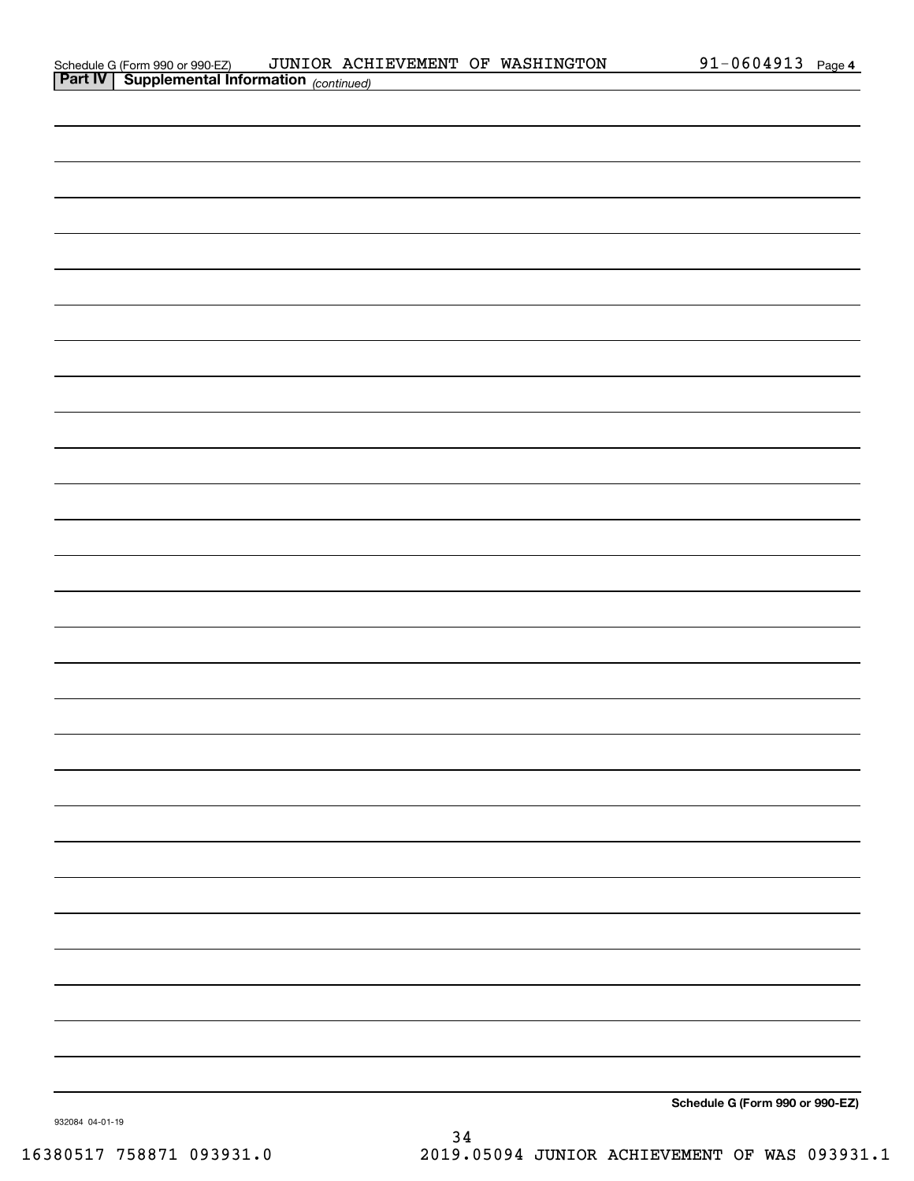Schedule G (Form 990 or 990-EZ) JUNIOR ACHIEVEMENT OF WASHINGTON 91-0604913 Page 4

**Part IV | Supplemental Information** *(continued)*

**Schedule G (Form 990 or 990-EZ)**

932084 04-01-19

16380517 758871 093931.0 2019.05094 JUNIOR ACHIEVEMENT OF WAS 093931.1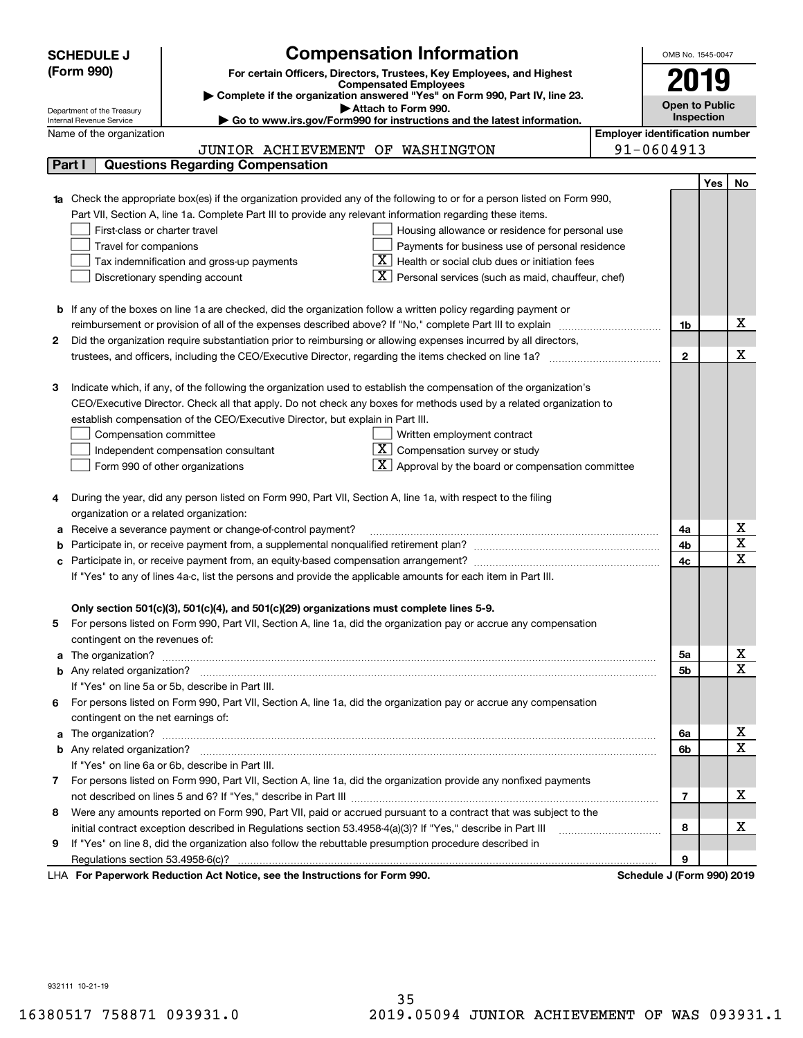**SCHEDULE J (Form 990)**

Department of the Treasury
Internal Revenue Service

# Compensation Information

**For certain Officers, Directors, Trustees, Key Employees, and Highest Compensated Employees**

▶ **Complete if the organization answered "Yes" on Form 990, Part IV, line 23.**

▶ **Attach to Form 990.**

▶ **Go to www.irs.gov/Form990 for instructions and the latest information.**

OMB No. 1545-0047

**2019**

**Open to Public Inspection**

Name of the organization: JUNIOR ACHIEVEMENT OF WASHINGTON

**Employer identification number:** 91-0604913

## Part I Questions Regarding Compensation

| | | | Yes | No |
|---|---|---|---|---|
| **1a** | Check the appropriate box(es) if the organization provided any of the following to or for a person listed on Form 990, Part VII, Section A, line 1a. Complete Part III to provide any relevant information regarding these items.<br>☐ First-class or charter travel ☐ Housing allowance or residence for personal use<br>☐ Travel for companions ☐ Payments for business use of personal residence<br>☐ Tax indemnification and gross-up payments ☒ Health or social club dues or initiation fees<br>☐ Discretionary spending account ☒ Personal services (such as maid, chauffeur, chef) | | | |
| **b** | If any of the boxes on line 1a are checked, did the organization follow a written policy regarding payment or reimbursement or provision of all of the expenses described above? If "No," complete Part III to explain | 1b | | X |
| **2** | Did the organization require substantiation prior to reimbursing or allowing expenses incurred by all directors, trustees, and officers, including the CEO/Executive Director, regarding the items checked on line 1a? | 2 | | X |
| **3** | Indicate which, if any, of the following the organization used to establish the compensation of the organization's CEO/Executive Director. Check all that apply. Do not check any boxes for methods used by a related organization to establish compensation of the CEO/Executive Director, but explain in Part III.<br>☐ Compensation committee ☐ Written employment contract<br>☐ Independent compensation consultant ☒ Compensation survey or study<br>☐ Form 990 of other organizations ☒ Approval by the board or compensation committee | | | |
| **4** | During the year, did any person listed on Form 990, Part VII, Section A, line 1a, with respect to the filing organization or a related organization: | | | |
| **a** | Receive a severance payment or change-of-control payment? | 4a | | X |
| **b** | Participate in, or receive payment from, a supplemental nonqualified retirement plan? | 4b | | X |
| **c** | Participate in, or receive payment from, an equity-based compensation arrangement? | 4c | | X |
| | If "Yes" to any of lines 4a-c, list the persons and provide the applicable amounts for each item in Part III. | | | |
| | **Only section 501(c)(3), 501(c)(4), and 501(c)(29) organizations must complete lines 5-9.** | | | |
| **5** | For persons listed on Form 990, Part VII, Section A, line 1a, did the organization pay or accrue any compensation contingent on the revenues of: | | | |
| **a** | The organization? | 5a | | X |
| **b** | Any related organization? | 5b | | X |
| | If "Yes" on line 5a or 5b, describe in Part III. | | | |
| **6** | For persons listed on Form 990, Part VII, Section A, line 1a, did the organization pay or accrue any compensation contingent on the net earnings of: | | | |
| **a** | The organization? | 6a | | X |
| **b** | Any related organization? | 6b | | X |
| | If "Yes" on line 6a or 6b, describe in Part III. | | | |
| **7** | For persons listed on Form 990, Part VII, Section A, line 1a, did the organization provide any nonfixed payments not described on lines 5 and 6? If "Yes," describe in Part III | 7 | | X |
| **8** | Were any amounts reported on Form 990, Part VII, paid or accrued pursuant to a contract that was subject to the initial contract exception described in Regulations section 53.4958-4(a)(3)? If "Yes," describe in Part III | 8 | | X |
| **9** | If "Yes" on line 8, did the organization also follow the rebuttable presumption procedure described in Regulations section 53.4958-6(c)? | 9 | | |

LHA **For Paperwork Reduction Act Notice, see the Instructions for Form 990.** **Schedule J (Form 990) 2019**

932111 10-21-19

16380517 758871 093931.0 2019.05094 JUNIOR ACHIEVEMENT OF WAS 093931.1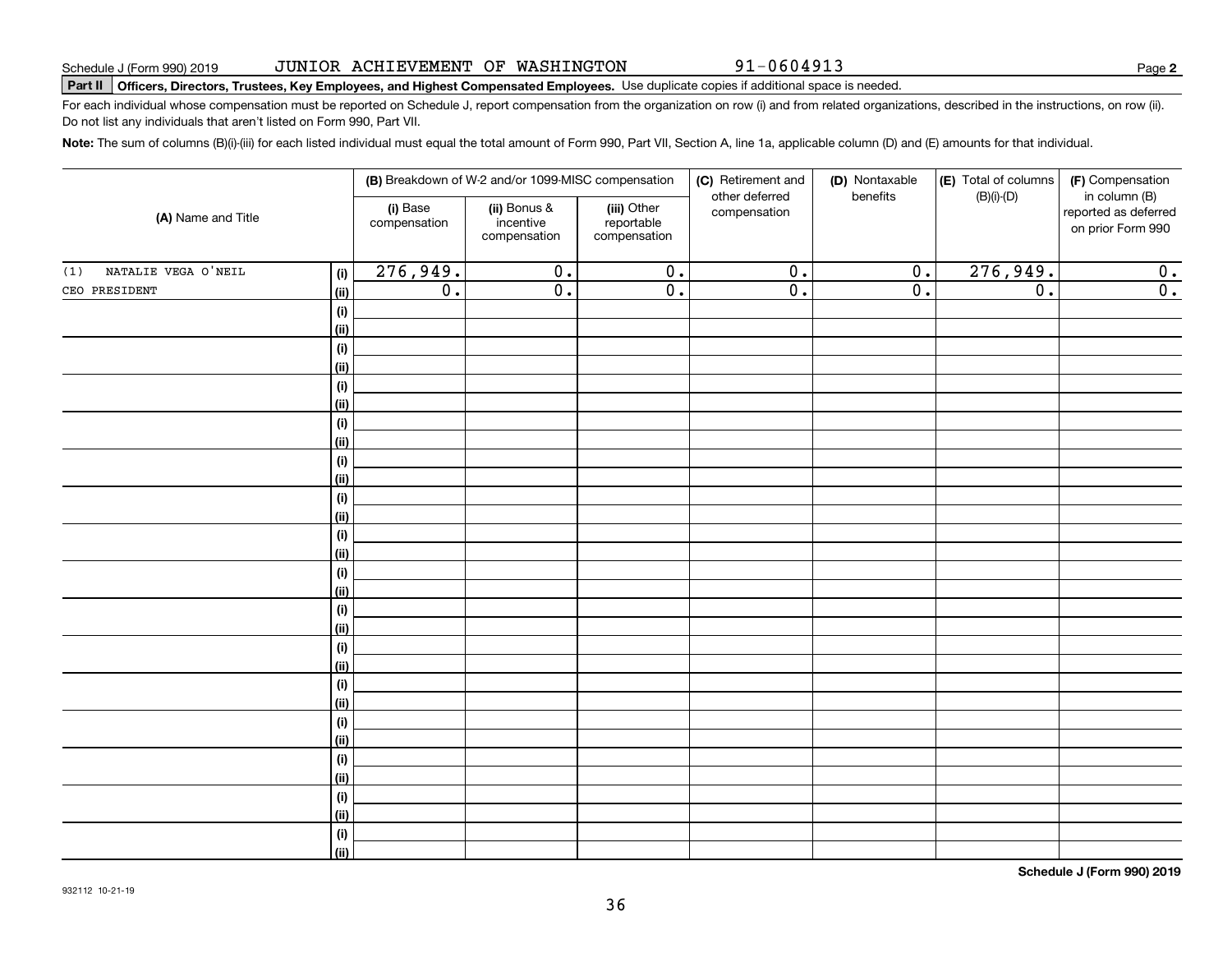Schedule J (Form 990) 2019 JUNIOR ACHIEVEMENT OF WASHINGTON 91-0604913

**Part II Officers, Directors, Trustees, Key Employees, and Highest Compensated Employees.** Use duplicate copies if additional space is needed.

For each individual whose compensation must be reported on Schedule J, report compensation from the organization on row (i) and from related organizations, described in the instructions, on row (ii). Do not list any individuals that aren't listed on Form 990, Part VII.

**Note:** The sum of columns (B)(i)-(iii) for each listed individual must equal the total amount of Form 990, Part VII, Section A, line 1a, applicable column (D) and (E) amounts for that individual.

| (A) Name and Title | | (B) Breakdown of W-2 and/or 1099-MISC compensation | | | (C) Retirement and other deferred compensation | (D) Nontaxable benefits | (E) Total of columns (B)(i)-(D) | (F) Compensation in column (B) reported as deferred on prior Form 990 |
|---|---|---|---|---|---|---|---|---|
| | | (i) Base compensation | (ii) Bonus & incentive compensation | (iii) Other reportable compensation | | | | |
| (1) NATALIE VEGA O'NEIL | (i) | 276,949. | 0. | 0. | 0. | 0. | 276,949. | 0. |
| CEO PRESIDENT | (ii) | 0. | 0. | 0. | 0. | 0. | 0. | 0. |
| | (i) | | | | | | | |
| | (ii) | | | | | | | |
| | (i) | | | | | | | |
| | (ii) | | | | | | | |
| | (i) | | | | | | | |
| | (ii) | | | | | | | |
| | (i) | | | | | | | |
| | (ii) | | | | | | | |
| | (i) | | | | | | | |
| | (ii) | | | | | | | |
| | (i) | | | | | | | |
| | (ii) | | | | | | | |
| | (i) | | | | | | | |
| | (ii) | | | | | | | |
| | (i) | | | | | | | |
| | (ii) | | | | | | | |
| | (i) | | | | | | | |
| | (ii) | | | | | | | |
| | (i) | | | | | | | |
| | (ii) | | | | | | | |
| | (i) | | | | | | | |
| | (ii) | | | | | | | |
| | (i) | | | | | | | |
| | (ii) | | | | | | | |
| | (i) | | | | | | | |
| | (ii) | | | | | | | |
| | (i) | | | | | | | |
| | (ii) | | | | | | | |
| | (i) | | | | | | | |
| | (ii) | | | | | | | |

**Schedule J (Form 990) 2019**

932112 10-21-19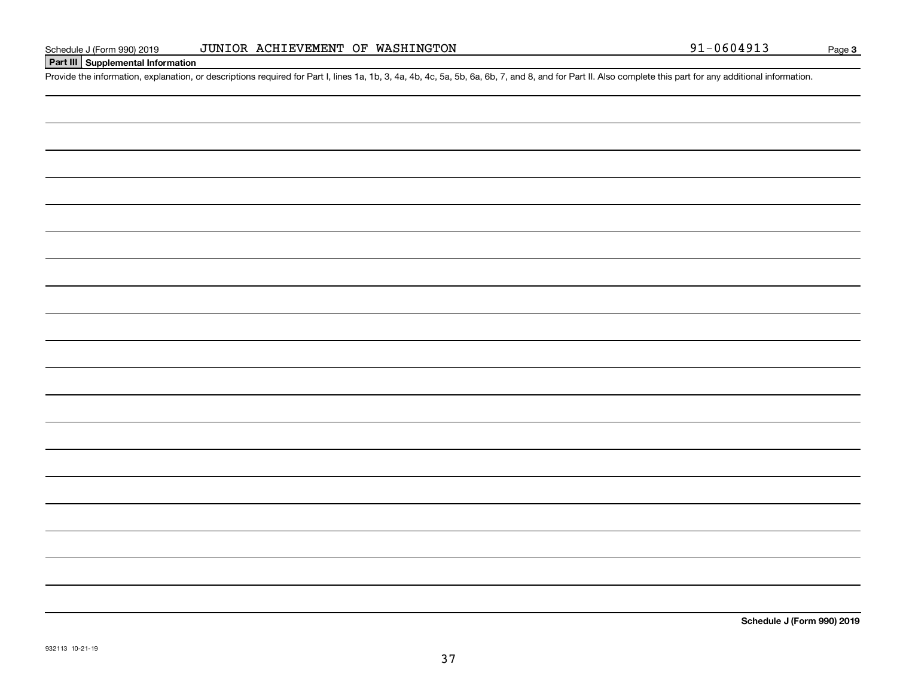Schedule J (Form 990) 2019 JUNIOR ACHIEVEMENT OF WASHINGTON 91-0604913

## Part III Supplemental Information

Provide the information, explanation, or descriptions required for Part I, lines 1a, 1b, 3, 4a, 4b, 4c, 5a, 5b, 6a, 6b, 7, and 8, and for Part II. Also complete this part for any additional information.

**Schedule J (Form 990) 2019**

932113 10-21-19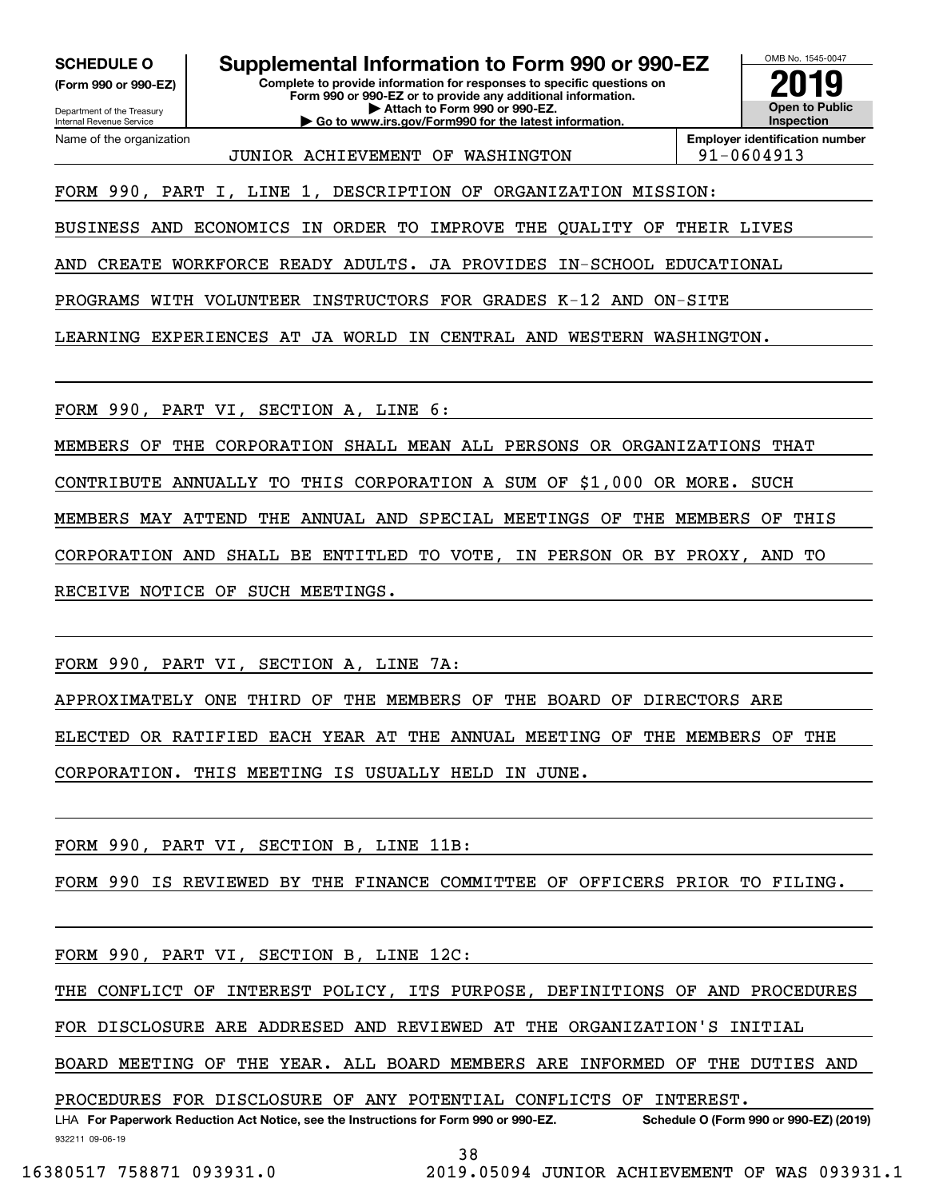**SCHEDULE O**
**(Form 990 or 990-EZ)**

Department of the Treasury
Internal Revenue Service

# Supplemental Information to Form 990 or 990-EZ

**Complete to provide information for responses to specific questions on Form 990 or 990-EZ or to provide any additional information.**
**▶ Attach to Form 990 or 990-EZ.**
**▶ Go to www.irs.gov/Form990 for the latest information.**

OMB No. 1545-0047
**2019**
**Open to Public Inspection**

| Name of the organization | Employer identification number |
|---|---|
| JUNIOR ACHIEVEMENT OF WASHINGTON | 91-0604913 |

FORM 990, PART I, LINE 1, DESCRIPTION OF ORGANIZATION MISSION:

BUSINESS AND ECONOMICS IN ORDER TO IMPROVE THE QUALITY OF THEIR LIVES AND CREATE WORKFORCE READY ADULTS. JA PROVIDES IN-SCHOOL EDUCATIONAL PROGRAMS WITH VOLUNTEER INSTRUCTORS FOR GRADES K-12 AND ON-SITE LEARNING EXPERIENCES AT JA WORLD IN CENTRAL AND WESTERN WASHINGTON.

FORM 990, PART VI, SECTION A, LINE 6:

MEMBERS OF THE CORPORATION SHALL MEAN ALL PERSONS OR ORGANIZATIONS THAT CONTRIBUTE ANNUALLY TO THIS CORPORATION A SUM OF $1,000 OR MORE. SUCH MEMBERS MAY ATTEND THE ANNUAL AND SPECIAL MEETINGS OF THE MEMBERS OF THIS CORPORATION AND SHALL BE ENTITLED TO VOTE, IN PERSON OR BY PROXY, AND TO RECEIVE NOTICE OF SUCH MEETINGS.

FORM 990, PART VI, SECTION A, LINE 7A:

APPROXIMATELY ONE THIRD OF THE MEMBERS OF THE BOARD OF DIRECTORS ARE ELECTED OR RATIFIED EACH YEAR AT THE ANNUAL MEETING OF THE MEMBERS OF THE CORPORATION. THIS MEETING IS USUALLY HELD IN JUNE.

FORM 990, PART VI, SECTION B, LINE 11B:

FORM 990 IS REVIEWED BY THE FINANCE COMMITTEE OF OFFICERS PRIOR TO FILING.

FORM 990, PART VI, SECTION B, LINE 12C:

THE CONFLICT OF INTEREST POLICY, ITS PURPOSE, DEFINITIONS OF AND PROCEDURES FOR DISCLOSURE ARE ADDRESED AND REVIEWED AT THE ORGANIZATION'S INITIAL BOARD MEETING OF THE YEAR. ALL BOARD MEMBERS ARE INFORMED OF THE DUTIES AND PROCEDURES FOR DISCLOSURE OF ANY POTENTIAL CONFLICTS OF INTEREST.

LHA **For Paperwork Reduction Act Notice, see the Instructions for Form 990 or 990-EZ.** **Schedule O (Form 990 or 990-EZ) (2019)**
932211 09-06-19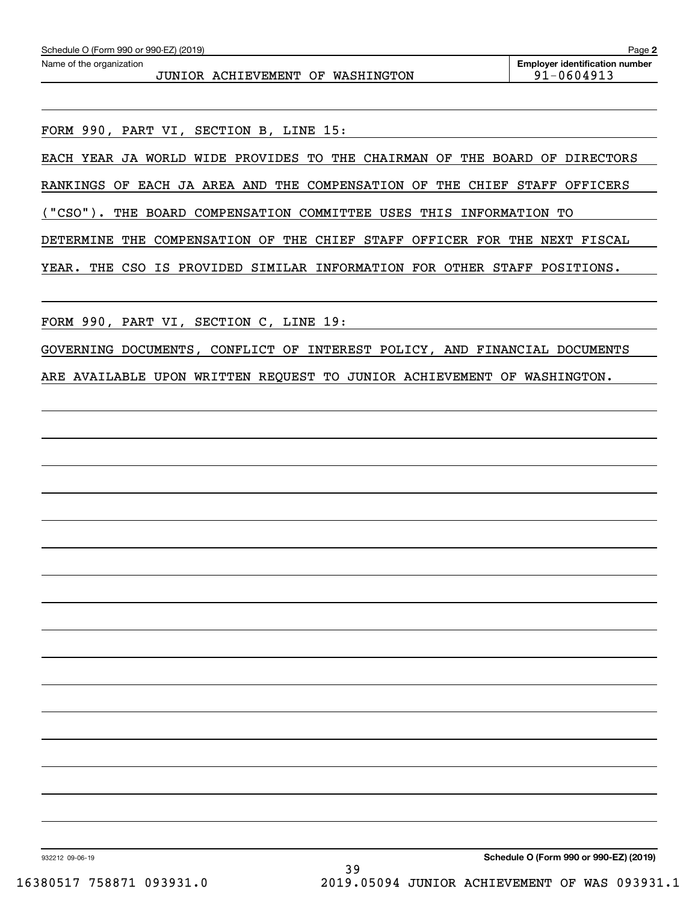Schedule O (Form 990 or 990-EZ) (2019) Page **2**

Name of the organization: JUNIOR ACHIEVEMENT OF WASHINGTON

**Employer identification number**: 91-0604913

FORM 990, PART VI, SECTION B, LINE 15:

EACH YEAR JA WORLD WIDE PROVIDES TO THE CHAIRMAN OF THE BOARD OF DIRECTORS RANKINGS OF EACH JA AREA AND THE COMPENSATION OF THE CHIEF STAFF OFFICERS ("CSO"). THE BOARD COMPENSATION COMMITTEE USES THIS INFORMATION TO DETERMINE THE COMPENSATION OF THE CHIEF STAFF OFFICER FOR THE NEXT FISCAL YEAR. THE CSO IS PROVIDED SIMILAR INFORMATION FOR OTHER STAFF POSITIONS.

FORM 990, PART VI, SECTION C, LINE 19:

GOVERNING DOCUMENTS, CONFLICT OF INTEREST POLICY, AND FINANCIAL DOCUMENTS ARE AVAILABLE UPON WRITTEN REQUEST TO JUNIOR ACHIEVEMENT OF WASHINGTON.

932212 09-06-19

**Schedule O (Form 990 or 990-EZ) (2019)**

16380517 758871 093931.0 2019.05094 JUNIOR ACHIEVEMENT OF WAS 093931.1